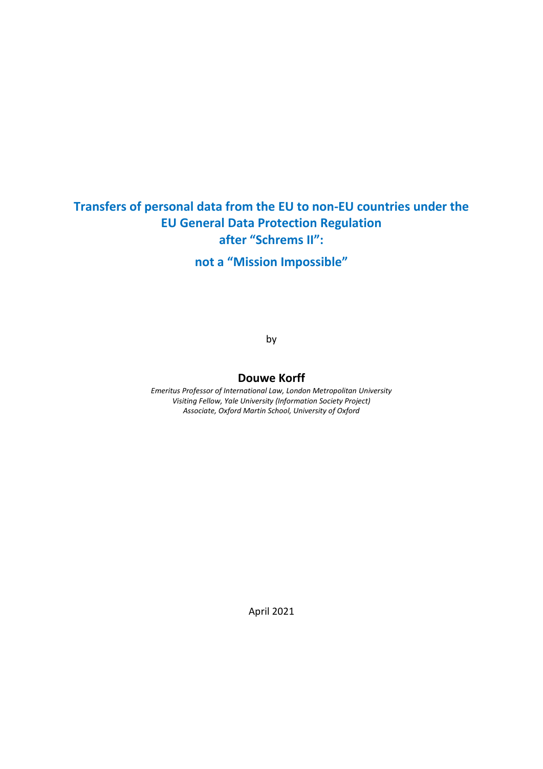# Transfers of personal data from the EU to non-EU countries under the EU General Data Protection Regulation after "Schrems II":

## not a "Mission Impossible"

by

**Douwe Korff**

*Emeritus Professor of International Law, London Metropolitan University*
*Visiting Fellow, Yale University (Information Society Project)*
*Associate, Oxford Martin School, University of Oxford*

April 2021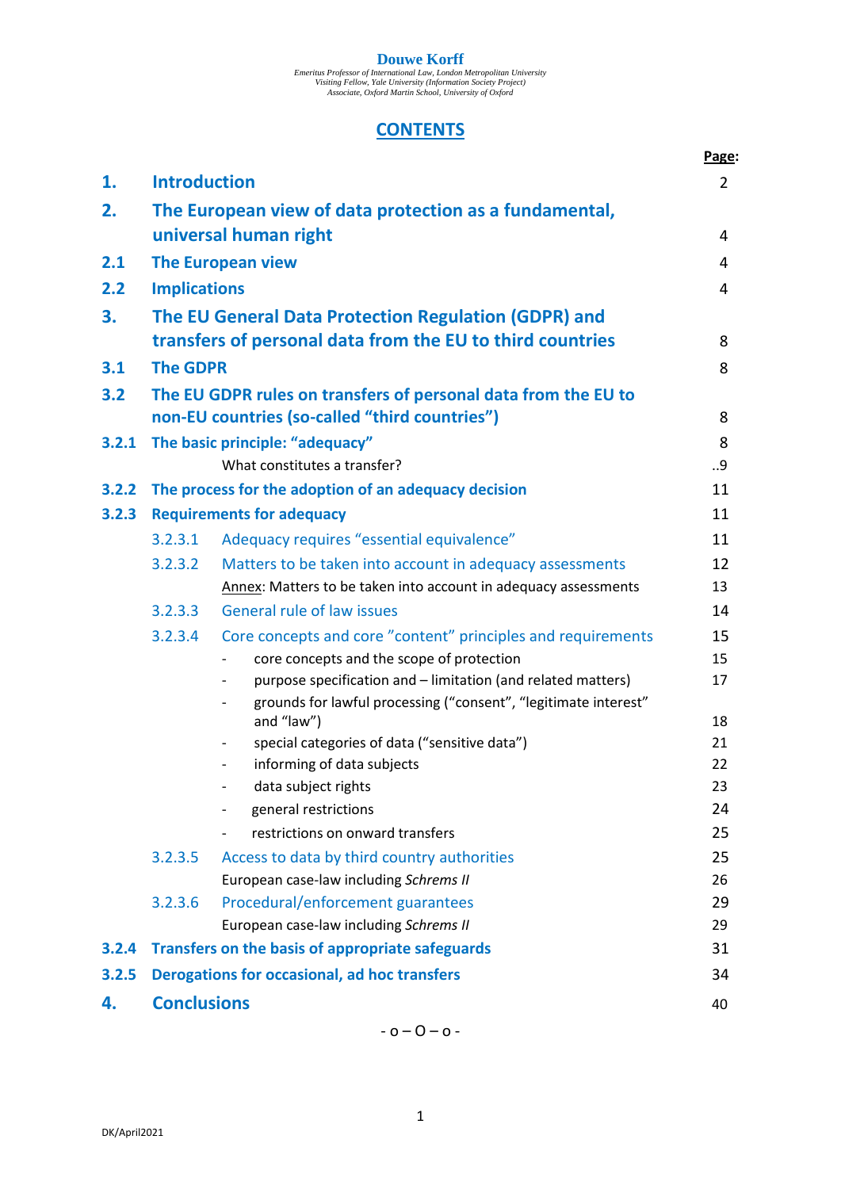**Douwe Korff**

*Emeritus Professor of International Law, London Metropolitan University*
*Visiting Fellow, Yale University (Information Society Project)*
*Associate, Oxford Martin School, University of Oxford*

# CONTENTS

| | | Page: |
|---|---|---|
| **1.** | **Introduction** | 2 |
| **2.** | **The European view of data protection as a fundamental, universal human right** | 4 |
| **2.1** | **The European view** | 4 |
| **2.2** | **Implications** | 4 |
| **3.** | **The EU General Data Protection Regulation (GDPR) and transfers of personal data from the EU to third countries** | 8 |
| **3.1** | **The GDPR** | 8 |
| **3.2** | **The EU GDPR rules on transfers of personal data from the EU to non-EU countries (so-called "third countries")** | 8 |
| **3.2.1** | **The basic principle: "adequacy"** | 8 |
| | What constitutes a transfer? | ..9 |
| **3.2.2** | **The process for the adoption of an adequacy decision** | 11 |
| **3.2.3** | **Requirements for adequacy** | 11 |
| 3.2.3.1 | Adequacy requires "essential equivalence" | 11 |
| 3.2.3.2 | Matters to be taken into account in adequacy assessments | 12 |
| | Annex: Matters to be taken into account in adequacy assessments | 13 |
| 3.2.3.3 | General rule of law issues | 14 |
| 3.2.3.4 | Core concepts and core "content" principles and requirements | 15 |
| | - core concepts and the scope of protection | 15 |
| | - purpose specification and – limitation (and related matters) | 17 |
| | - grounds for lawful processing ("consent", "legitimate interest" and "law") | 18 |
| | - special categories of data ("sensitive data") | 21 |
| | - informing of data subjects | 22 |
| | - data subject rights | 23 |
| | - general restrictions | 24 |
| | - restrictions on onward transfers | 25 |
| 3.2.3.5 | Access to data by third country authorities | 25 |
| | European case-law including *Schrems II* | 26 |
| 3.2.3.6 | Procedural/enforcement guarantees | 29 |
| | European case-law including *Schrems II* | 29 |
| **3.2.4** | **Transfers on the basis of appropriate safeguards** | 31 |
| **3.2.5** | **Derogations for occasional, ad hoc transfers** | 34 |
| **4.** | **Conclusions** | 40 |

- o – O – o -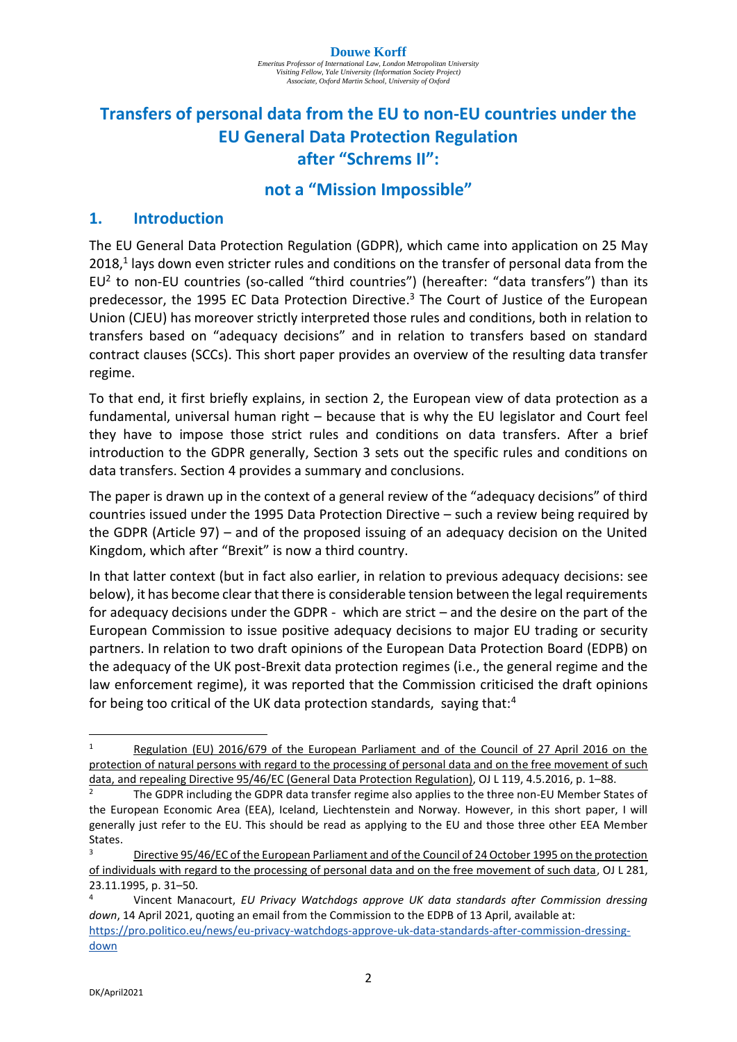**Douwe Korff**

*Emeritus Professor of International Law, London Metropolitan University*
*Visiting Fellow, Yale University (Information Society Project)*
*Associate, Oxford Martin School, University of Oxford*

# Transfers of personal data from the EU to non-EU countries under the EU General Data Protection Regulation after "Schrems II":

# not a "Mission Impossible"

## 1. Introduction

The EU General Data Protection Regulation (GDPR), which came into application on 25 May 2018,[1] lays down even stricter rules and conditions on the transfer of personal data from the EU[2] to non-EU countries (so-called "third countries") (hereafter: "data transfers") than its predecessor, the 1995 EC Data Protection Directive.[3] The Court of Justice of the European Union (CJEU) has moreover strictly interpreted those rules and conditions, both in relation to transfers based on "adequacy decisions" and in relation to transfers based on standard contract clauses (SCCs). This short paper provides an overview of the resulting data transfer regime.

To that end, it first briefly explains, in section 2, the European view of data protection as a fundamental, universal human right – because that is why the EU legislator and Court feel they have to impose those strict rules and conditions on data transfers. After a brief introduction to the GDPR generally, Section 3 sets out the specific rules and conditions on data transfers. Section 4 provides a summary and conclusions.

The paper is drawn up in the context of a general review of the "adequacy decisions" of third countries issued under the 1995 Data Protection Directive – such a review being required by the GDPR (Article 97) – and of the proposed issuing of an adequacy decision on the United Kingdom, which after "Brexit" is now a third country.

In that latter context (but in fact also earlier, in relation to previous adequacy decisions: see below), it has become clear that there is considerable tension between the legal requirements for adequacy decisions under the GDPR - which are strict – and the desire on the part of the European Commission to issue positive adequacy decisions to major EU trading or security partners. In relation to two draft opinions of the European Data Protection Board (EDPB) on the adequacy of the UK post-Brexit data protection regimes (i.e., the general regime and the law enforcement regime), it was reported that the Commission criticised the draft opinions for being too critical of the UK data protection standards, saying that:[4]

---

[1] Regulation (EU) 2016/679 of the European Parliament and of the Council of 27 April 2016 on the protection of natural persons with regard to the processing of personal data and on the free movement of such data, and repealing Directive 95/46/EC (General Data Protection Regulation), OJ L 119, 4.5.2016, p. 1–88.

[2] The GDPR including the GDPR data transfer regime also applies to the three non-EU Member States of the European Economic Area (EEA), Iceland, Liechtenstein and Norway. However, in this short paper, I will generally just refer to the EU. This should be read as applying to the EU and those three other EEA Member States.

[3] Directive 95/46/EC of the European Parliament and of the Council of 24 October 1995 on the protection of individuals with regard to the processing of personal data and on the free movement of such data, OJ L 281, 23.11.1995, p. 31–50.

[4] Vincent Manacourt, *EU Privacy Watchdogs approve UK data standards after Commission dressing down*, 14 April 2021, quoting an email from the Commission to the EDPB of 13 April, available at: https://pro.politico.eu/news/eu-privacy-watchdogs-approve-uk-data-standards-after-commission-dressing-down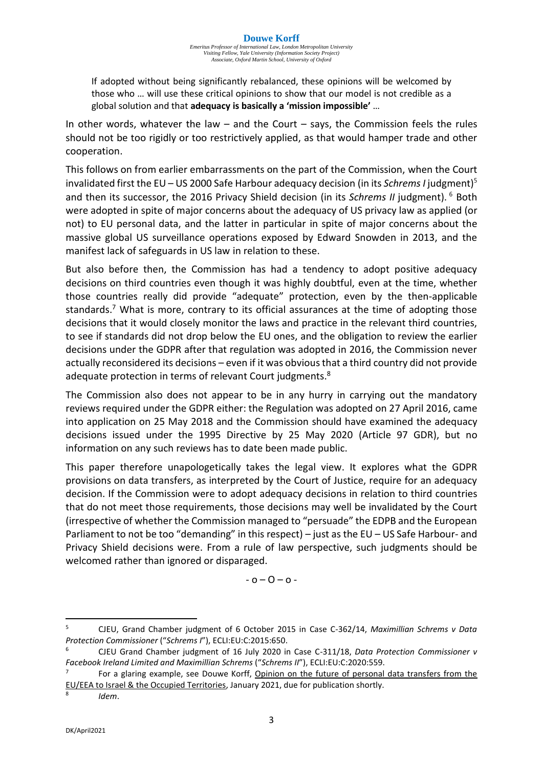> If adopted without being significantly rebalanced, these opinions will be welcomed by those who … will use these critical opinions to show that our model is not credible as a global solution and that **adequacy is basically a 'mission impossible'** …

In other words, whatever the law – and the Court – says, the Commission feels the rules should not be too rigidly or too restrictively applied, as that would hamper trade and other cooperation.

This follows on from earlier embarrassments on the part of the Commission, when the Court invalidated first the EU – US 2000 Safe Harbour adequacy decision (in its *Schrems I* judgment)[5] and then its successor, the 2016 Privacy Shield decision (in its *Schrems II* judgment).[6] Both were adopted in spite of major concerns about the adequacy of US privacy law as applied (or not) to EU personal data, and the latter in particular in spite of major concerns about the massive global US surveillance operations exposed by Edward Snowden in 2013, and the manifest lack of safeguards in US law in relation to these.

But also before then, the Commission has had a tendency to adopt positive adequacy decisions on third countries even though it was highly doubtful, even at the time, whether those countries really did provide "adequate" protection, even by the then-applicable standards.[7] What is more, contrary to its official assurances at the time of adopting those decisions that it would closely monitor the laws and practice in the relevant third countries, to see if standards did not drop below the EU ones, and the obligation to review the earlier decisions under the GDPR after that regulation was adopted in 2016, the Commission never actually reconsidered its decisions – even if it was obvious that a third country did not provide adequate protection in terms of relevant Court judgments.[8]

The Commission also does not appear to be in any hurry in carrying out the mandatory reviews required under the GDPR either: the Regulation was adopted on 27 April 2016, came into application on 25 May 2018 and the Commission should have examined the adequacy decisions issued under the 1995 Directive by 25 May 2020 (Article 97 GDR), but no information on any such reviews has to date been made public.

This paper therefore unapologetically takes the legal view. It explores what the GDPR provisions on data transfers, as interpreted by the Court of Justice, require for an adequacy decision. If the Commission were to adopt adequacy decisions in relation to third countries that do not meet those requirements, those decisions may well be invalidated by the Court (irrespective of whether the Commission managed to "persuade" the EDPB and the European Parliament to not be too "demanding" in this respect) – just as the EU – US Safe Harbour- and Privacy Shield decisions were. From a rule of law perspective, such judgments should be welcomed rather than ignored or disparaged.

- o – O – o -

---

[5] CJEU, Grand Chamber judgment of 6 October 2015 in Case C-362/14, *Maximillian Schrems v Data Protection Commissioner* ("*Schrems I*"), ECLI:EU:C:2015:650.

[6] CJEU Grand Chamber judgment of 16 July 2020 in Case C-311/18, *Data Protection Commissioner v Facebook Ireland Limited and Maximillian Schrems* ("*Schrems II*"), ECLI:EU:C:2020:559.

[7] For a glaring example, see Douwe Korff, Opinion on the future of personal data transfers from the EU/EEA to Israel & the Occupied Territories, January 2021, due for publication shortly.

[8] *Idem*.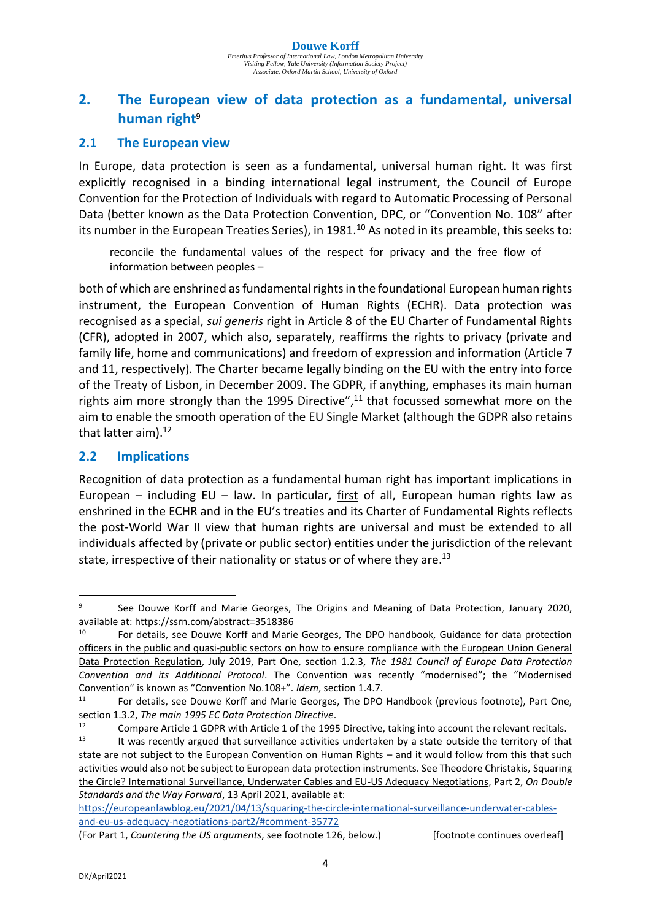## 2. The European view of data protection as a fundamental, universal human right[9]

### 2.1 The European view

In Europe, data protection is seen as a fundamental, universal human right. It was first explicitly recognised in a binding international legal instrument, the Council of Europe Convention for the Protection of Individuals with regard to Automatic Processing of Personal Data (better known as the Data Protection Convention, DPC, or "Convention No. 108" after its number in the European Treaties Series), in 1981.[10] As noted in its preamble, this seeks to:

> reconcile the fundamental values of the respect for privacy and the free flow of information between peoples –

both of which are enshrined as fundamental rights in the foundational European human rights instrument, the European Convention of Human Rights (ECHR). Data protection was recognised as a special, *sui generis* right in Article 8 of the EU Charter of Fundamental Rights (CFR), adopted in 2007, which also, separately, reaffirms the rights to privacy (private and family life, home and communications) and freedom of expression and information (Article 7 and 11, respectively). The Charter became legally binding on the EU with the entry into force of the Treaty of Lisbon, in December 2009. The GDPR, if anything, emphases its main human rights aim more strongly than the 1995 Directive",[11] that focussed somewhat more on the aim to enable the smooth operation of the EU Single Market (although the GDPR also retains that latter aim).[12]

### 2.2 Implications

Recognition of data protection as a fundamental human right has important implications in European – including EU – law. In particular, first of all, European human rights law as enshrined in the ECHR and in the EU's treaties and its Charter of Fundamental Rights reflects the post-World War II view that human rights are universal and must be extended to all individuals affected by (private or public sector) entities under the jurisdiction of the relevant state, irrespective of their nationality or status or of where they are.[13]

---

[9] See Douwe Korff and Marie Georges, The Origins and Meaning of Data Protection, January 2020, available at: https://ssrn.com/abstract=3518386

[10] For details, see Douwe Korff and Marie Georges, The DPO handbook, Guidance for data protection officers in the public and quasi-public sectors on how to ensure compliance with the European Union General Data Protection Regulation, July 2019, Part One, section 1.2.3, *The 1981 Council of Europe Data Protection Convention and its Additional Protocol*. The Convention was recently "modernised"; the "Modernised Convention" is known as "Convention No.108+". *Idem*, section 1.4.7.

[11] For details, see Douwe Korff and Marie Georges, The DPO Handbook (previous footnote), Part One, section 1.3.2, *The main 1995 EC Data Protection Directive*.

[12] Compare Article 1 GDPR with Article 1 of the 1995 Directive, taking into account the relevant recitals.

[13] It was recently argued that surveillance activities undertaken by a state outside the territory of that state are not subject to the European Convention on Human Rights – and it would follow from this that such activities would also not be subject to European data protection instruments. See Theodore Christakis, Squaring the Circle? International Surveillance, Underwater Cables and EU-US Adequacy Negotiations, Part 2, *On Double Standards and the Way Forward*, 13 April 2021, available at: https://europeanlawblog.eu/2021/04/13/squaring-the-circle-international-surveillance-underwater-cables-and-eu-us-adequacy-negotiations-part2/#comment-35772

(For Part 1, *Countering the US arguments*, see footnote 126, below.) [footnote continues overleaf]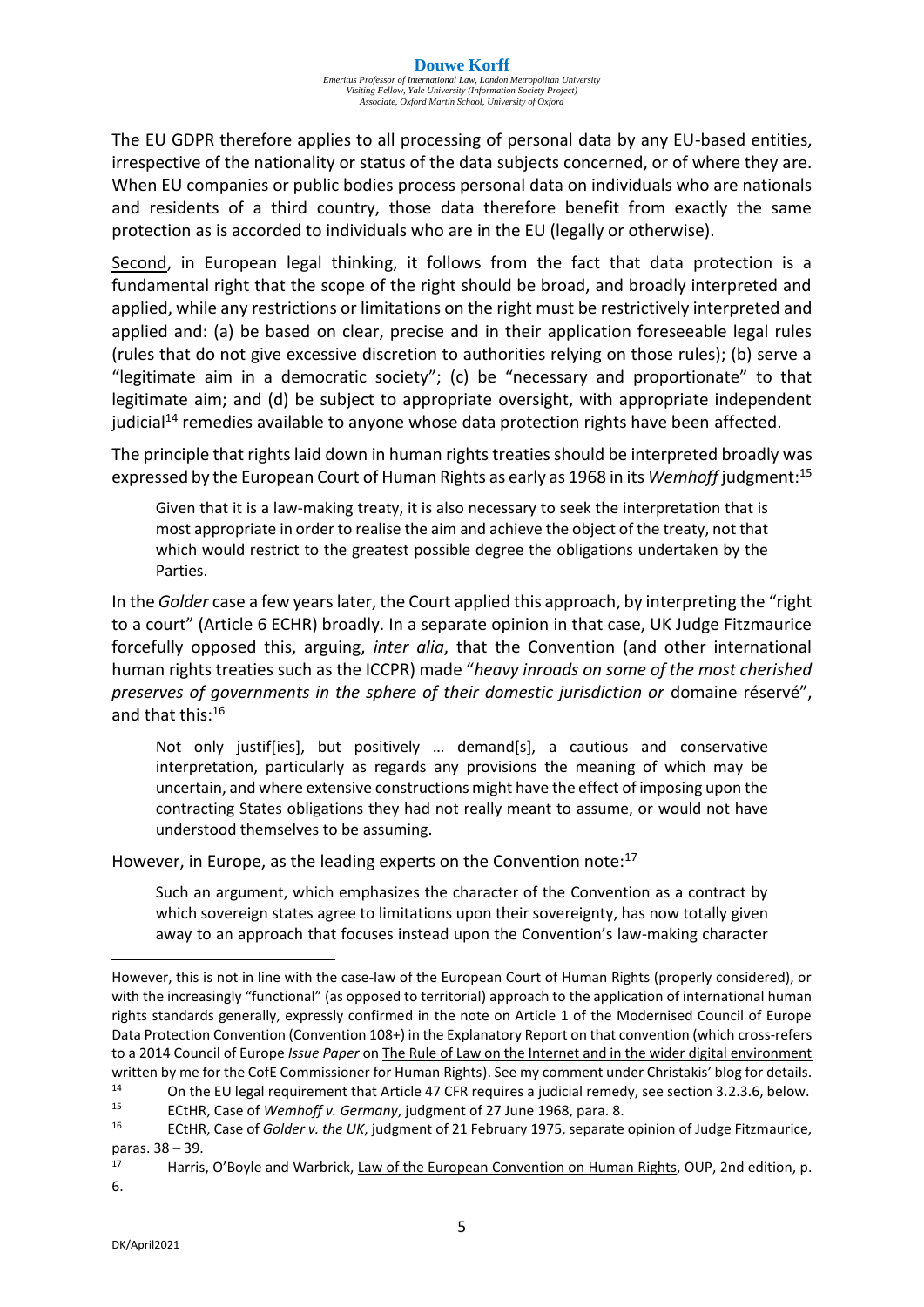The EU GDPR therefore applies to all processing of personal data by any EU-based entities, irrespective of the nationality or status of the data subjects concerned, or of where they are. When EU companies or public bodies process personal data on individuals who are nationals and residents of a third country, those data therefore benefit from exactly the same protection as is accorded to individuals who are in the EU (legally or otherwise).

Second, in European legal thinking, it follows from the fact that data protection is a fundamental right that the scope of the right should be broad, and broadly interpreted and applied, while any restrictions or limitations on the right must be restrictively interpreted and applied and: (a) be based on clear, precise and in their application foreseeable legal rules (rules that do not give excessive discretion to authorities relying on those rules); (b) serve a "legitimate aim in a democratic society"; (c) be "necessary and proportionate" to that legitimate aim; and (d) be subject to appropriate oversight, with appropriate independent judicial[14] remedies available to anyone whose data protection rights have been affected.

The principle that rights laid down in human rights treaties should be interpreted broadly was expressed by the European Court of Human Rights as early as 1968 in its *Wemhoff* judgment:[15]

> Given that it is a law-making treaty, it is also necessary to seek the interpretation that is most appropriate in order to realise the aim and achieve the object of the treaty, not that which would restrict to the greatest possible degree the obligations undertaken by the Parties.

In the *Golder* case a few years later, the Court applied this approach, by interpreting the "right to a court" (Article 6 ECHR) broadly. In a separate opinion in that case, UK Judge Fitzmaurice forcefully opposed this, arguing, *inter alia*, that the Convention (and other international human rights treaties such as the ICCPR) made "*heavy inroads on some of the most cherished preserves of governments in the sphere of their domestic jurisdiction or* domaine réservé", and that this:[16]

> Not only justif[ies], but positively … demand[s], a cautious and conservative interpretation, particularly as regards any provisions the meaning of which may be uncertain, and where extensive constructions might have the effect of imposing upon the contracting States obligations they had not really meant to assume, or would not have understood themselves to be assuming.

However, in Europe, as the leading experts on the Convention note:[17]

> Such an argument, which emphasizes the character of the Convention as a contract by which sovereign states agree to limitations upon their sovereignty, has now totally given away to an approach that focuses instead upon the Convention's law-making character

---

However, this is not in line with the case-law of the European Court of Human Rights (properly considered), or with the increasingly "functional" (as opposed to territorial) approach to the application of international human rights standards generally, expressly confirmed in the note on Article 1 of the Modernised Council of Europe Data Protection Convention (Convention 108+) in the Explanatory Report on that convention (which cross-refers to a 2014 Council of Europe *Issue Paper* on The Rule of Law on the Internet and in the wider digital environment written by me for the CofE Commissioner for Human Rights). See my comment under Christakis' blog for details.

[14] On the EU legal requirement that Article 47 CFR requires a judicial remedy, see section 3.2.3.6, below.

[15] ECtHR, Case of *Wemhoff v. Germany*, judgment of 27 June 1968, para. 8.

[16] ECtHR, Case of *Golder v. the UK*, judgment of 21 February 1975, separate opinion of Judge Fitzmaurice, paras. 38 – 39.

[17] Harris, O'Boyle and Warbrick, Law of the European Convention on Human Rights, OUP, 2nd edition, p. 6.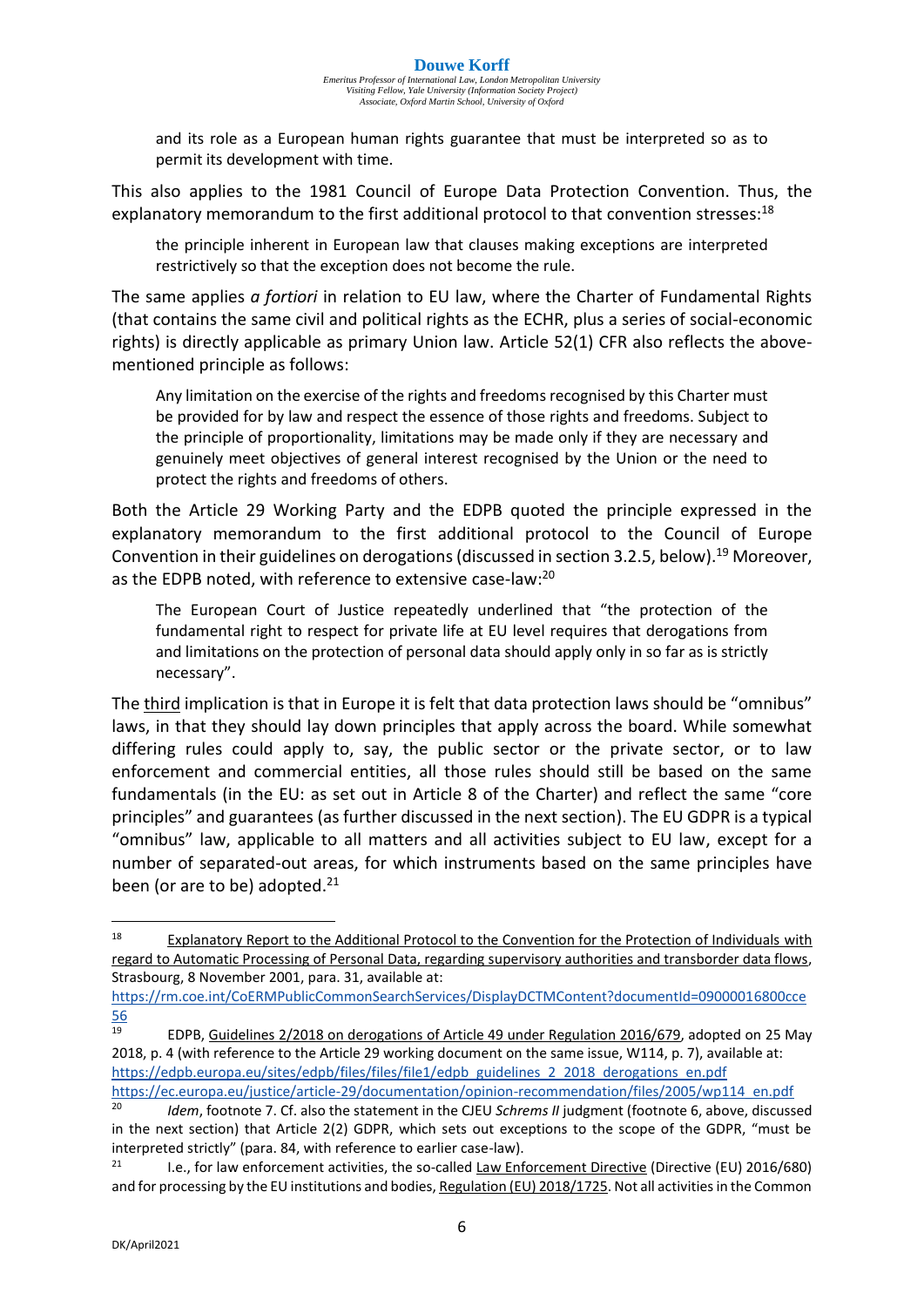> and its role as a European human rights guarantee that must be interpreted so as to permit its development with time.

This also applies to the 1981 Council of Europe Data Protection Convention. Thus, the explanatory memorandum to the first additional protocol to that convention stresses:[18]

> the principle inherent in European law that clauses making exceptions are interpreted restrictively so that the exception does not become the rule.

The same applies *a fortiori* in relation to EU law, where the Charter of Fundamental Rights (that contains the same civil and political rights as the ECHR, plus a series of social-economic rights) is directly applicable as primary Union law. Article 52(1) CFR also reflects the above-mentioned principle as follows:

> Any limitation on the exercise of the rights and freedoms recognised by this Charter must be provided for by law and respect the essence of those rights and freedoms. Subject to the principle of proportionality, limitations may be made only if they are necessary and genuinely meet objectives of general interest recognised by the Union or the need to protect the rights and freedoms of others.

Both the Article 29 Working Party and the EDPB quoted the principle expressed in the explanatory memorandum to the first additional protocol to the Council of Europe Convention in their guidelines on derogations (discussed in section 3.2.5, below).[19] Moreover, as the EDPB noted, with reference to extensive case-law:[20]

> The European Court of Justice repeatedly underlined that "the protection of the fundamental right to respect for private life at EU level requires that derogations from and limitations on the protection of personal data should apply only in so far as is strictly necessary".

The third implication is that in Europe it is felt that data protection laws should be "omnibus" laws, in that they should lay down principles that apply across the board. While somewhat differing rules could apply to, say, the public sector or the private sector, or to law enforcement and commercial entities, all those rules should still be based on the same fundamentals (in the EU: as set out in Article 8 of the Charter) and reflect the same "core principles" and guarantees (as further discussed in the next section). The EU GDPR is a typical "omnibus" law, applicable to all matters and all activities subject to EU law, except for a number of separated-out areas, for which instruments based on the same principles have been (or are to be) adopted.[21]

---

[18] Explanatory Report to the Additional Protocol to the Convention for the Protection of Individuals with regard to Automatic Processing of Personal Data, regarding supervisory authorities and transborder data flows, Strasbourg, 8 November 2001, para. 31, available at: https://rm.coe.int/CoERMPublicCommonSearchServices/DisplayDCTMContent?documentId=09000016800cce56

[19] EDPB, Guidelines 2/2018 on derogations of Article 49 under Regulation 2016/679, adopted on 25 May 2018, p. 4 (with reference to the Article 29 working document on the same issue, W114, p. 7), available at: https://edpb.europa.eu/sites/edpb/files/files/file1/edpb_guidelines_2_2018_derogations_en.pdf https://ec.europa.eu/justice/article-29/documentation/opinion-recommendation/files/2005/wp114_en.pdf

[20] *Idem*, footnote 7. Cf. also the statement in the CJEU *Schrems II* judgment (footnote 6, above, discussed in the next section) that Article 2(2) GDPR, which sets out exceptions to the scope of the GDPR, "must be interpreted strictly" (para. 84, with reference to earlier case-law).

[21] I.e., for law enforcement activities, the so-called Law Enforcement Directive (Directive (EU) 2016/680) and for processing by the EU institutions and bodies, Regulation (EU) 2018/1725. Not all activities in the Common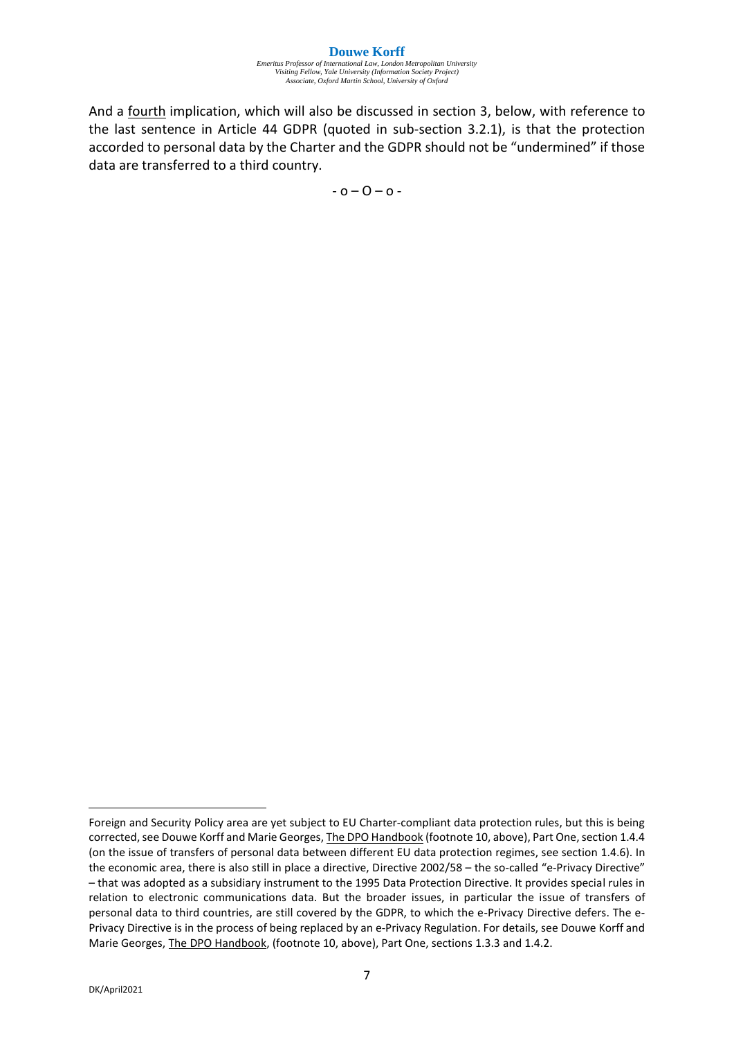And a fourth implication, which will also be discussed in section 3, below, with reference to the last sentence in Article 44 GDPR (quoted in sub-section 3.2.1), is that the protection accorded to personal data by the Charter and the GDPR should not be "undermined" if those data are transferred to a third country.

- o – O – o -

---

Foreign and Security Policy area are yet subject to EU Charter-compliant data protection rules, but this is being corrected, see Douwe Korff and Marie Georges, The DPO Handbook (footnote 10, above), Part One, section 1.4.4 (on the issue of transfers of personal data between different EU data protection regimes, see section 1.4.6). In the economic area, there is also still in place a directive, Directive 2002/58 – the so-called "e-Privacy Directive" – that was adopted as a subsidiary instrument to the 1995 Data Protection Directive. It provides special rules in relation to electronic communications data. But the broader issues, in particular the issue of transfers of personal data to third countries, are still covered by the GDPR, to which the e-Privacy Directive defers. The e-Privacy Directive is in the process of being replaced by an e-Privacy Regulation. For details, see Douwe Korff and Marie Georges, The DPO Handbook, (footnote 10, above), Part One, sections 1.3.3 and 1.4.2.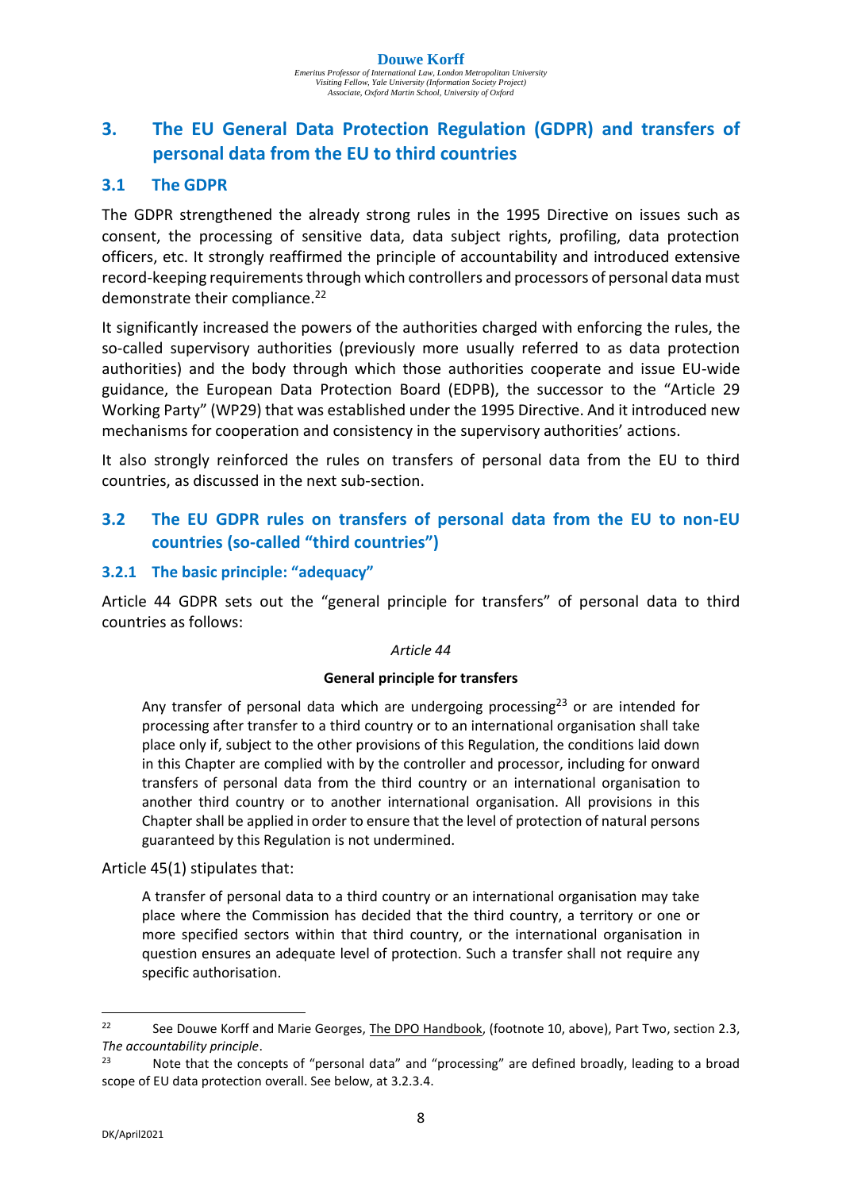# 3. The EU General Data Protection Regulation (GDPR) and transfers of personal data from the EU to third countries

## 3.1 The GDPR

The GDPR strengthened the already strong rules in the 1995 Directive on issues such as consent, the processing of sensitive data, data subject rights, profiling, data protection officers, etc. It strongly reaffirmed the principle of accountability and introduced extensive record-keeping requirements through which controllers and processors of personal data must demonstrate their compliance.[22]

It significantly increased the powers of the authorities charged with enforcing the rules, the so-called supervisory authorities (previously more usually referred to as data protection authorities) and the body through which those authorities cooperate and issue EU-wide guidance, the European Data Protection Board (EDPB), the successor to the "Article 29 Working Party" (WP29) that was established under the 1995 Directive. And it introduced new mechanisms for cooperation and consistency in the supervisory authorities' actions.

It also strongly reinforced the rules on transfers of personal data from the EU to third countries, as discussed in the next sub-section.

## 3.2 The EU GDPR rules on transfers of personal data from the EU to non-EU countries (so-called "third countries")

### 3.2.1 The basic principle: "adequacy"

Article 44 GDPR sets out the "general principle for transfers" of personal data to third countries as follows:

> *Article 44*
>
> **General principle for transfers**
>
> Any transfer of personal data which are undergoing processing[23] or are intended for processing after transfer to a third country or to an international organisation shall take place only if, subject to the other provisions of this Regulation, the conditions laid down in this Chapter are complied with by the controller and processor, including for onward transfers of personal data from the third country or an international organisation to another third country or to another international organisation. All provisions in this Chapter shall be applied in order to ensure that the level of protection of natural persons guaranteed by this Regulation is not undermined.

Article 45(1) stipulates that:

> A transfer of personal data to a third country or an international organisation may take place where the Commission has decided that the third country, a territory or one or more specified sectors within that third country, or the international organisation in question ensures an adequate level of protection. Such a transfer shall not require any specific authorisation.

---

[22] See Douwe Korff and Marie Georges, The DPO Handbook, (footnote 10, above), Part Two, section 2.3, *The accountability principle*.

[23] Note that the concepts of "personal data" and "processing" are defined broadly, leading to a broad scope of EU data protection overall. See below, at 3.2.3.4.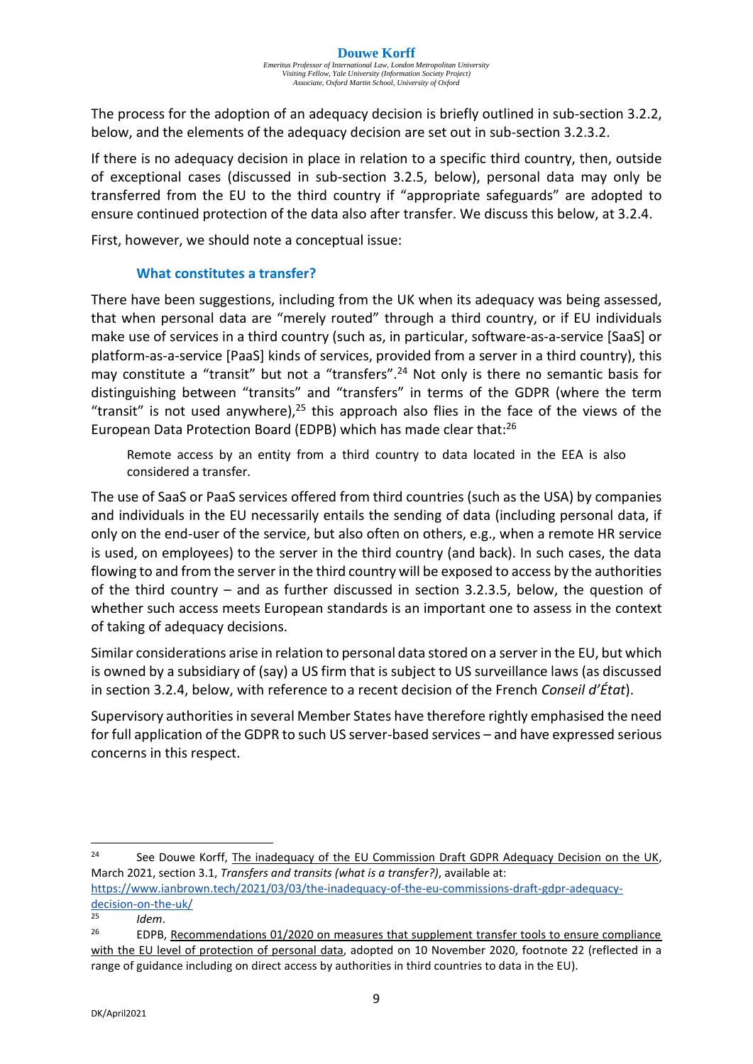The process for the adoption of an adequacy decision is briefly outlined in sub-section 3.2.2, below, and the elements of the adequacy decision are set out in sub-section 3.2.3.2.

If there is no adequacy decision in place in relation to a specific third country, then, outside of exceptional cases (discussed in sub-section 3.2.5, below), personal data may only be transferred from the EU to the third country if "appropriate safeguards" are adopted to ensure continued protection of the data also after transfer. We discuss this below, at 3.2.4.

First, however, we should note a conceptual issue:

### What constitutes a transfer?

There have been suggestions, including from the UK when its adequacy was being assessed, that when personal data are "merely routed" through a third country, or if EU individuals make use of services in a third country (such as, in particular, software-as-a-service [SaaS] or platform-as-a-service [PaaS] kinds of services, provided from a server in a third country), this may constitute a "transit" but not a "transfers".[24] Not only is there no semantic basis for distinguishing between "transits" and "transfers" in terms of the GDPR (where the term "transit" is not used anywhere),[25] this approach also flies in the face of the views of the European Data Protection Board (EDPB) which has made clear that:[26]

> Remote access by an entity from a third country to data located in the EEA is also considered a transfer.

The use of SaaS or PaaS services offered from third countries (such as the USA) by companies and individuals in the EU necessarily entails the sending of data (including personal data, if only on the end-user of the service, but also often on others, e.g., when a remote HR service is used, on employees) to the server in the third country (and back). In such cases, the data flowing to and from the server in the third country will be exposed to access by the authorities of the third country – and as further discussed in section 3.2.3.5, below, the question of whether such access meets European standards is an important one to assess in the context of taking of adequacy decisions.

Similar considerations arise in relation to personal data stored on a server in the EU, but which is owned by a subsidiary of (say) a US firm that is subject to US surveillance laws (as discussed in section 3.2.4, below, with reference to a recent decision of the French *Conseil d'État*).

Supervisory authorities in several Member States have therefore rightly emphasised the need for full application of the GDPR to such US server-based services – and have expressed serious concerns in this respect.

---

[24] See Douwe Korff, The inadequacy of the EU Commission Draft GDPR Adequacy Decision on the UK, March 2021, section 3.1, *Transfers and transits (what is a transfer?)*, available at: https://www.ianbrown.tech/2021/03/03/the-inadequacy-of-the-eu-commissions-draft-gdpr-adequacy-decision-on-the-uk/

[25] *Idem*.

[26] EDPB, Recommendations 01/2020 on measures that supplement transfer tools to ensure compliance with the EU level of protection of personal data, adopted on 10 November 2020, footnote 22 (reflected in a range of guidance including on direct access by authorities in third countries to data in the EU).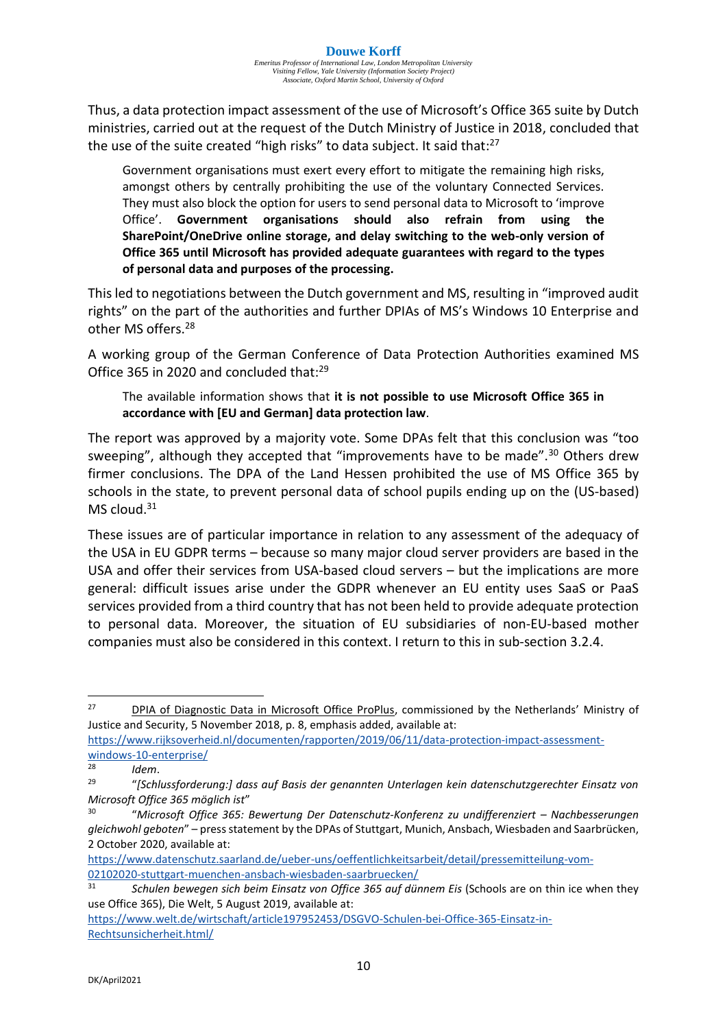Thus, a data protection impact assessment of the use of Microsoft's Office 365 suite by Dutch ministries, carried out at the request of the Dutch Ministry of Justice in 2018, concluded that the use of the suite created "high risks" to data subject. It said that:[27]

> Government organisations must exert every effort to mitigate the remaining high risks, amongst others by centrally prohibiting the use of the voluntary Connected Services. They must also block the option for users to send personal data to Microsoft to 'improve Office'. **Government organisations should also refrain from using the SharePoint/OneDrive online storage, and delay switching to the web-only version of Office 365 until Microsoft has provided adequate guarantees with regard to the types of personal data and purposes of the processing.**

This led to negotiations between the Dutch government and MS, resulting in "improved audit rights" on the part of the authorities and further DPIAs of MS's Windows 10 Enterprise and other MS offers.[28]

A working group of the German Conference of Data Protection Authorities examined MS Office 365 in 2020 and concluded that:[29]

> The available information shows that **it is not possible to use Microsoft Office 365 in accordance with [EU and German] data protection law**.

The report was approved by a majority vote. Some DPAs felt that this conclusion was "too sweeping", although they accepted that "improvements have to be made".[30] Others drew firmer conclusions. The DPA of the Land Hessen prohibited the use of MS Office 365 by schools in the state, to prevent personal data of school pupils ending up on the (US-based) MS cloud.[31]

These issues are of particular importance in relation to any assessment of the adequacy of the USA in EU GDPR terms – because so many major cloud server providers are based in the USA and offer their services from USA-based cloud servers – but the implications are more general: difficult issues arise under the GDPR whenever an EU entity uses SaaS or PaaS services provided from a third country that has not been held to provide adequate protection to personal data. Moreover, the situation of EU subsidiaries of non-EU-based mother companies must also be considered in this context. I return to this in sub-section 3.2.4.

---

[27] DPIA of Diagnostic Data in Microsoft Office ProPlus, commissioned by the Netherlands' Ministry of Justice and Security, 5 November 2018, p. 8, emphasis added, available at: https://www.rijksoverheid.nl/documenten/rapporten/2019/06/11/data-protection-impact-assessment-windows-10-enterprise/

[28] *Idem*.

[29] "*[Schlussforderung:] dass auf Basis der genannten Unterlagen kein datenschutzgerechter Einsatz von Microsoft Office 365 möglich ist*"

[30] "*Microsoft Office 365: Bewertung Der Datenschutz-Konferenz zu undifferenziert – Nachbesserungen gleichwohl geboten*" – press statement by the DPAs of Stuttgart, Munich, Ansbach, Wiesbaden and Saarbrücken, 2 October 2020, available at: https://www.datenschutz.saarland.de/ueber-uns/oeffentlichkeitsarbeit/detail/pressemitteilung-vom-02102020-stuttgart-muenchen-ansbach-wiesbaden-saarbruecken/

[31] *Schulen bewegen sich beim Einsatz von Office 365 auf dünnem Eis* (Schools are on thin ice when they use Office 365), Die Welt, 5 August 2019, available at: https://www.welt.de/wirtschaft/article197952453/DSGVO-Schulen-bei-Office-365-Einsatz-in-Rechtsunsicherheit.html/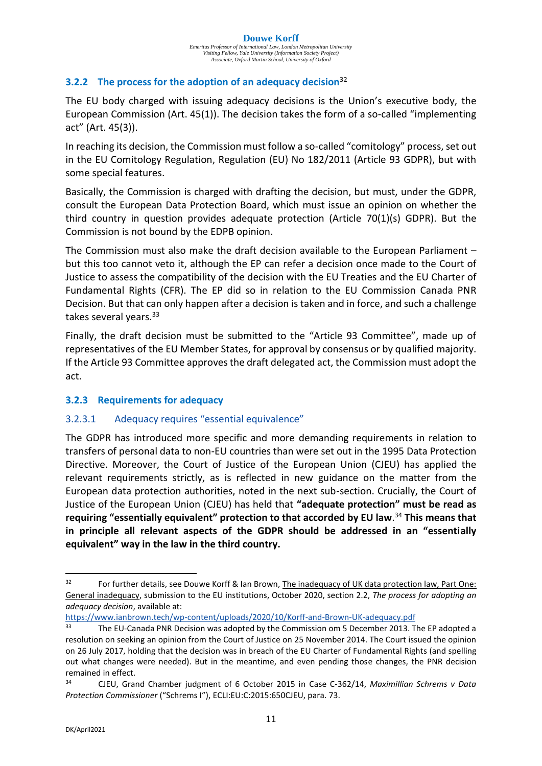### 3.2.2 The process for the adoption of an adequacy decision[32]

The EU body charged with issuing adequacy decisions is the Union's executive body, the European Commission (Art. 45(1)). The decision takes the form of a so-called "implementing act" (Art. 45(3)).

In reaching its decision, the Commission must follow a so-called "comitology" process, set out in the EU Comitology Regulation, Regulation (EU) No 182/2011 (Article 93 GDPR), but with some special features.

Basically, the Commission is charged with drafting the decision, but must, under the GDPR, consult the European Data Protection Board, which must issue an opinion on whether the third country in question provides adequate protection (Article 70(1)(s) GDPR). But the Commission is not bound by the EDPB opinion.

The Commission must also make the draft decision available to the European Parliament – but this too cannot veto it, although the EP can refer a decision once made to the Court of Justice to assess the compatibility of the decision with the EU Treaties and the EU Charter of Fundamental Rights (CFR). The EP did so in relation to the EU Commission Canada PNR Decision. But that can only happen after a decision is taken and in force, and such a challenge takes several years.[33]

Finally, the draft decision must be submitted to the "Article 93 Committee", made up of representatives of the EU Member States, for approval by consensus or by qualified majority. If the Article 93 Committee approves the draft delegated act, the Commission must adopt the act.

### 3.2.3 Requirements for adequacy

#### 3.2.3.1 Adequacy requires "essential equivalence"

The GDPR has introduced more specific and more demanding requirements in relation to transfers of personal data to non-EU countries than were set out in the 1995 Data Protection Directive. Moreover, the Court of Justice of the European Union (CJEU) has applied the relevant requirements strictly, as is reflected in new guidance on the matter from the European data protection authorities, noted in the next sub-section. Crucially, the Court of Justice of the European Union (CJEU) has held that **"adequate protection" must be read as requiring "essentially equivalent" protection to that accorded by EU law**.[34] **This means that in principle all relevant aspects of the GDPR should be addressed in an "essentially equivalent" way in the law in the third country.**

---

[32] For further details, see Douwe Korff & Ian Brown, The inadequacy of UK data protection law, Part One: General inadequacy, submission to the EU institutions, October 2020, section 2.2, *The process for adopting an adequacy decision*, available at:
https://www.ianbrown.tech/wp-content/uploads/2020/10/Korff-and-Brown-UK-adequacy.pdf

[33] The EU-Canada PNR Decision was adopted by the Commission om 5 December 2013. The EP adopted a resolution on seeking an opinion from the Court of Justice on 25 November 2014. The Court issued the opinion on 26 July 2017, holding that the decision was in breach of the EU Charter of Fundamental Rights (and spelling out what changes were needed). But in the meantime, and even pending those changes, the PNR decision remained in effect.

[34] CJEU, Grand Chamber judgment of 6 October 2015 in Case C-362/14, *Maximillian Schrems v Data Protection Commissioner* ("Schrems I"), ECLI:EU:C:2015:650CJEU, para. 73.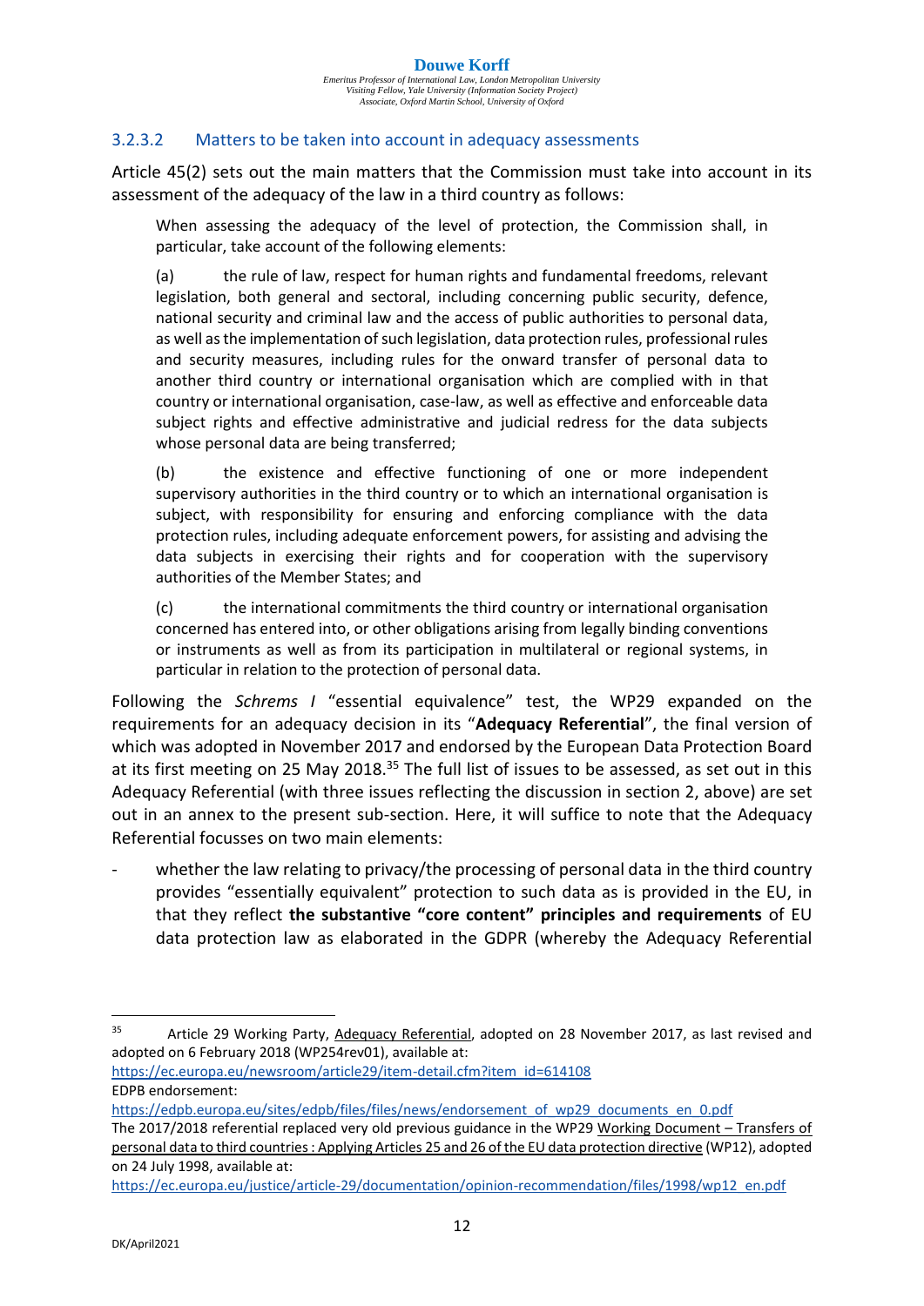### 3.2.3.2 Matters to be taken into account in adequacy assessments

Article 45(2) sets out the main matters that the Commission must take into account in its assessment of the adequacy of the law in a third country as follows:

> When assessing the adequacy of the level of protection, the Commission shall, in particular, take account of the following elements:
>
> (a) the rule of law, respect for human rights and fundamental freedoms, relevant legislation, both general and sectoral, including concerning public security, defence, national security and criminal law and the access of public authorities to personal data, as well as the implementation of such legislation, data protection rules, professional rules and security measures, including rules for the onward transfer of personal data to another third country or international organisation which are complied with in that country or international organisation, case-law, as well as effective and enforceable data subject rights and effective administrative and judicial redress for the data subjects whose personal data are being transferred;
>
> (b) the existence and effective functioning of one or more independent supervisory authorities in the third country or to which an international organisation is subject, with responsibility for ensuring and enforcing compliance with the data protection rules, including adequate enforcement powers, for assisting and advising the data subjects in exercising their rights and for cooperation with the supervisory authorities of the Member States; and
>
> (c) the international commitments the third country or international organisation concerned has entered into, or other obligations arising from legally binding conventions or instruments as well as from its participation in multilateral or regional systems, in particular in relation to the protection of personal data.

Following the *Schrems I* "essential equivalence" test, the WP29 expanded on the requirements for an adequacy decision in its "**Adequacy Referential**", the final version of which was adopted in November 2017 and endorsed by the European Data Protection Board at its first meeting on 25 May 2018.[35] The full list of issues to be assessed, as set out in this Adequacy Referential (with three issues reflecting the discussion in section 2, above) are set out in an annex to the present sub-section. Here, it will suffice to note that the Adequacy Referential focusses on two main elements:

- whether the law relating to privacy/the processing of personal data in the third country provides "essentially equivalent" protection to such data as is provided in the EU, in that they reflect **the substantive "core content" principles and requirements** of EU data protection law as elaborated in the GDPR (whereby the Adequacy Referential

---

[35] Article 29 Working Party, Adequacy Referential, adopted on 28 November 2017, as last revised and adopted on 6 February 2018 (WP254rev01), available at:
https://ec.europa.eu/newsroom/article29/item-detail.cfm?item_id=614108
EDPB endorsement:
https://edpb.europa.eu/sites/edpb/files/files/news/endorsement_of_wp29_documents_en_0.pdf
The 2017/2018 referential replaced very old previous guidance in the WP29 Working Document – Transfers of personal data to third countries : Applying Articles 25 and 26 of the EU data protection directive (WP12), adopted on 24 July 1998, available at:
https://ec.europa.eu/justice/article-29/documentation/opinion-recommendation/files/1998/wp12_en.pdf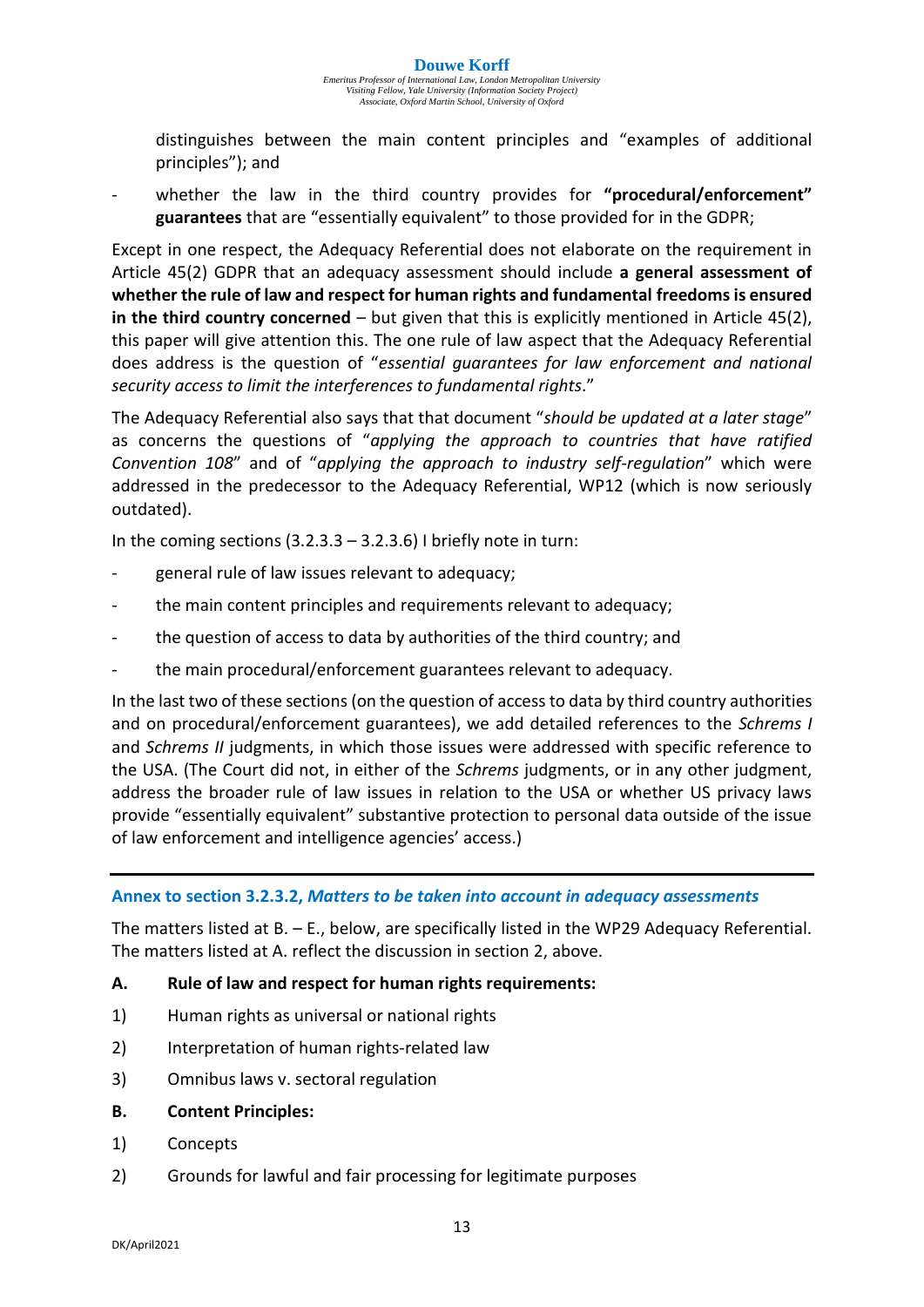distinguishes between the main content principles and "examples of additional principles"); and

- whether the law in the third country provides for **"procedural/enforcement" guarantees** that are "essentially equivalent" to those provided for in the GDPR;

Except in one respect, the Adequacy Referential does not elaborate on the requirement in Article 45(2) GDPR that an adequacy assessment should include **a general assessment of whether the rule of law and respect for human rights and fundamental freedoms is ensured in the third country concerned** – but given that this is explicitly mentioned in Article 45(2), this paper will give attention this. The one rule of law aspect that the Adequacy Referential does address is the question of "*essential guarantees for law enforcement and national security access to limit the interferences to fundamental rights*."

The Adequacy Referential also says that that document "*should be updated at a later stage*" as concerns the questions of "*applying the approach to countries that have ratified Convention 108*" and of "*applying the approach to industry self-regulation*" which were addressed in the predecessor to the Adequacy Referential, WP12 (which is now seriously outdated).

In the coming sections (3.2.3.3 – 3.2.3.6) I briefly note in turn:

- general rule of law issues relevant to adequacy;
- the main content principles and requirements relevant to adequacy;
- the question of access to data by authorities of the third country; and
- the main procedural/enforcement guarantees relevant to adequacy.

In the last two of these sections (on the question of access to data by third country authorities and on procedural/enforcement guarantees), we add detailed references to the *Schrems I* and *Schrems II* judgments, in which those issues were addressed with specific reference to the USA. (The Court did not, in either of the *Schrems* judgments, or in any other judgment, address the broader rule of law issues in relation to the USA or whether US privacy laws provide "essentially equivalent" substantive protection to personal data outside of the issue of law enforcement and intelligence agencies' access.)

---

### Annex to section 3.2.3.2, *Matters to be taken into account in adequacy assessments*

The matters listed at B. – E., below, are specifically listed in the WP29 Adequacy Referential. The matters listed at A. reflect the discussion in section 2, above.

**A. Rule of law and respect for human rights requirements:**

1) Human rights as universal or national rights

2) Interpretation of human rights-related law

3) Omnibus laws v. sectoral regulation

**B. Content Principles:**

1) Concepts

2) Grounds for lawful and fair processing for legitimate purposes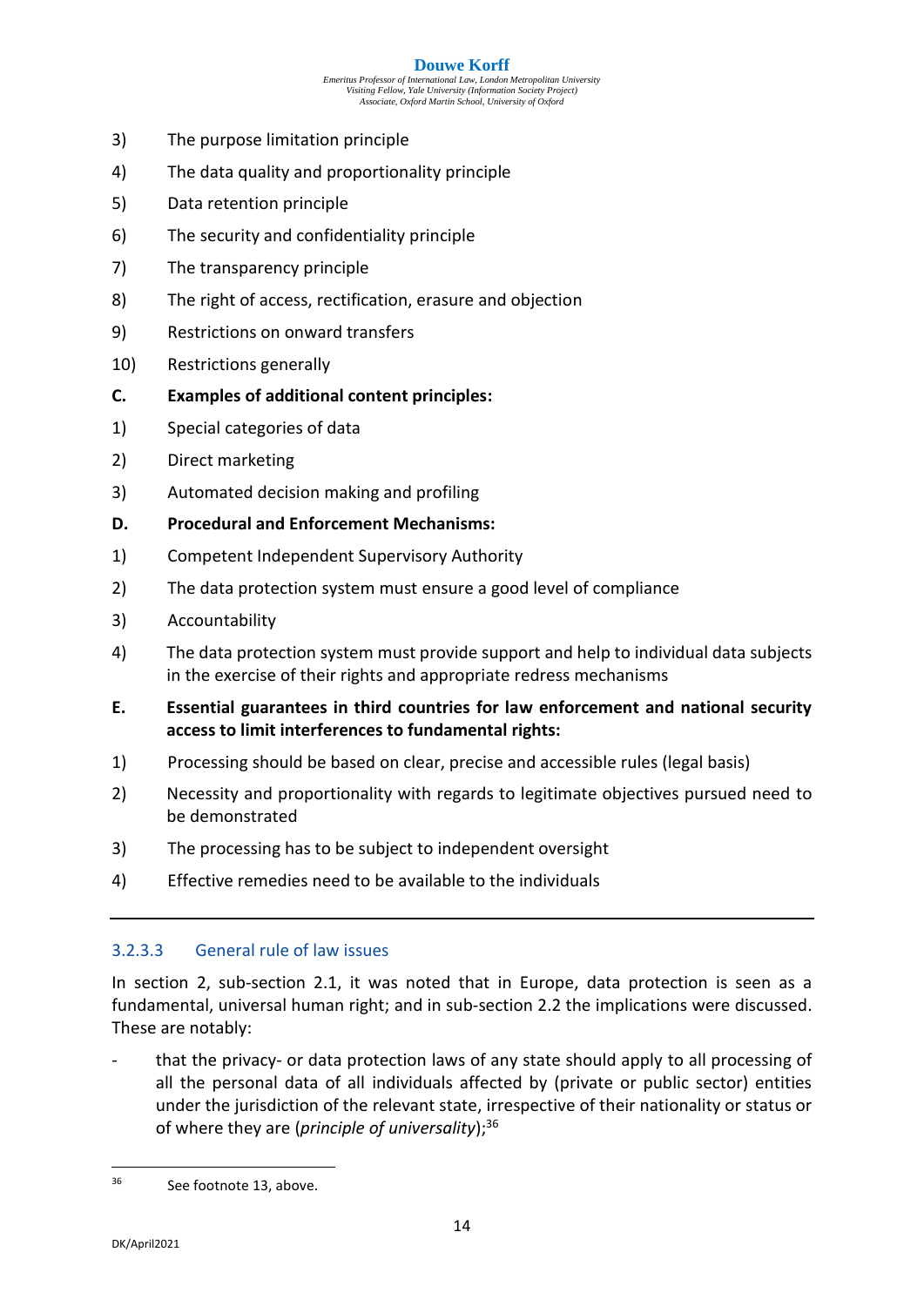3) The purpose limitation principle

4) The data quality and proportionality principle

5) Data retention principle

6) The security and confidentiality principle

7) The transparency principle

8) The right of access, rectification, erasure and objection

9) Restrictions on onward transfers

10) Restrictions generally

**C. Examples of additional content principles:**

1) Special categories of data

2) Direct marketing

3) Automated decision making and profiling

**D. Procedural and Enforcement Mechanisms:**

1) Competent Independent Supervisory Authority

2) The data protection system must ensure a good level of compliance

3) Accountability

4) The data protection system must provide support and help to individual data subjects in the exercise of their rights and appropriate redress mechanisms

**E. Essential guarantees in third countries for law enforcement and national security access to limit interferences to fundamental rights:**

1) Processing should be based on clear, precise and accessible rules (legal basis)

2) Necessity and proportionality with regards to legitimate objectives pursued need to be demonstrated

3) The processing has to be subject to independent oversight

4) Effective remedies need to be available to the individuals

---

#### 3.2.3.3 General rule of law issues

In section 2, sub-section 2.1, it was noted that in Europe, data protection is seen as a fundamental, universal human right; and in sub-section 2.2 the implications were discussed. These are notably:

- that the privacy- or data protection laws of any state should apply to all processing of all the personal data of all individuals affected by (private or public sector) entities under the jurisdiction of the relevant state, irrespective of their nationality or status or of where they are (*principle of universality*);[36]

[36] See footnote 13, above.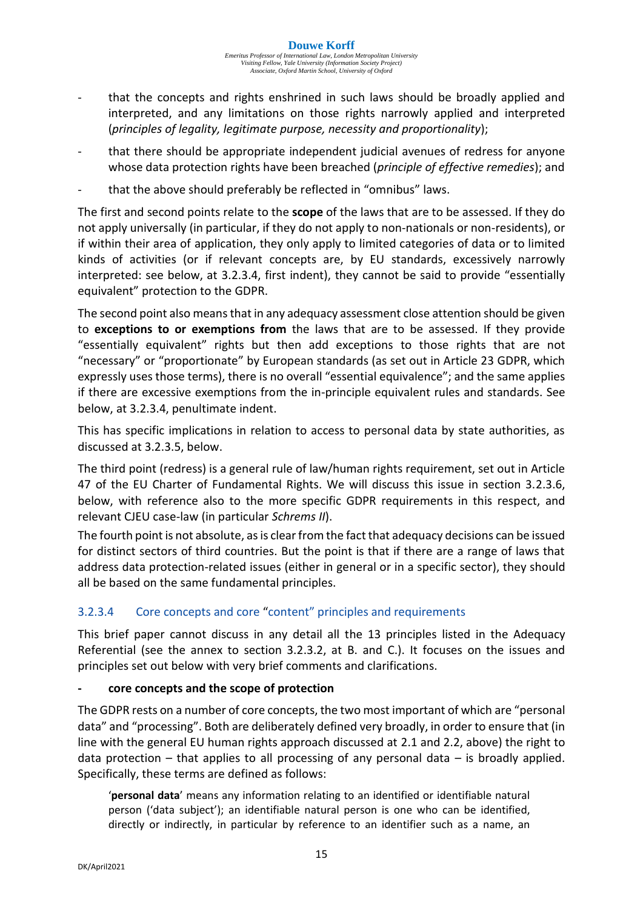- that the concepts and rights enshrined in such laws should be broadly applied and interpreted, and any limitations on those rights narrowly applied and interpreted (*principles of legality, legitimate purpose, necessity and proportionality*);
- that there should be appropriate independent judicial avenues of redress for anyone whose data protection rights have been breached (*principle of effective remedies*); and
- that the above should preferably be reflected in "omnibus" laws.

The first and second points relate to the **scope** of the laws that are to be assessed. If they do not apply universally (in particular, if they do not apply to non-nationals or non-residents), or if within their area of application, they only apply to limited categories of data or to limited kinds of activities (or if relevant concepts are, by EU standards, excessively narrowly interpreted: see below, at 3.2.3.4, first indent), they cannot be said to provide "essentially equivalent" protection to the GDPR.

The second point also means that in any adequacy assessment close attention should be given to **exceptions to or exemptions from** the laws that are to be assessed. If they provide "essentially equivalent" rights but then add exceptions to those rights that are not "necessary" or "proportionate" by European standards (as set out in Article 23 GDPR, which expressly uses those terms), there is no overall "essential equivalence"; and the same applies if there are excessive exemptions from the in-principle equivalent rules and standards. See below, at 3.2.3.4, penultimate indent.

This has specific implications in relation to access to personal data by state authorities, as discussed at 3.2.3.5, below.

The third point (redress) is a general rule of law/human rights requirement, set out in Article 47 of the EU Charter of Fundamental Rights. We will discuss this issue in section 3.2.3.6, below, with reference also to the more specific GDPR requirements in this respect, and relevant CJEU case-law (in particular *Schrems II*).

The fourth point is not absolute, as is clear from the fact that adequacy decisions can be issued for distinct sectors of third countries. But the point is that if there are a range of laws that address data protection-related issues (either in general or in a specific sector), they should all be based on the same fundamental principles.

### 3.2.3.4 Core concepts and core "content" principles and requirements

This brief paper cannot discuss in any detail all the 13 principles listed in the Adequacy Referential (see the annex to section 3.2.3.2, at B. and C.). It focuses on the issues and principles set out below with very brief comments and clarifications.

- **core concepts and the scope of protection**

The GDPR rests on a number of core concepts, the two most important of which are "personal data" and "processing". Both are deliberately defined very broadly, in order to ensure that (in line with the general EU human rights approach discussed at 2.1 and 2.2, above) the right to data protection – that applies to all processing of any personal data – is broadly applied. Specifically, these terms are defined as follows:

> '**personal data**' means any information relating to an identified or identifiable natural person ('data subject'); an identifiable natural person is one who can be identified, directly or indirectly, in particular by reference to an identifier such as a name, an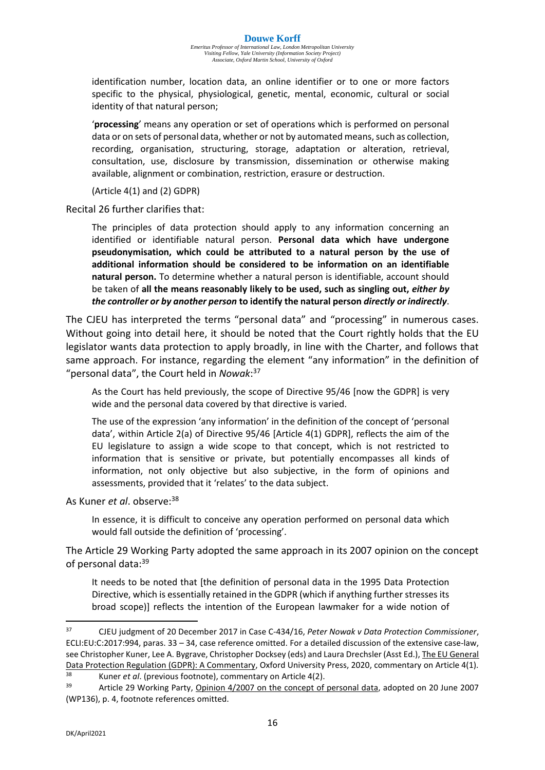identification number, location data, an online identifier or to one or more factors specific to the physical, physiological, genetic, mental, economic, cultural or social identity of that natural person;

> '**processing**' means any operation or set of operations which is performed on personal data or on sets of personal data, whether or not by automated means, such as collection, recording, organisation, structuring, storage, adaptation or alteration, retrieval, consultation, use, disclosure by transmission, dissemination or otherwise making available, alignment or combination, restriction, erasure or destruction.
>
> (Article 4(1) and (2) GDPR)

Recital 26 further clarifies that:

> The principles of data protection should apply to any information concerning an identified or identifiable natural person. **Personal data which have undergone pseudonymisation, which could be attributed to a natural person by the use of additional information should be considered to be information on an identifiable natural person.** To determine whether a natural person is identifiable, account should be taken of **all the means reasonably likely to be used, such as singling out, *either by the controller or by another person* to identify the natural person *directly or indirectly*.**

The CJEU has interpreted the terms "personal data" and "processing" in numerous cases. Without going into detail here, it should be noted that the Court rightly holds that the EU legislator wants data protection to apply broadly, in line with the Charter, and follows that same approach. For instance, regarding the element "any information" in the definition of "personal data", the Court held in *Nowak*:[37]

> As the Court has held previously, the scope of Directive 95/46 [now the GDPR] is very wide and the personal data covered by that directive is varied.
>
> The use of the expression 'any information' in the definition of the concept of 'personal data', within Article 2(a) of Directive 95/46 [Article 4(1) GDPR], reflects the aim of the EU legislature to assign a wide scope to that concept, which is not restricted to information that is sensitive or private, but potentially encompasses all kinds of information, not only objective but also subjective, in the form of opinions and assessments, provided that it 'relates' to the data subject.

As Kuner *et al*. observe:[38]

> In essence, it is difficult to conceive any operation performed on personal data which would fall outside the definition of 'processing'.

The Article 29 Working Party adopted the same approach in its 2007 opinion on the concept of personal data:[39]

> It needs to be noted that [the definition of personal data in the 1995 Data Protection Directive, which is essentially retained in the GDPR (which if anything further stresses its broad scope)] reflects the intention of the European lawmaker for a wide notion of

---

[37] CJEU judgment of 20 December 2017 in Case C-434/16, *Peter Nowak v Data Protection Commissioner*, ECLI:EU:C:2017:994, paras. 33 – 34, case reference omitted. For a detailed discussion of the extensive case-law, see Christopher Kuner, Lee A. Bygrave, Christopher Docksey (eds) and Laura Drechsler (Asst Ed.), The EU General Data Protection Regulation (GDPR): A Commentary, Oxford University Press, 2020, commentary on Article 4(1).

[38] Kuner *et al*. (previous footnote), commentary on Article 4(2).

[39] Article 29 Working Party, Opinion 4/2007 on the concept of personal data, adopted on 20 June 2007 (WP136), p. 4, footnote references omitted.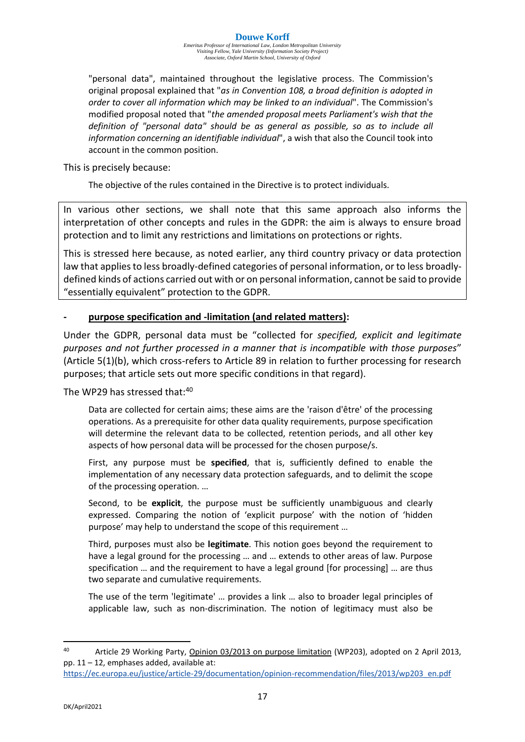"personal data", maintained throughout the legislative process. The Commission's original proposal explained that "*as in Convention 108, a broad definition is adopted in order to cover all information which may be linked to an individual*". The Commission's modified proposal noted that "*the amended proposal meets Parliament's wish that the definition of "personal data" should be as general as possible, so as to include all information concerning an identifiable individual*", a wish that also the Council took into account in the common position.

This is precisely because:

> The objective of the rules contained in the Directive is to protect individuals.

In various other sections, we shall note that this same approach also informs the interpretation of other concepts and rules in the GDPR: the aim is always to ensure broad protection and to limit any restrictions and limitations on protections or rights.

This is stressed here because, as noted earlier, any third country privacy or data protection law that applies to less broadly-defined categories of personal information, or to less broadly-defined kinds of actions carried out with or on personal information, cannot be said to provide "essentially equivalent" protection to the GDPR.

- **purpose specification and -limitation (and related matters):**

Under the GDPR, personal data must be "collected for *specified, explicit and legitimate purposes and not further processed in a manner that is incompatible with those purposes*" (Article 5(1)(b), which cross-refers to Article 89 in relation to further processing for research purposes; that article sets out more specific conditions in that regard).

The WP29 has stressed that:[40]

> Data are collected for certain aims; these aims are the 'raison d'être' of the processing operations. As a prerequisite for other data quality requirements, purpose specification will determine the relevant data to be collected, retention periods, and all other key aspects of how personal data will be processed for the chosen purpose/s.
>
> First, any purpose must be **specified**, that is, sufficiently defined to enable the implementation of any necessary data protection safeguards, and to delimit the scope of the processing operation. …
>
> Second, to be **explicit**, the purpose must be sufficiently unambiguous and clearly expressed. Comparing the notion of 'explicit purpose' with the notion of 'hidden purpose' may help to understand the scope of this requirement …
>
> Third, purposes must also be **legitimate**. This notion goes beyond the requirement to have a legal ground for the processing … and … extends to other areas of law. Purpose specification … and the requirement to have a legal ground [for processing] … are thus two separate and cumulative requirements.
>
> The use of the term 'legitimate' … provides a link … also to broader legal principles of applicable law, such as non-discrimination. The notion of legitimacy must also be

---

[40] Article 29 Working Party, Opinion 03/2013 on purpose limitation (WP203), adopted on 2 April 2013, pp. 11 – 12, emphases added, available at: https://ec.europa.eu/justice/article-29/documentation/opinion-recommendation/files/2013/wp203_en.pdf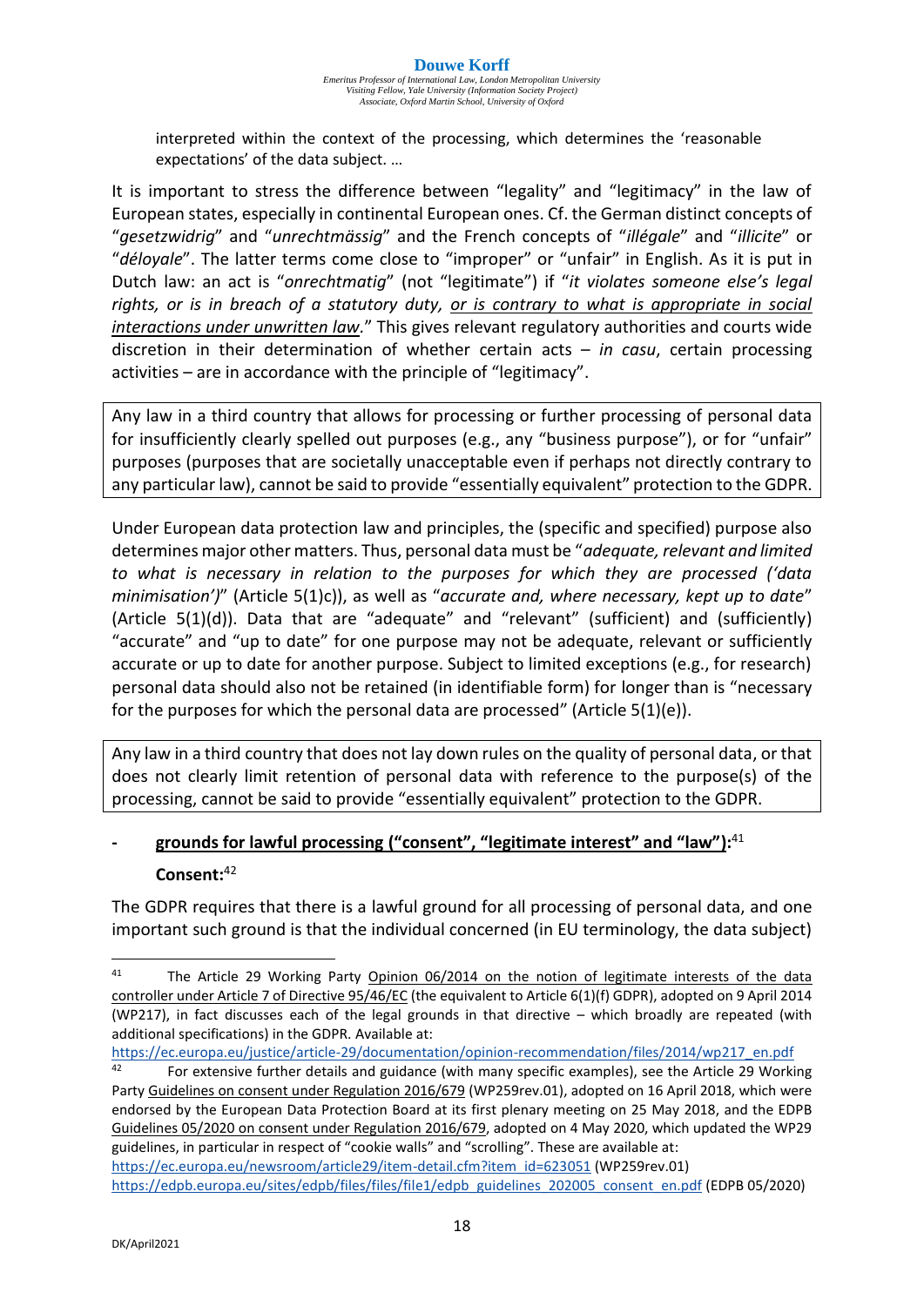interpreted within the context of the processing, which determines the 'reasonable expectations' of the data subject. …

It is important to stress the difference between "legality" and "legitimacy" in the law of European states, especially in continental European ones. Cf. the German distinct concepts of "*gesetzwidrig*" and "*unrechtmässig*" and the French concepts of "*illégale*" and "*illicite*" or "*déloyale*". The latter terms come close to "improper" or "unfair" in English. As it is put in Dutch law: an act is "*onrechtmatig*" (not "legitimate") if "*it violates someone else's legal rights, or is in breach of a statutory duty, <u>or is contrary to what is appropriate in social interactions under unwritten law</u>.*" This gives relevant regulatory authorities and courts wide discretion in their determination of whether certain acts – *in casu*, certain processing activities – are in accordance with the principle of "legitimacy".

| Any law in a third country that allows for processing or further processing of personal data for insufficiently clearly spelled out purposes (e.g., any "business purpose"), or for "unfair" purposes (purposes that are societally unacceptable even if perhaps not directly contrary to any particular law), cannot be said to provide "essentially equivalent" protection to the GDPR. |
|---|

Under European data protection law and principles, the (specific and specified) purpose also determines major other matters. Thus, personal data must be "*adequate, relevant and limited to what is necessary in relation to the purposes for which they are processed ('data minimisation')*" (Article 5(1)c)), as well as "*accurate and, where necessary, kept up to date*" (Article 5(1)(d)). Data that are "adequate" and "relevant" (sufficient) and (sufficiently) "accurate" and "up to date" for one purpose may not be adequate, relevant or sufficiently accurate or up to date for another purpose. Subject to limited exceptions (e.g., for research) personal data should also not be retained (in identifiable form) for longer than is "necessary for the purposes for which the personal data are processed" (Article 5(1)(e)).

| Any law in a third country that does not lay down rules on the quality of personal data, or that does not clearly limit retention of personal data with reference to the purpose(s) of the processing, cannot be said to provide "essentially equivalent" protection to the GDPR. |
|---|

- **<u>grounds for lawful processing ("consent", "legitimate interest" and "law"):</u>**[41]

**Consent:**[42]

The GDPR requires that there is a lawful ground for all processing of personal data, and one important such ground is that the individual concerned (in EU terminology, the data subject)

---

[41] The Article 29 Working Party <u>Opinion 06/2014 on the notion of legitimate interests of the data controller under Article 7 of Directive 95/46/EC</u> (the equivalent to Article 6(1)(f) GDPR), adopted on 9 April 2014 (WP217), in fact discusses each of the legal grounds in that directive – which broadly are repeated (with additional specifications) in the GDPR. Available at: https://ec.europa.eu/justice/article-29/documentation/opinion-recommendation/files/2014/wp217_en.pdf

[42] For extensive further details and guidance (with many specific examples), see the Article 29 Working Party <u>Guidelines on consent under Regulation 2016/679</u> (WP259rev.01), adopted on 16 April 2018, which were endorsed by the European Data Protection Board at its first plenary meeting on 25 May 2018, and the EDPB <u>Guidelines 05/2020 on consent under Regulation 2016/679</u>, adopted on 4 May 2020, which updated the WP29 guidelines, in particular in respect of "cookie walls" and "scrolling". These are available at:
https://ec.europa.eu/newsroom/article29/item-detail.cfm?item_id=623051 (WP259rev.01)
https://edpb.europa.eu/sites/edpb/files/files/file1/edpb_guidelines_202005_consent_en.pdf (EDPB 05/2020)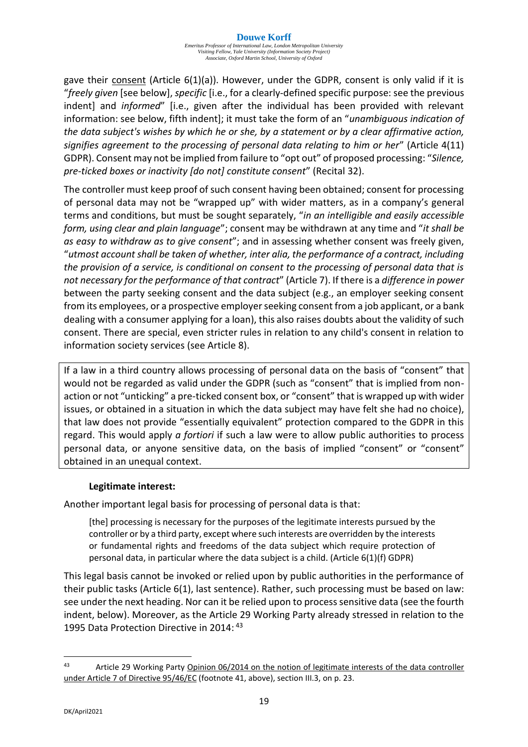gave their consent (Article 6(1)(a)). However, under the GDPR, consent is only valid if it is "*freely given* [see below], *specific* [i.e., for a clearly-defined specific purpose: see the previous indent] and *informed*" [i.e., given after the individual has been provided with relevant information: see below, fifth indent]; it must take the form of an "*unambiguous indication of the data subject's wishes by which he or she, by a statement or by a clear affirmative action, signifies agreement to the processing of personal data relating to him or her*" (Article 4(11) GDPR). Consent may not be implied from failure to "opt out" of proposed processing: "*Silence, pre-ticked boxes or inactivity [do not] constitute consent*" (Recital 32).

The controller must keep proof of such consent having been obtained; consent for processing of personal data may not be "wrapped up" with wider matters, as in a company's general terms and conditions, but must be sought separately, "*in an intelligible and easily accessible form, using clear and plain language*"; consent may be withdrawn at any time and "*it shall be as easy to withdraw as to give consent*"; and in assessing whether consent was freely given, "*utmost account shall be taken of whether, inter alia, the performance of a contract, including the provision of a service, is conditional on consent to the processing of personal data that is not necessary for the performance of that contract*" (Article 7). If there is a *difference in power* between the party seeking consent and the data subject (e.g., an employer seeking consent from its employees, or a prospective employer seeking consent from a job applicant, or a bank dealing with a consumer applying for a loan), this also raises doubts about the validity of such consent. There are special, even stricter rules in relation to any child's consent in relation to information society services (see Article 8).

> If a law in a third country allows processing of personal data on the basis of "consent" that would not be regarded as valid under the GDPR (such as "consent" that is implied from non-action or not "unticking" a pre-ticked consent box, or "consent" that is wrapped up with wider issues, or obtained in a situation in which the data subject may have felt she had no choice), that law does not provide "essentially equivalent" protection compared to the GDPR in this regard. This would apply *a fortiori* if such a law were to allow public authorities to process personal data, or anyone sensitive data, on the basis of implied "consent" or "consent" obtained in an unequal context.

**Legitimate interest:**

Another important legal basis for processing of personal data is that:

> [the] processing is necessary for the purposes of the legitimate interests pursued by the controller or by a third party, except where such interests are overridden by the interests or fundamental rights and freedoms of the data subject which require protection of personal data, in particular where the data subject is a child. (Article 6(1)(f) GDPR)

This legal basis cannot be invoked or relied upon by public authorities in the performance of their public tasks (Article 6(1), last sentence). Rather, such processing must be based on law: see under the next heading. Nor can it be relied upon to process sensitive data (see the fourth indent, below). Moreover, as the Article 29 Working Party already stressed in relation to the 1995 Data Protection Directive in 2014: [43]

---

[43] Article 29 Working Party Opinion 06/2014 on the notion of legitimate interests of the data controller under Article 7 of Directive 95/46/EC (footnote 41, above), section III.3, on p. 23.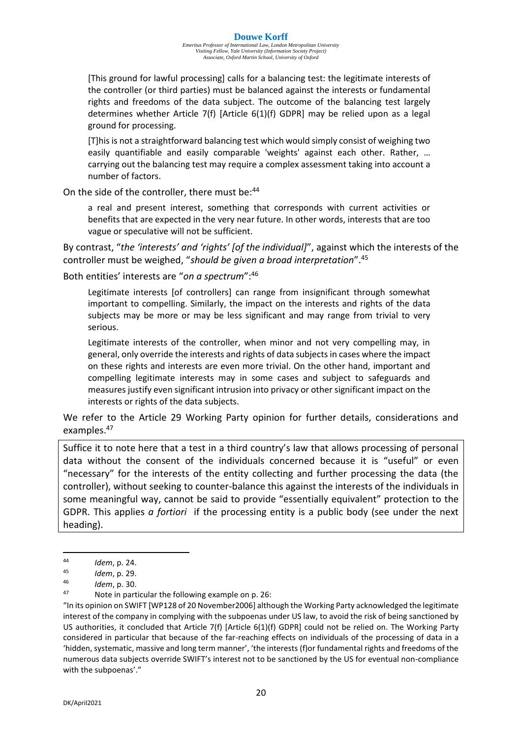> [This ground for lawful processing] calls for a balancing test: the legitimate interests of the controller (or third parties) must be balanced against the interests or fundamental rights and freedoms of the data subject. The outcome of the balancing test largely determines whether Article 7(f) [Article 6(1)(f) GDPR] may be relied upon as a legal ground for processing.
>
> [T]his is not a straightforward balancing test which would simply consist of weighing two easily quantifiable and easily comparable 'weights' against each other. Rather, … carrying out the balancing test may require a complex assessment taking into account a number of factors.

On the side of the controller, there must be:[44]

> a real and present interest, something that corresponds with current activities or benefits that are expected in the very near future. In other words, interests that are too vague or speculative will not be sufficient.

By contrast, "*the 'interests' and 'rights' [of the individual]*", against which the interests of the controller must be weighed, "*should be given a broad interpretation*".[45]

Both entities' interests are "*on a spectrum*":[46]

> Legitimate interests [of controllers] can range from insignificant through somewhat important to compelling. Similarly, the impact on the interests and rights of the data subjects may be more or may be less significant and may range from trivial to very serious.
>
> Legitimate interests of the controller, when minor and not very compelling may, in general, only override the interests and rights of data subjects in cases where the impact on these rights and interests are even more trivial. On the other hand, important and compelling legitimate interests may in some cases and subject to safeguards and measures justify even significant intrusion into privacy or other significant impact on the interests or rights of the data subjects.

We refer to the Article 29 Working Party opinion for further details, considerations and examples.[47]

Suffice it to note here that a test in a third country's law that allows processing of personal data without the consent of the individuals concerned because it is "useful" or even "necessary" for the interests of the entity collecting and further processing the data (the controller), without seeking to counter-balance this against the interests of the individuals in some meaningful way, cannot be said to provide "essentially equivalent" protection to the GDPR. This applies *a fortiori* if the processing entity is a public body (see under the next heading).

---

[44] *Idem*, p. 24.

[45] *Idem*, p. 29.

[46] *Idem*, p. 30.

[47] Note in particular the following example on p. 26:

"In its opinion on SWIFT [WP128 of 20 November2006] although the Working Party acknowledged the legitimate interest of the company in complying with the subpoenas under US law, to avoid the risk of being sanctioned by US authorities, it concluded that Article 7(f) [Article 6(1)(f) GDPR] could not be relied on. The Working Party considered in particular that because of the far-reaching effects on individuals of the processing of data in a 'hidden, systematic, massive and long term manner', 'the interests (f)or fundamental rights and freedoms of the numerous data subjects override SWIFT's interest not to be sanctioned by the US for eventual non-compliance with the subpoenas'."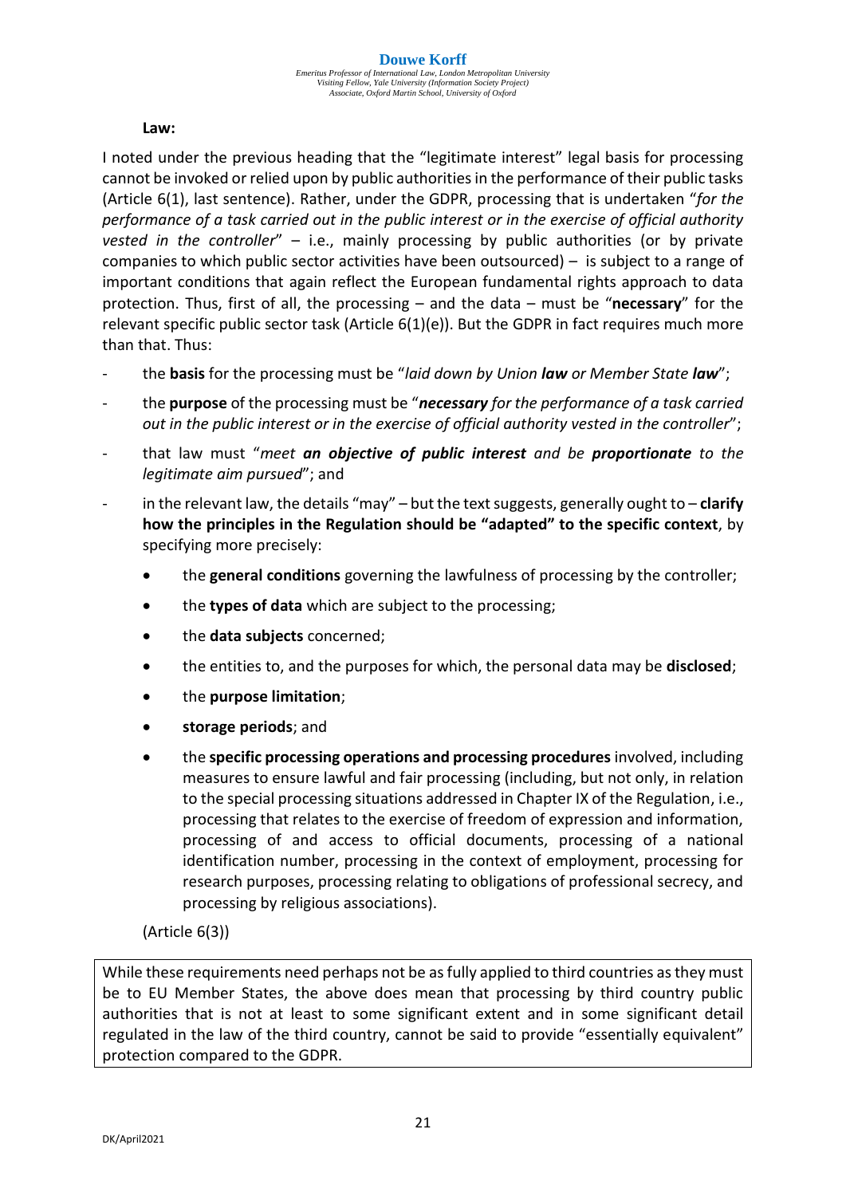**Law:**

I noted under the previous heading that the "legitimate interest" legal basis for processing cannot be invoked or relied upon by public authorities in the performance of their public tasks (Article 6(1), last sentence). Rather, under the GDPR, processing that is undertaken "*for the performance of a task carried out in the public interest or in the exercise of official authority vested in the controller*" – i.e., mainly processing by public authorities (or by private companies to which public sector activities have been outsourced) – is subject to a range of important conditions that again reflect the European fundamental rights approach to data protection. Thus, first of all, the processing – and the data – must be "**necessary**" for the relevant specific public sector task (Article 6(1)(e)). But the GDPR in fact requires much more than that. Thus:

- the **basis** for the processing must be "*laid down by Union **law** or Member State **law***";
- the **purpose** of the processing must be "***necessary** for the performance of a task carried out in the public interest or in the exercise of official authority vested in the controller*";
- that law must "*meet **an objective of public interest** and be **proportionate** to the legitimate aim pursued*"; and
- in the relevant law, the details "may" – but the text suggests, generally ought to – **clarify how the principles in the Regulation should be "adapted" to the specific context**, by specifying more precisely:
  - the **general conditions** governing the lawfulness of processing by the controller;
  - the **types of data** which are subject to the processing;
  - the **data subjects** concerned;
  - the entities to, and the purposes for which, the personal data may be **disclosed**;
  - the **purpose limitation**;
  - **storage periods**; and
  - the **specific processing operations and processing procedures** involved, including measures to ensure lawful and fair processing (including, but not only, in relation to the special processing situations addressed in Chapter IX of the Regulation, i.e., processing that relates to the exercise of freedom of expression and information, processing of and access to official documents, processing of a national identification number, processing in the context of employment, processing for research purposes, processing relating to obligations of professional secrecy, and processing by religious associations).

(Article 6(3))

While these requirements need perhaps not be as fully applied to third countries as they must be to EU Member States, the above does mean that processing by third country public authorities that is not at least to some significant extent and in some significant detail regulated in the law of the third country, cannot be said to provide "essentially equivalent" protection compared to the GDPR.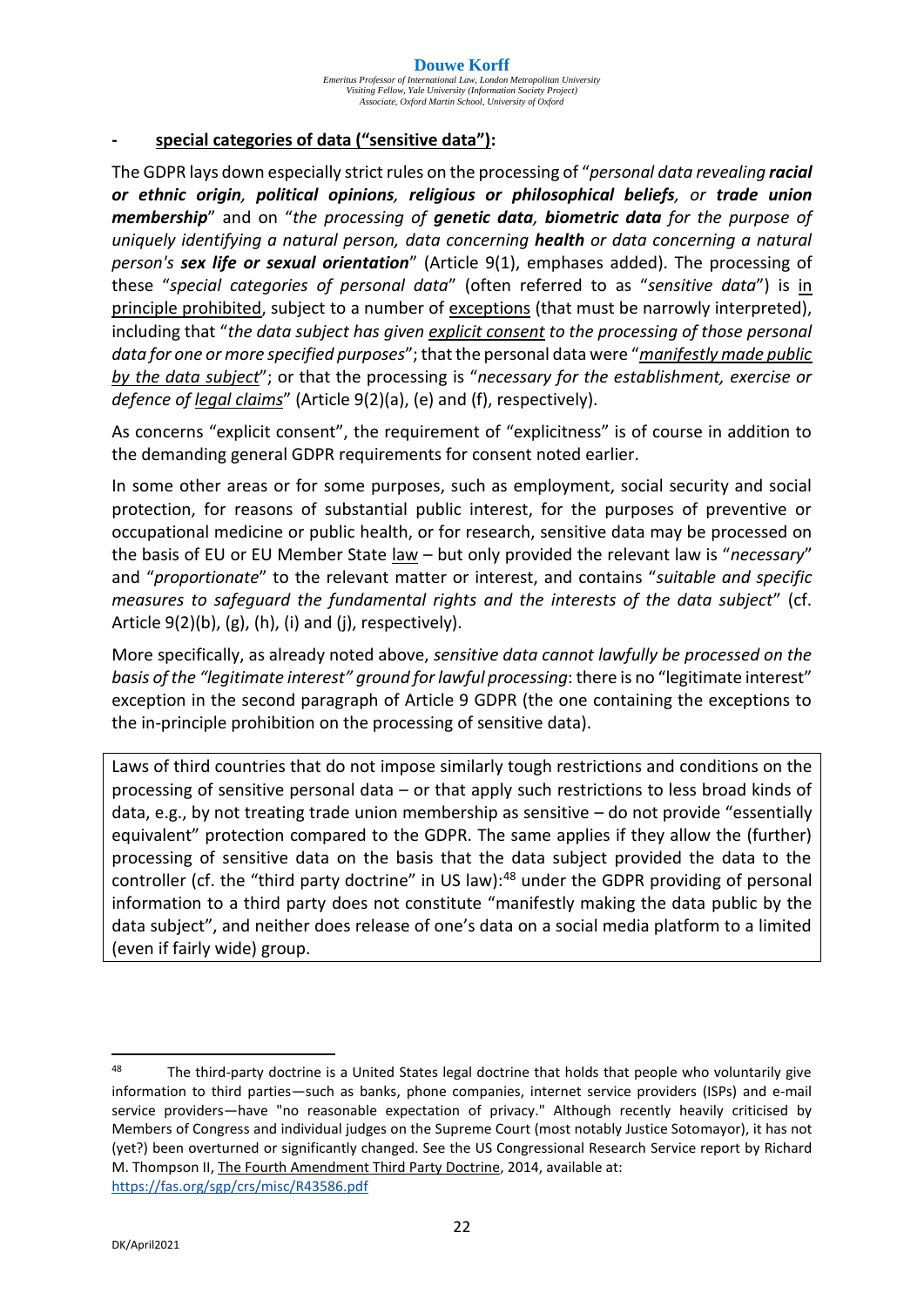- **<u>special categories of data ("sensitive data"):</u>**

The GDPR lays down especially strict rules on the processing of "*personal data revealing **racial or ethnic origin**, **political opinions**, **religious or philosophical beliefs**, or **trade union membership***" and on "*the processing of **genetic data**, **biometric data** for the purpose of uniquely identifying a natural person, data concerning **health** or data concerning a natural person's **sex life or sexual orientation***" (Article 9(1), emphases added). The processing of these "*special categories of personal data*" (often referred to as "*sensitive data*") is <u>in principle prohibited</u>, subject to a number of <u>exceptions</u> (that must be narrowly interpreted), including that "*the data subject has given <u>explicit consent</u> to the processing of those personal data for one or more specified purposes*"; that the personal data were "*<u>manifestly made public by the data subject</u>*"; or that the processing is "*necessary for the establishment, exercise or defence of <u>legal claims</u>*" (Article 9(2)(a), (e) and (f), respectively).

As concerns "explicit consent", the requirement of "explicitness" is of course in addition to the demanding general GDPR requirements for consent noted earlier.

In some other areas or for some purposes, such as employment, social security and social protection, for reasons of substantial public interest, for the purposes of preventive or occupational medicine or public health, or for research, sensitive data may be processed on the basis of EU or EU Member State <u>law</u> – but only provided the relevant law is "*necessary*" and "*proportionate*" to the relevant matter or interest, and contains "*suitable and specific measures to safeguard the fundamental rights and the interests of the data subject*" (cf. Article 9(2)(b), (g), (h), (i) and (j), respectively).

More specifically, as already noted above, *sensitive data cannot lawfully be processed on the basis of the "legitimate interest" ground for lawful processing*: there is no "legitimate interest" exception in the second paragraph of Article 9 GDPR (the one containing the exceptions to the in-principle prohibition on the processing of sensitive data).

> Laws of third countries that do not impose similarly tough restrictions and conditions on the processing of sensitive personal data – or that apply such restrictions to less broad kinds of data, e.g., by not treating trade union membership as sensitive – do not provide "essentially equivalent" protection compared to the GDPR. The same applies if they allow the (further) processing of sensitive data on the basis that the data subject provided the data to the controller (cf. the "third party doctrine" in US law):[48] under the GDPR providing of personal information to a third party does not constitute "manifestly making the data public by the data subject", and neither does release of one's data on a social media platform to a limited (even if fairly wide) group.

---

[48] The third-party doctrine is a United States legal doctrine that holds that people who voluntarily give information to third parties—such as banks, phone companies, internet service providers (ISPs) and e-mail service providers—have "no reasonable expectation of privacy." Although recently heavily criticised by Members of Congress and individual judges on the Supreme Court (most notably Justice Sotomayor), it has not (yet?) been overturned or significantly changed. See the US Congressional Research Service report by Richard M. Thompson II, <u>The Fourth Amendment Third Party Doctrine</u>, 2014, available at: https://fas.org/sgp/crs/misc/R43586.pdf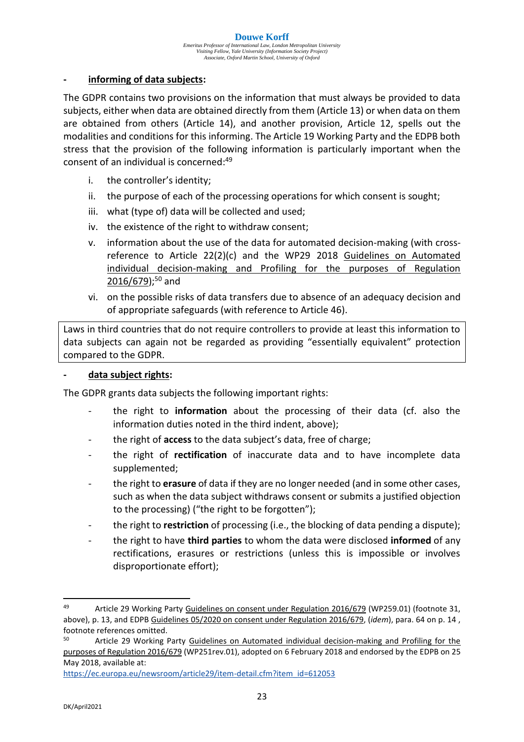- **informing of data subjects:**

The GDPR contains two provisions on the information that must always be provided to data subjects, either when data are obtained directly from them (Article 13) or when data on them are obtained from others (Article 14), and another provision, Article 12, spells out the modalities and conditions for this informing. The Article 19 Working Party and the EDPB both stress that the provision of the following information is particularly important when the consent of an individual is concerned:[49]

i. the controller's identity;
ii. the purpose of each of the processing operations for which consent is sought;
iii. what (type of) data will be collected and used;
iv. the existence of the right to withdraw consent;
v. information about the use of the data for automated decision-making (with cross-reference to Article 22(2)(c) and the WP29 2018 Guidelines on Automated individual decision-making and Profiling for the purposes of Regulation 2016/679);[50] and
vi. on the possible risks of data transfers due to absence of an adequacy decision and of appropriate safeguards (with reference to Article 46).

Laws in third countries that do not require controllers to provide at least this information to data subjects can again not be regarded as providing "essentially equivalent" protection compared to the GDPR.

- **data subject rights:**

The GDPR grants data subjects the following important rights:

- the right to **information** about the processing of their data (cf. also the information duties noted in the third indent, above);
- the right of **access** to the data subject's data, free of charge;
- the right of **rectification** of inaccurate data and to have incomplete data supplemented;
- the right to **erasure** of data if they are no longer needed (and in some other cases, such as when the data subject withdraws consent or submits a justified objection to the processing) ("the right to be forgotten");
- the right to **restriction** of processing (i.e., the blocking of data pending a dispute);
- the right to have **third parties** to whom the data were disclosed **informed** of any rectifications, erasures or restrictions (unless this is impossible or involves disproportionate effort);

---

[49] Article 29 Working Party Guidelines on consent under Regulation 2016/679 (WP259.01) (footnote 31, above), p. 13, and EDPB Guidelines 05/2020 on consent under Regulation 2016/679, (*idem*), para. 64 on p. 14 , footnote references omitted.

[50] Article 29 Working Party Guidelines on Automated individual decision-making and Profiling for the purposes of Regulation 2016/679 (WP251rev.01), adopted on 6 February 2018 and endorsed by the EDPB on 25 May 2018, available at:
https://ec.europa.eu/newsroom/article29/item-detail.cfm?item_id=612053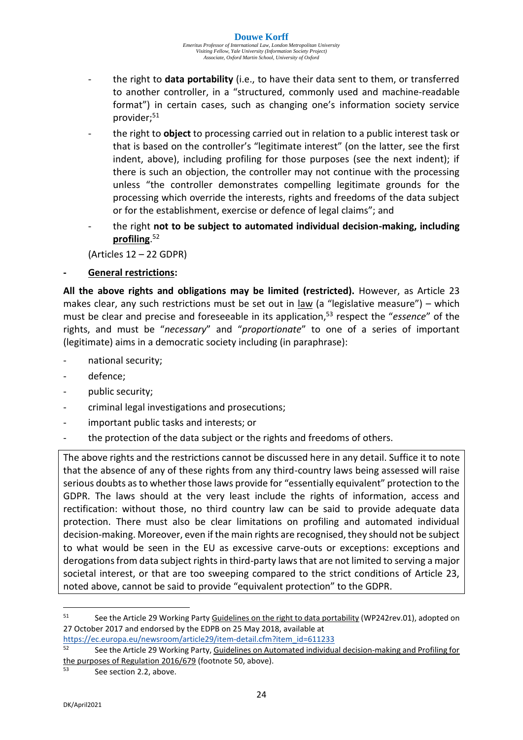- the right to **data portability** (i.e., to have their data sent to them, or transferred to another controller, in a "structured, commonly used and machine-readable format") in certain cases, such as changing one's information society service provider;[51]

- the right to **object** to processing carried out in relation to a public interest task or that is based on the controller's "legitimate interest" (on the latter, see the first indent, above), including profiling for those purposes (see the next indent); if there is such an objection, the controller may not continue with the processing unless "the controller demonstrates compelling legitimate grounds for the processing which override the interests, rights and freedoms of the data subject or for the establishment, exercise or defence of legal claims"; and

- the right **not to be subject to automated individual decision-making, including profiling**.[52]

(Articles 12 – 22 GDPR)

- **General restrictions:**

**All the above rights and obligations may be limited (restricted).** However, as Article 23 makes clear, any such restrictions must be set out in law (a "legislative measure") – which must be clear and precise and foreseeable in its application,[53] respect the "*essence*" of the rights, and must be "*necessary*" and "*proportionate*" to one of a series of important (legitimate) aims in a democratic society including (in paraphrase):

- national security;
- defence;
- public security;
- criminal legal investigations and prosecutions;
- important public tasks and interests; or
- the protection of the data subject or the rights and freedoms of others.

The above rights and the restrictions cannot be discussed here in any detail. Suffice it to note that the absence of any of these rights from any third-country laws being assessed will raise serious doubts as to whether those laws provide for "essentially equivalent" protection to the GDPR. The laws should at the very least include the rights of information, access and rectification: without those, no third country law can be said to provide adequate data protection. There must also be clear limitations on profiling and automated individual decision-making. Moreover, even if the main rights are recognised, they should not be subject to what would be seen in the EU as excessive carve-outs or exceptions: exceptions and derogations from data subject rights in third-party laws that are not limited to serving a major societal interest, or that are too sweeping compared to the strict conditions of Article 23, noted above, cannot be said to provide "equivalent protection" to the GDPR.

---

[51] See the Article 29 Working Party Guidelines on the right to data portability (WP242rev.01), adopted on 27 October 2017 and endorsed by the EDPB on 25 May 2018, available at https://ec.europa.eu/newsroom/article29/item-detail.cfm?item_id=611233

[52] See the Article 29 Working Party, Guidelines on Automated individual decision-making and Profiling for the purposes of Regulation 2016/679 (footnote 50, above).

[53] See section 2.2, above.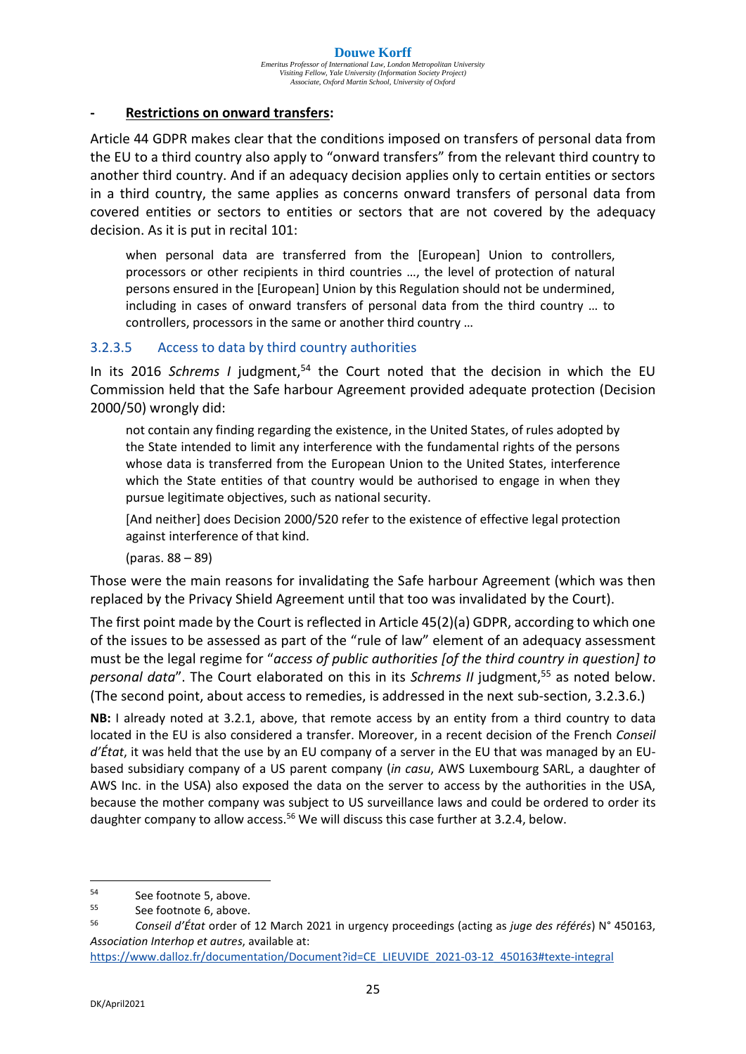- **Restrictions on onward transfers:**

Article 44 GDPR makes clear that the conditions imposed on transfers of personal data from the EU to a third country also apply to "onward transfers" from the relevant third country to another third country. And if an adequacy decision applies only to certain entities or sectors in a third country, the same applies as concerns onward transfers of personal data from covered entities or sectors to entities or sectors that are not covered by the adequacy decision. As it is put in recital 101:

> when personal data are transferred from the [European] Union to controllers, processors or other recipients in third countries …, the level of protection of natural persons ensured in the [European] Union by this Regulation should not be undermined, including in cases of onward transfers of personal data from the third country … to controllers, processors in the same or another third country …

#### 3.2.3.5 Access to data by third country authorities

In its 2016 *Schrems I* judgment,[54] the Court noted that the decision in which the EU Commission held that the Safe harbour Agreement provided adequate protection (Decision 2000/50) wrongly did:

> not contain any finding regarding the existence, in the United States, of rules adopted by the State intended to limit any interference with the fundamental rights of the persons whose data is transferred from the European Union to the United States, interference which the State entities of that country would be authorised to engage in when they pursue legitimate objectives, such as national security.
>
> [And neither] does Decision 2000/520 refer to the existence of effective legal protection against interference of that kind.
>
> (paras. 88 – 89)

Those were the main reasons for invalidating the Safe harbour Agreement (which was then replaced by the Privacy Shield Agreement until that too was invalidated by the Court).

The first point made by the Court is reflected in Article 45(2)(a) GDPR, according to which one of the issues to be assessed as part of the "rule of law" element of an adequacy assessment must be the legal regime for "*access of public authorities [of the third country in question] to personal data*". The Court elaborated on this in its *Schrems II* judgment,[55] as noted below. (The second point, about access to remedies, is addressed in the next sub-section, 3.2.3.6.)

**NB:** I already noted at 3.2.1, above, that remote access by an entity from a third country to data located in the EU is also considered a transfer. Moreover, in a recent decision of the French *Conseil d'État*, it was held that the use by an EU company of a server in the EU that was managed by an EU-based subsidiary company of a US parent company (*in casu*, AWS Luxembourg SARL, a daughter of AWS Inc. in the USA) also exposed the data on the server to access by the authorities in the USA, because the mother company was subject to US surveillance laws and could be ordered to order its daughter company to allow access.[56] We will discuss this case further at 3.2.4, below.

---

[54] See footnote 5, above.

[55] See footnote 6, above.

[56] *Conseil d'État* order of 12 March 2021 in urgency proceedings (acting as *juge des référés*) N° 450163, *Association Interhop et autres*, available at: https://www.dalloz.fr/documentation/Document?id=CE_LIEUVIDE_2021-03-12_450163#texte-integral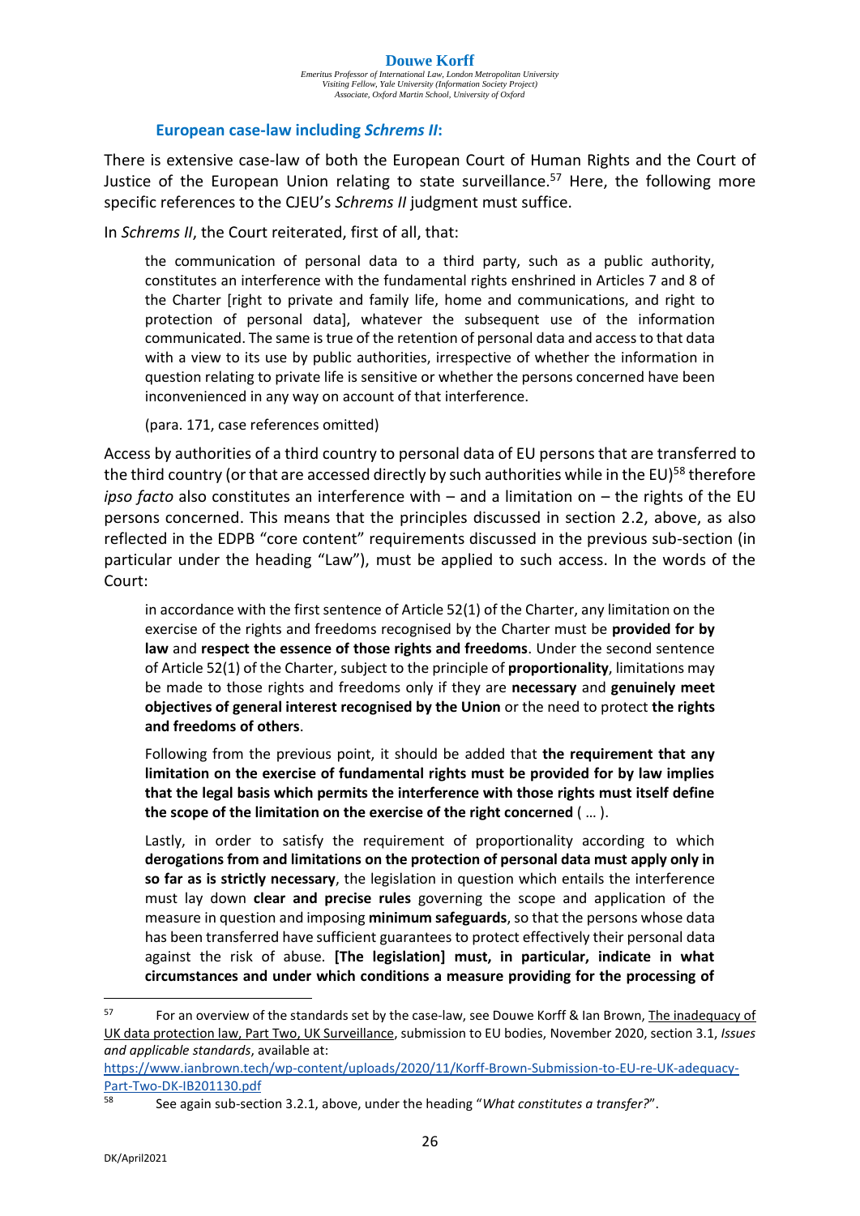### European case-law including *Schrems II*:

There is extensive case-law of both the European Court of Human Rights and the Court of Justice of the European Union relating to state surveillance.[57] Here, the following more specific references to the CJEU's *Schrems II* judgment must suffice.

In *Schrems II*, the Court reiterated, first of all, that:

> the communication of personal data to a third party, such as a public authority, constitutes an interference with the fundamental rights enshrined in Articles 7 and 8 of the Charter [right to private and family life, home and communications, and right to protection of personal data], whatever the subsequent use of the information communicated. The same is true of the retention of personal data and access to that data with a view to its use by public authorities, irrespective of whether the information in question relating to private life is sensitive or whether the persons concerned have been inconvenienced in any way on account of that interference.
>
> (para. 171, case references omitted)

Access by authorities of a third country to personal data of EU persons that are transferred to the third country (or that are accessed directly by such authorities while in the EU)[58] therefore *ipso facto* also constitutes an interference with – and a limitation on – the rights of the EU persons concerned. This means that the principles discussed in section 2.2, above, as also reflected in the EDPB "core content" requirements discussed in the previous sub-section (in particular under the heading "Law"), must be applied to such access. In the words of the Court:

> in accordance with the first sentence of Article 52(1) of the Charter, any limitation on the exercise of the rights and freedoms recognised by the Charter must be **provided for by law** and **respect the essence of those rights and freedoms**. Under the second sentence of Article 52(1) of the Charter, subject to the principle of **proportionality**, limitations may be made to those rights and freedoms only if they are **necessary** and **genuinely meet objectives of general interest recognised by the Union** or the need to protect **the rights and freedoms of others**.
>
> Following from the previous point, it should be added that **the requirement that any limitation on the exercise of fundamental rights must be provided for by law implies that the legal basis which permits the interference with those rights must itself define the scope of the limitation on the exercise of the right concerned** ( … ).
>
> Lastly, in order to satisfy the requirement of proportionality according to which **derogations from and limitations on the protection of personal data must apply only in so far as is strictly necessary**, the legislation in question which entails the interference must lay down **clear and precise rules** governing the scope and application of the measure in question and imposing **minimum safeguards**, so that the persons whose data has been transferred have sufficient guarantees to protect effectively their personal data against the risk of abuse. **[The legislation] must, in particular, indicate in what circumstances and under which conditions a measure providing for the processing of**

---

[57] For an overview of the standards set by the case-law, see Douwe Korff & Ian Brown, The inadequacy of UK data protection law, Part Two, UK Surveillance, submission to EU bodies, November 2020, section 3.1, *Issues and applicable standards*, available at: https://www.ianbrown.tech/wp-content/uploads/2020/11/Korff-Brown-Submission-to-EU-re-UK-adequacy-Part-Two-DK-IB201130.pdf

[58] See again sub-section 3.2.1, above, under the heading "*What constitutes a transfer?*".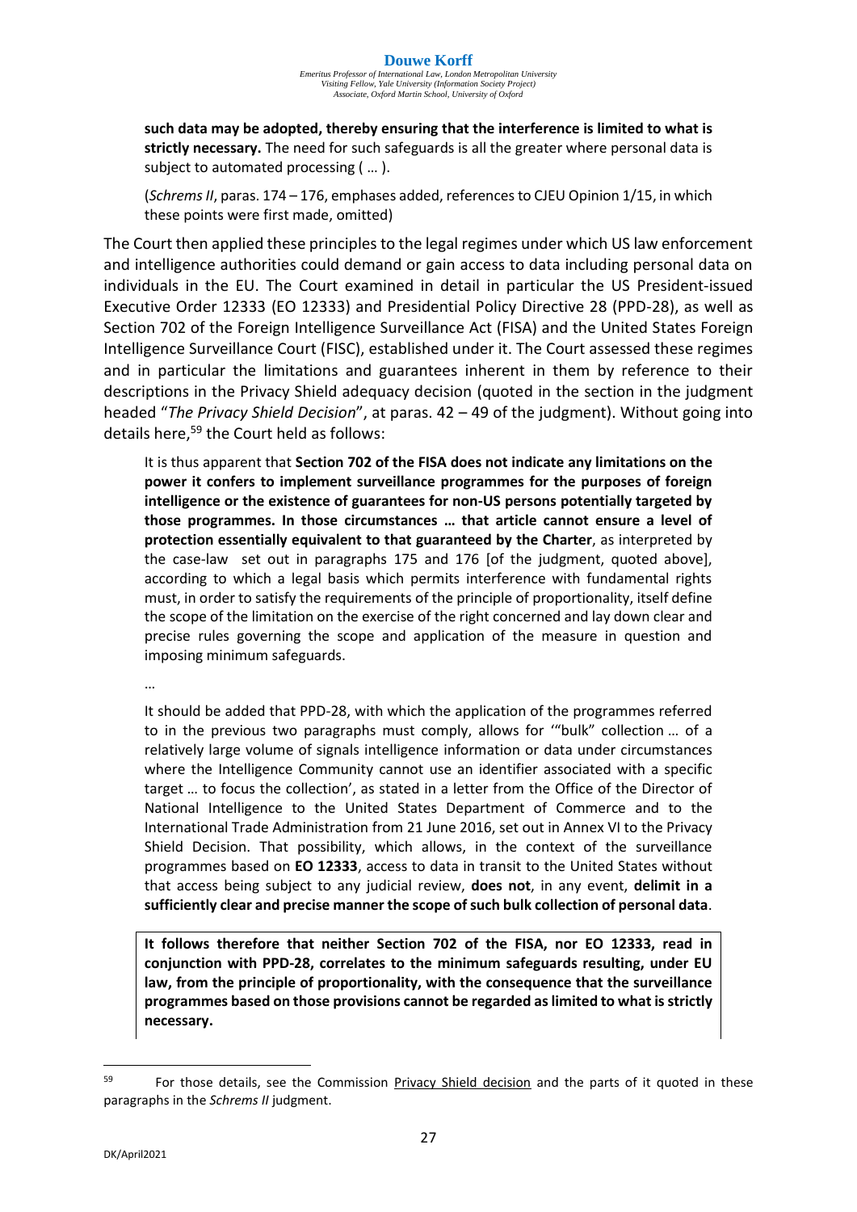> **such data may be adopted, thereby ensuring that the interference is limited to what is strictly necessary.** The need for such safeguards is all the greater where personal data is subject to automated processing ( … ).
>
> (*Schrems II*, paras. 174 – 176, emphases added, references to CJEU Opinion 1/15, in which these points were first made, omitted)

The Court then applied these principles to the legal regimes under which US law enforcement and intelligence authorities could demand or gain access to data including personal data on individuals in the EU. The Court examined in detail in particular the US President-issued Executive Order 12333 (EO 12333) and Presidential Policy Directive 28 (PPD-28), as well as Section 702 of the Foreign Intelligence Surveillance Act (FISA) and the United States Foreign Intelligence Surveillance Court (FISC), established under it. The Court assessed these regimes and in particular the limitations and guarantees inherent in them by reference to their descriptions in the Privacy Shield adequacy decision (quoted in the section in the judgment headed "*The Privacy Shield Decision*", at paras. 42 – 49 of the judgment). Without going into details here,[59] the Court held as follows:

> It is thus apparent that **Section 702 of the FISA does not indicate any limitations on the power it confers to implement surveillance programmes for the purposes of foreign intelligence or the existence of guarantees for non-US persons potentially targeted by those programmes. In those circumstances … that article cannot ensure a level of protection essentially equivalent to that guaranteed by the Charter**, as interpreted by the case-law set out in paragraphs 175 and 176 [of the judgment, quoted above], according to which a legal basis which permits interference with fundamental rights must, in order to satisfy the requirements of the principle of proportionality, itself define the scope of the limitation on the exercise of the right concerned and lay down clear and precise rules governing the scope and application of the measure in question and imposing minimum safeguards.
>
> …
>
> It should be added that PPD-28, with which the application of the programmes referred to in the previous two paragraphs must comply, allows for '"bulk" collection … of a relatively large volume of signals intelligence information or data under circumstances where the Intelligence Community cannot use an identifier associated with a specific target … to focus the collection', as stated in a letter from the Office of the Director of National Intelligence to the United States Department of Commerce and to the International Trade Administration from 21 June 2016, set out in Annex VI to the Privacy Shield Decision. That possibility, which allows, in the context of the surveillance programmes based on **EO 12333**, access to data in transit to the United States without that access being subject to any judicial review, **does not**, in any event, **delimit in a sufficiently clear and precise manner the scope of such bulk collection of personal data**.
>
> **It follows therefore that neither Section 702 of the FISA, nor EO 12333, read in conjunction with PPD-28, correlates to the minimum safeguards resulting, under EU law, from the principle of proportionality, with the consequence that the surveillance programmes based on those provisions cannot be regarded as limited to what is strictly necessary.**

---

[59] For those details, see the Commission Privacy Shield decision and the parts of it quoted in these paragraphs in the *Schrems II* judgment.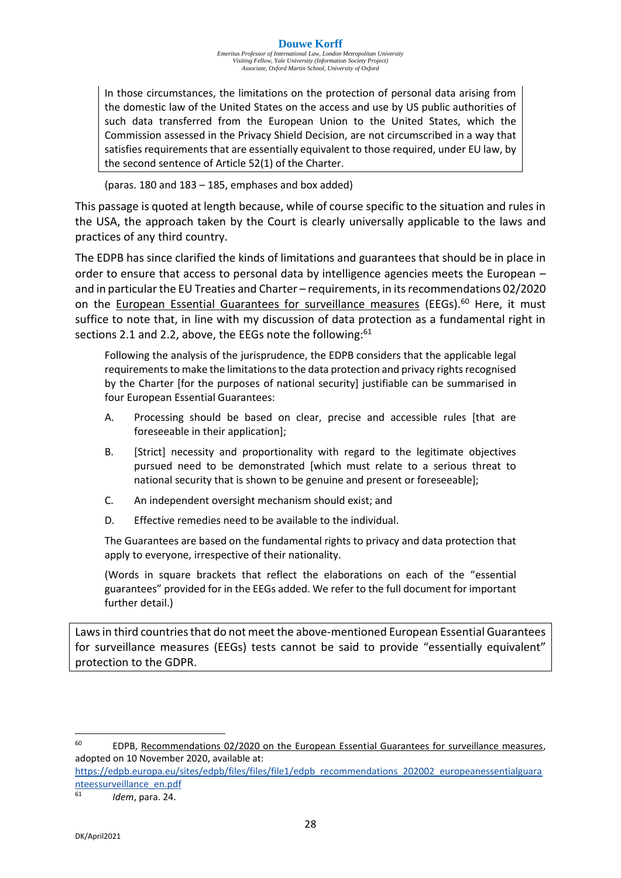> In those circumstances, the limitations on the protection of personal data arising from the domestic law of the United States on the access and use by US public authorities of such data transferred from the European Union to the United States, which the Commission assessed in the Privacy Shield Decision, are not circumscribed in a way that satisfies requirements that are essentially equivalent to those required, under EU law, by the second sentence of Article 52(1) of the Charter.

(paras. 180 and 183 – 185, emphases and box added)

This passage is quoted at length because, while of course specific to the situation and rules in the USA, the approach taken by the Court is clearly universally applicable to the laws and practices of any third country.

The EDPB has since clarified the kinds of limitations and guarantees that should be in place in order to ensure that access to personal data by intelligence agencies meets the European – and in particular the EU Treaties and Charter – requirements, in its recommendations 02/2020 on the European Essential Guarantees for surveillance measures (EEGs).[60] Here, it must suffice to note that, in line with my discussion of data protection as a fundamental right in sections 2.1 and 2.2, above, the EEGs note the following:[61]

> Following the analysis of the jurisprudence, the EDPB considers that the applicable legal requirements to make the limitations to the data protection and privacy rights recognised by the Charter [for the purposes of national security] justifiable can be summarised in four European Essential Guarantees:
>
> A. Processing should be based on clear, precise and accessible rules [that are foreseeable in their application];
>
> B. [Strict] necessity and proportionality with regard to the legitimate objectives pursued need to be demonstrated [which must relate to a serious threat to national security that is shown to be genuine and present or foreseeable];
>
> C. An independent oversight mechanism should exist; and
>
> D. Effective remedies need to be available to the individual.
>
> The Guarantees are based on the fundamental rights to privacy and data protection that apply to everyone, irrespective of their nationality.
>
> (Words in square brackets that reflect the elaborations on each of the "essential guarantees" provided for in the EEGs added. We refer to the full document for important further detail.)

Laws in third countries that do not meet the above-mentioned European Essential Guarantees for surveillance measures (EEGs) tests cannot be said to provide "essentially equivalent" protection to the GDPR.

---

[60] EDPB, Recommendations 02/2020 on the European Essential Guarantees for surveillance measures, adopted on 10 November 2020, available at: https://edpb.europa.eu/sites/edpb/files/files/file1/edpb_recommendations_202002_europeanessentialguaranteessurveillance_en.pdf

[61] *Idem*, para. 24.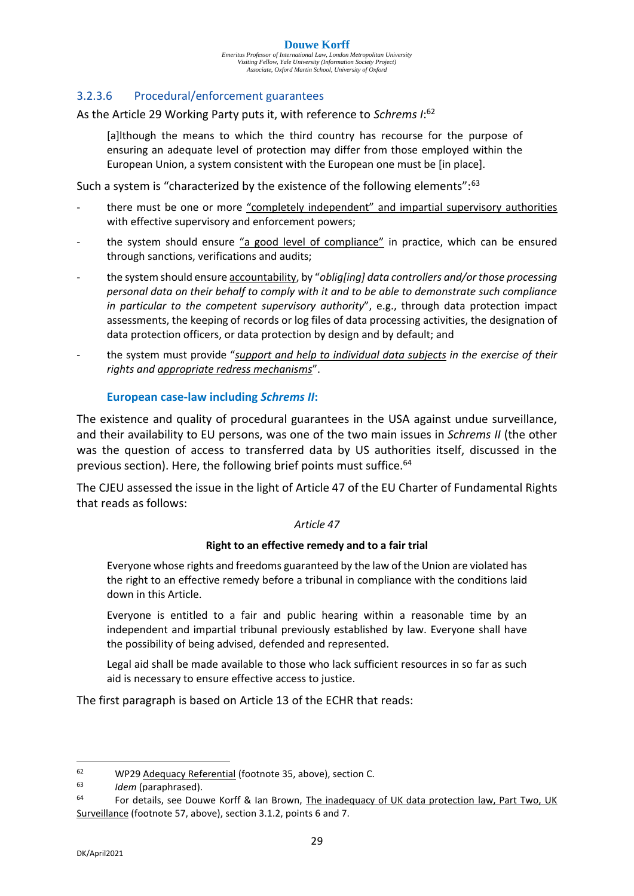### 3.2.3.6 Procedural/enforcement guarantees

As the Article 29 Working Party puts it, with reference to *Schrems I*:[62]

> [a]lthough the means to which the third country has recourse for the purpose of ensuring an adequate level of protection may differ from those employed within the European Union, a system consistent with the European one must be [in place].

Such a system is "characterized by the existence of the following elements":[63]

- there must be one or more "completely independent" and impartial supervisory authorities with effective supervisory and enforcement powers;
- the system should ensure "a good level of compliance" in practice, which can be ensured through sanctions, verifications and audits;
- the system should ensure accountability, by "*oblig[ing] data controllers and/or those processing personal data on their behalf to comply with it and to be able to demonstrate such compliance in particular to the competent supervisory authority*", e.g., through data protection impact assessments, the keeping of records or log files of data processing activities, the designation of data protection officers, or data protection by design and by default; and
- the system must provide "*support and help to individual data subjects in the exercise of their rights and appropriate redress mechanisms*".

#### European case-law including *Schrems II*:

The existence and quality of procedural guarantees in the USA against undue surveillance, and their availability to EU persons, was one of the two main issues in *Schrems II* (the other was the question of access to transferred data by US authorities itself, discussed in the previous section). Here, the following brief points must suffice.[64]

The CJEU assessed the issue in the light of Article 47 of the EU Charter of Fundamental Rights that reads as follows:

> *Article 47*
>
> **Right to an effective remedy and to a fair trial**
>
> Everyone whose rights and freedoms guaranteed by the law of the Union are violated has the right to an effective remedy before a tribunal in compliance with the conditions laid down in this Article.
>
> Everyone is entitled to a fair and public hearing within a reasonable time by an independent and impartial tribunal previously established by law. Everyone shall have the possibility of being advised, defended and represented.
>
> Legal aid shall be made available to those who lack sufficient resources in so far as such aid is necessary to ensure effective access to justice.

The first paragraph is based on Article 13 of the ECHR that reads:

---

[62] WP29 Adequacy Referential (footnote 35, above), section C.

[63] *Idem* (paraphrased).

[64] For details, see Douwe Korff & Ian Brown, The inadequacy of UK data protection law, Part Two, UK Surveillance (footnote 57, above), section 3.1.2, points 6 and 7.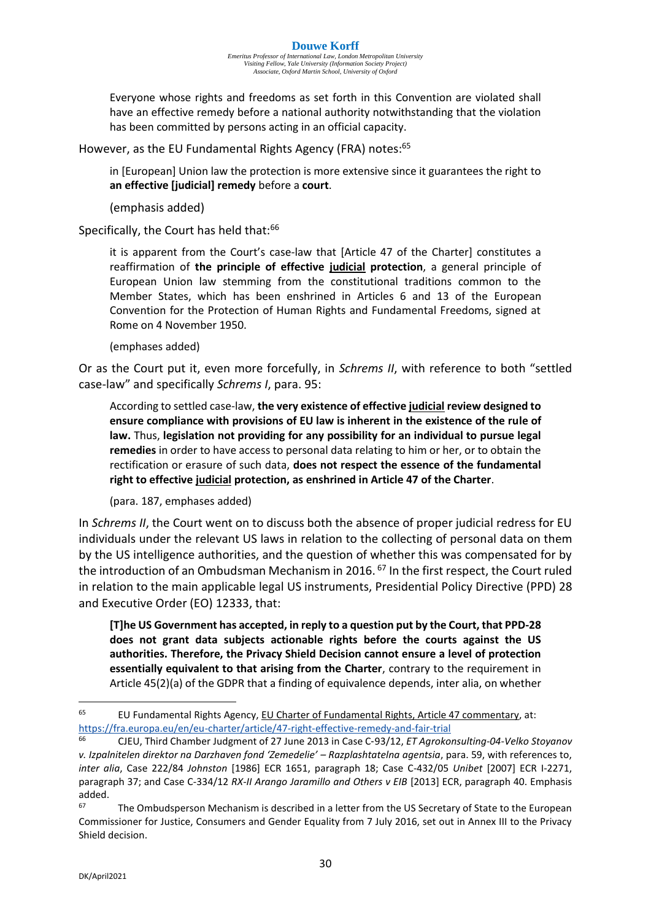> Everyone whose rights and freedoms as set forth in this Convention are violated shall have an effective remedy before a national authority notwithstanding that the violation has been committed by persons acting in an official capacity.

However, as the EU Fundamental Rights Agency (FRA) notes:[65]

> in [European] Union law the protection is more extensive since it guarantees the right to **an effective [judicial] remedy** before a **court**.
>
> (emphasis added)

Specifically, the Court has held that:[66]

> it is apparent from the Court's case-law that [Article 47 of the Charter] constitutes a reaffirmation of **the principle of effective <u>judicial</u> protection**, a general principle of European Union law stemming from the constitutional traditions common to the Member States, which has been enshrined in Articles 6 and 13 of the European Convention for the Protection of Human Rights and Fundamental Freedoms, signed at Rome on 4 November 1950.
>
> (emphases added)

Or as the Court put it, even more forcefully, in *Schrems II*, with reference to both "settled case-law" and specifically *Schrems I*, para. 95:

> According to settled case-law, **the very existence of effective <u>judicial</u> review designed to ensure compliance with provisions of EU law is inherent in the existence of the rule of law.** Thus, **legislation not providing for any possibility for an individual to pursue legal remedies** in order to have access to personal data relating to him or her, or to obtain the rectification or erasure of such data, **does not respect the essence of the fundamental right to effective <u>judicial</u> protection, as enshrined in Article 47 of the Charter**.
>
> (para. 187, emphases added)

In *Schrems II*, the Court went on to discuss both the absence of proper judicial redress for EU individuals under the relevant US laws in relation to the collecting of personal data on them by the US intelligence authorities, and the question of whether this was compensated for by the introduction of an Ombudsman Mechanism in 2016.[67] In the first respect, the Court ruled in relation to the main applicable legal US instruments, Presidential Policy Directive (PPD) 28 and Executive Order (EO) 12333, that:

> **[T]he US Government has accepted, in reply to a question put by the Court, that PPD-28 does not grant data subjects actionable rights before the courts against the US authorities. Therefore, the Privacy Shield Decision cannot ensure a level of protection essentially equivalent to that arising from the Charter**, contrary to the requirement in Article 45(2)(a) of the GDPR that a finding of equivalence depends, inter alia, on whether

---

[65] EU Fundamental Rights Agency, <u>EU Charter of Fundamental Rights, Article 47 commentary</u>, at: https://fra.europa.eu/en/eu-charter/article/47-right-effective-remedy-and-fair-trial

[66] CJEU, Third Chamber Judgment of 27 June 2013 in Case C-93/12, *ET Agrokonsulting-04-Velko Stoyanov v. Izpalnitelen direktor na Darzhaven fond 'Zemedelie' – Razplashtatelna agentsia*, para. 59, with references to, *inter alia*, Case 222/84 *Johnston* [1986] ECR 1651, paragraph 18; Case C-432/05 *Unibet* [2007] ECR I-2271, paragraph 37; and Case C-334/12 *RX-II Arango Jaramillo and Others v EIB* [2013] ECR, paragraph 40. Emphasis added.

[67] The Ombudsperson Mechanism is described in a letter from the US Secretary of State to the European Commissioner for Justice, Consumers and Gender Equality from 7 July 2016, set out in Annex III to the Privacy Shield decision.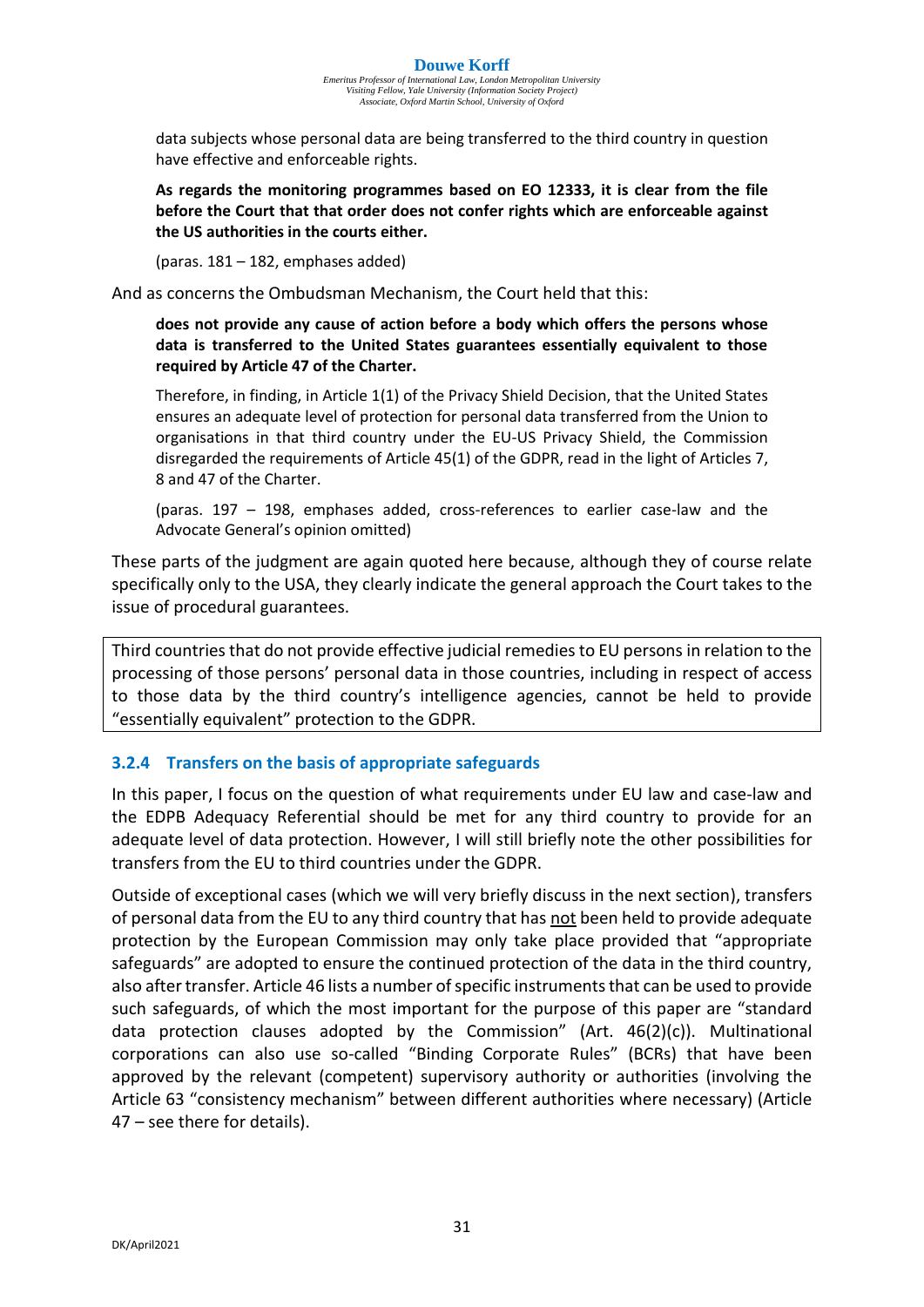> data subjects whose personal data are being transferred to the third country in question have effective and enforceable rights.
>
> **As regards the monitoring programmes based on EO 12333, it is clear from the file before the Court that that order does not confer rights which are enforceable against the US authorities in the courts either.**
>
> (paras. 181 – 182, emphases added)

And as concerns the Ombudsman Mechanism, the Court held that this:

> **does not provide any cause of action before a body which offers the persons whose data is transferred to the United States guarantees essentially equivalent to those required by Article 47 of the Charter.**
>
> Therefore, in finding, in Article 1(1) of the Privacy Shield Decision, that the United States ensures an adequate level of protection for personal data transferred from the Union to organisations in that third country under the EU-US Privacy Shield, the Commission disregarded the requirements of Article 45(1) of the GDPR, read in the light of Articles 7, 8 and 47 of the Charter.
>
> (paras. 197 – 198, emphases added, cross-references to earlier case-law and the Advocate General's opinion omitted)

These parts of the judgment are again quoted here because, although they of course relate specifically only to the USA, they clearly indicate the general approach the Court takes to the issue of procedural guarantees.

Third countries that do not provide effective judicial remedies to EU persons in relation to the processing of those persons' personal data in those countries, including in respect of access to those data by the third country's intelligence agencies, cannot be held to provide "essentially equivalent" protection to the GDPR.

### 3.2.4 Transfers on the basis of appropriate safeguards

In this paper, I focus on the question of what requirements under EU law and case-law and the EDPB Adequacy Referential should be met for any third country to provide for an adequate level of data protection. However, I will still briefly note the other possibilities for transfers from the EU to third countries under the GDPR.

Outside of exceptional cases (which we will very briefly discuss in the next section), transfers of personal data from the EU to any third country that has not been held to provide adequate protection by the European Commission may only take place provided that "appropriate safeguards" are adopted to ensure the continued protection of the data in the third country, also after transfer. Article 46 lists a number of specific instruments that can be used to provide such safeguards, of which the most important for the purpose of this paper are "standard data protection clauses adopted by the Commission" (Art. 46(2)(c)). Multinational corporations can also use so-called "Binding Corporate Rules" (BCRs) that have been approved by the relevant (competent) supervisory authority or authorities (involving the Article 63 "consistency mechanism" between different authorities where necessary) (Article 47 – see there for details).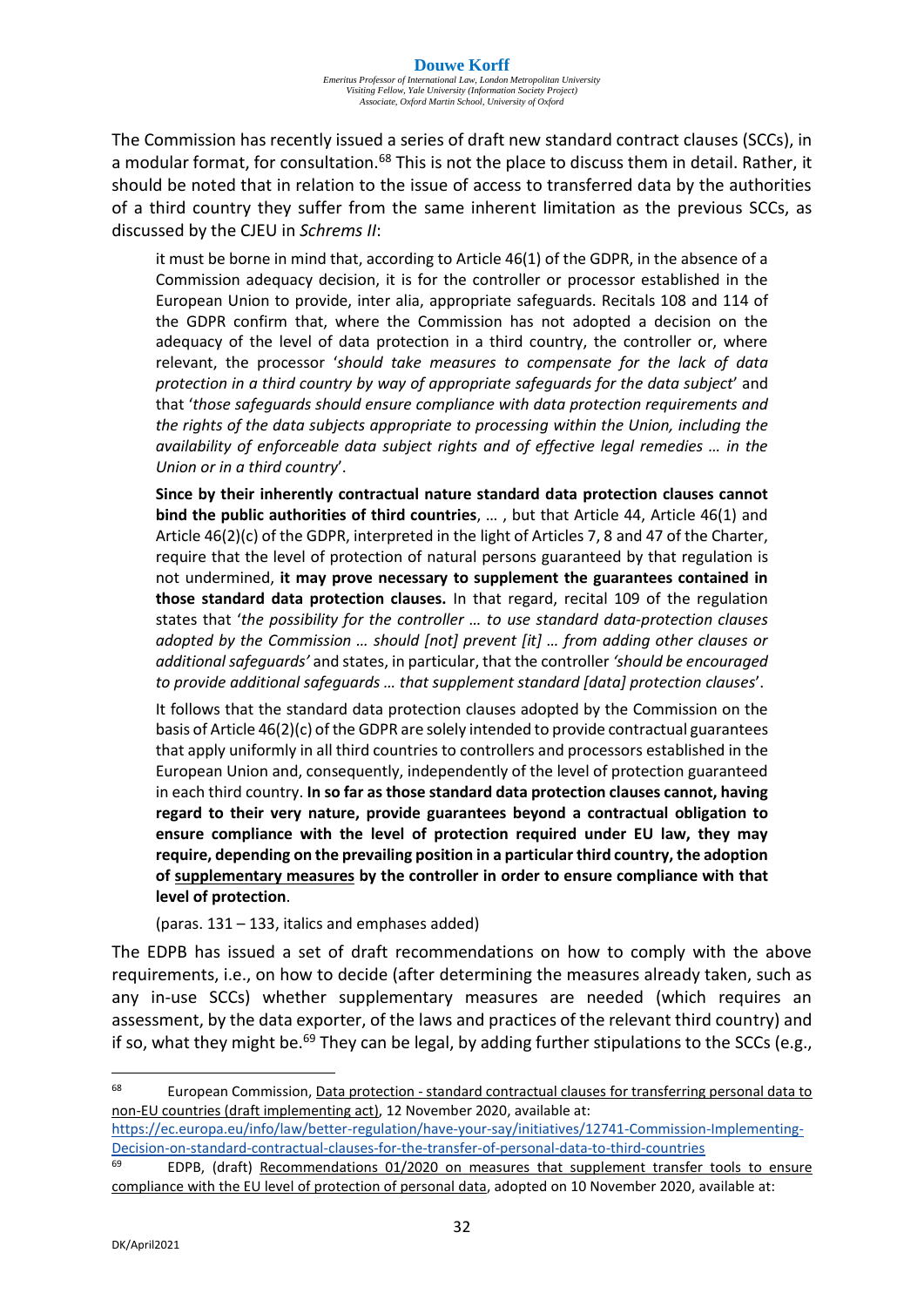The Commission has recently issued a series of draft new standard contract clauses (SCCs), in a modular format, for consultation.[68] This is not the place to discuss them in detail. Rather, it should be noted that in relation to the issue of access to transferred data by the authorities of a third country they suffer from the same inherent limitation as the previous SCCs, as discussed by the CJEU in *Schrems II*:

> it must be borne in mind that, according to Article 46(1) of the GDPR, in the absence of a Commission adequacy decision, it is for the controller or processor established in the European Union to provide, inter alia, appropriate safeguards. Recitals 108 and 114 of the GDPR confirm that, where the Commission has not adopted a decision on the adequacy of the level of data protection in a third country, the controller or, where relevant, the processor '*should take measures to compensate for the lack of data protection in a third country by way of appropriate safeguards for the data subject*' and that '*those safeguards should ensure compliance with data protection requirements and the rights of the data subjects appropriate to processing within the Union, including the availability of enforceable data subject rights and of effective legal remedies … in the Union or in a third country*'.
>
> **Since by their inherently contractual nature standard data protection clauses cannot bind the public authorities of third countries**, … , but that Article 44, Article 46(1) and Article 46(2)(c) of the GDPR, interpreted in the light of Articles 7, 8 and 47 of the Charter, require that the level of protection of natural persons guaranteed by that regulation is not undermined, **it may prove necessary to supplement the guarantees contained in those standard data protection clauses.** In that regard, recital 109 of the regulation states that '*the possibility for the controller … to use standard data-protection clauses adopted by the Commission … should [not] prevent [it] … from adding other clauses or additional safeguards'* and states, in particular, that the controller *'should be encouraged to provide additional safeguards … that supplement standard [data] protection clauses*'.
>
> It follows that the standard data protection clauses adopted by the Commission on the basis of Article 46(2)(c) of the GDPR are solely intended to provide contractual guarantees that apply uniformly in all third countries to controllers and processors established in the European Union and, consequently, independently of the level of protection guaranteed in each third country. **In so far as those standard data protection clauses cannot, having regard to their very nature, provide guarantees beyond a contractual obligation to ensure compliance with the level of protection required under EU law, they may require, depending on the prevailing position in a particular third country, the adoption of <u>supplementary measures</u> by the controller in order to ensure compliance with that level of protection**.
>
> (paras. 131 – 133, italics and emphases added)

The EDPB has issued a set of draft recommendations on how to comply with the above requirements, i.e., on how to decide (after determining the measures already taken, such as any in-use SCCs) whether supplementary measures are needed (which requires an assessment, by the data exporter, of the laws and practices of the relevant third country) and if so, what they might be.[69] They can be legal, by adding further stipulations to the SCCs (e.g.,

---

[68] European Commission, Data protection - standard contractual clauses for transferring personal data to non-EU countries (draft implementing act), 12 November 2020, available at: https://ec.europa.eu/info/law/better-regulation/have-your-say/initiatives/12741-Commission-Implementing-Decision-on-standard-contractual-clauses-for-the-transfer-of-personal-data-to-third-countries

[69] EDPB, (draft) Recommendations 01/2020 on measures that supplement transfer tools to ensure compliance with the EU level of protection of personal data, adopted on 10 November 2020, available at: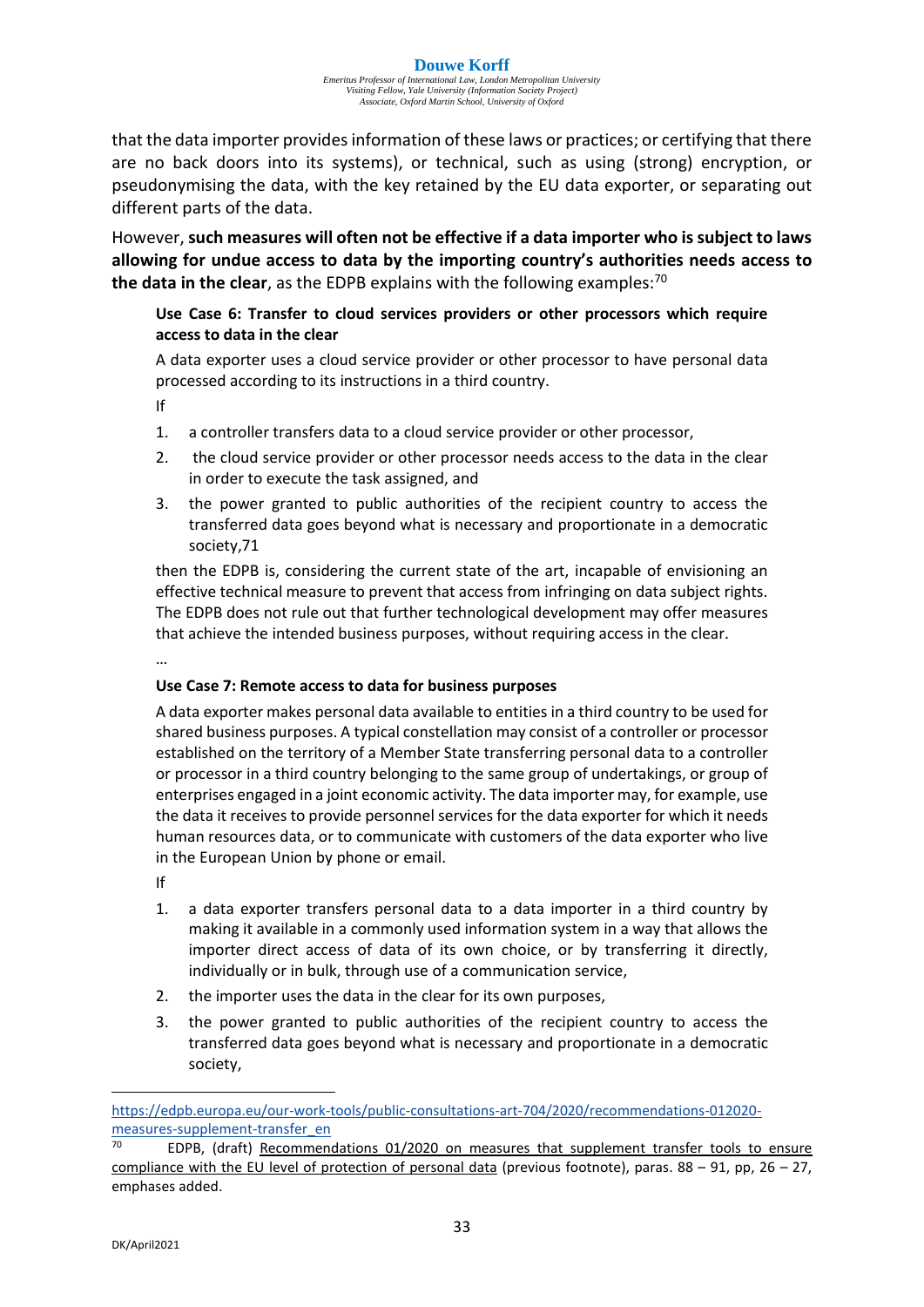that the data importer provides information of these laws or practices; or certifying that there are no back doors into its systems), or technical, such as using (strong) encryption, or pseudonymising the data, with the key retained by the EU data exporter, or separating out different parts of the data.

However, **such measures will often not be effective if a data importer who is subject to laws allowing for undue access to data by the importing country's authorities needs access to the data in the clear**, as the EDPB explains with the following examples:[70]

> **Use Case 6: Transfer to cloud services providers or other processors which require access to data in the clear**
>
> A data exporter uses a cloud service provider or other processor to have personal data processed according to its instructions in a third country.
>
> If
>
> 1. a controller transfers data to a cloud service provider or other processor,
> 2. the cloud service provider or other processor needs access to the data in the clear in order to execute the task assigned, and
> 3. the power granted to public authorities of the recipient country to access the transferred data goes beyond what is necessary and proportionate in a democratic society,71
>
> then the EDPB is, considering the current state of the art, incapable of envisioning an effective technical measure to prevent that access from infringing on data subject rights. The EDPB does not rule out that further technological development may offer measures that achieve the intended business purposes, without requiring access in the clear.
>
> …
>
> **Use Case 7: Remote access to data for business purposes**
>
> A data exporter makes personal data available to entities in a third country to be used for shared business purposes. A typical constellation may consist of a controller or processor established on the territory of a Member State transferring personal data to a controller or processor in a third country belonging to the same group of undertakings, or group of enterprises engaged in a joint economic activity. The data importer may, for example, use the data it receives to provide personnel services for the data exporter for which it needs human resources data, or to communicate with customers of the data exporter who live in the European Union by phone or email.
>
> If
>
> 1. a data exporter transfers personal data to a data importer in a third country by making it available in a commonly used information system in a way that allows the importer direct access of data of its own choice, or by transferring it directly, individually or in bulk, through use of a communication service,
> 2. the importer uses the data in the clear for its own purposes,
> 3. the power granted to public authorities of the recipient country to access the transferred data goes beyond what is necessary and proportionate in a democratic society,

---

https://edpb.europa.eu/our-work-tools/public-consultations-art-704/2020/recommendations-012020-measures-supplement-transfer_en

[70] EDPB, (draft) Recommendations 01/2020 on measures that supplement transfer tools to ensure compliance with the EU level of protection of personal data (previous footnote), paras. 88 – 91, pp, 26 – 27, emphases added.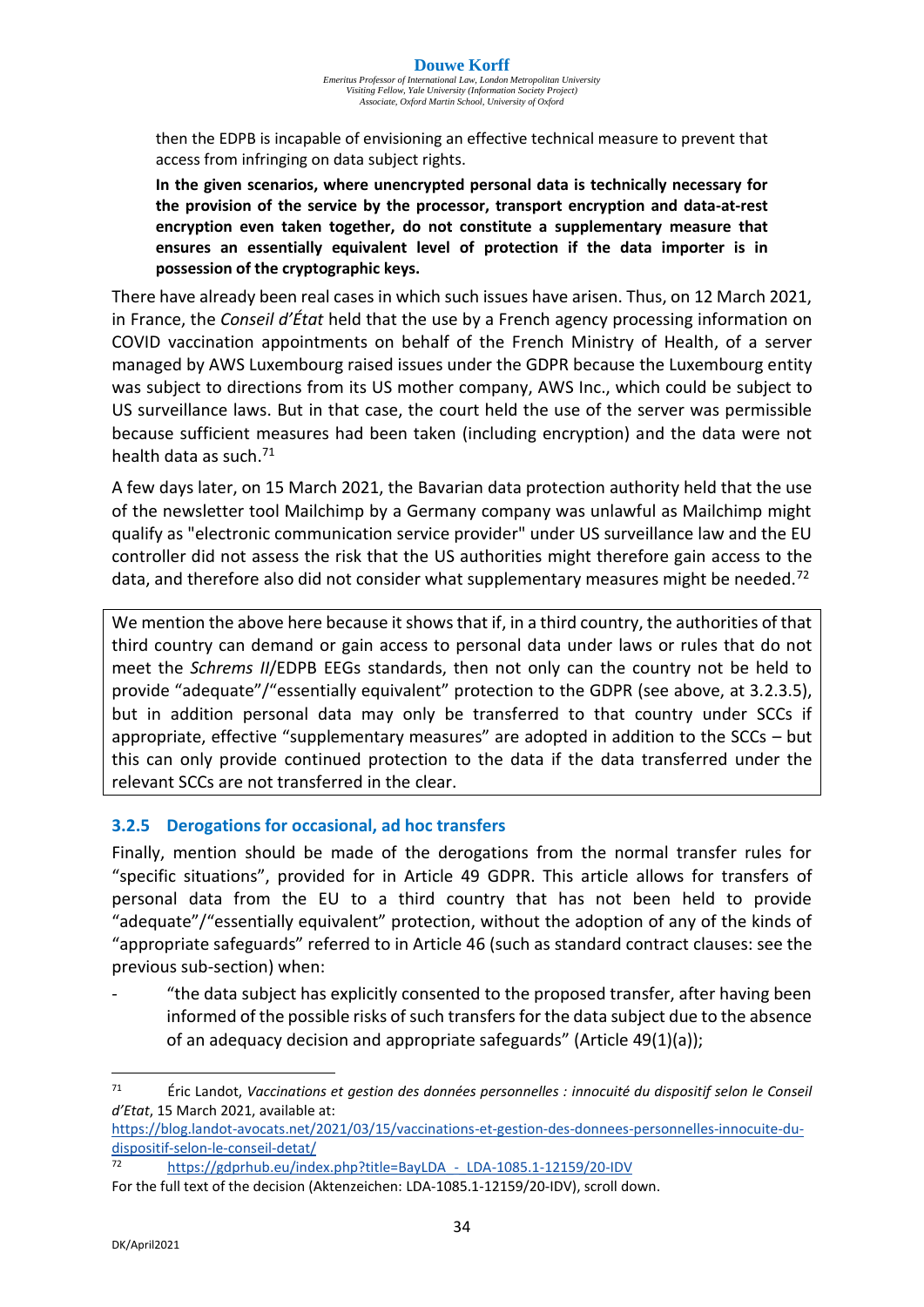then the EDPB is incapable of envisioning an effective technical measure to prevent that access from infringing on data subject rights.

**In the given scenarios, where unencrypted personal data is technically necessary for the provision of the service by the processor, transport encryption and data-at-rest encryption even taken together, do not constitute a supplementary measure that ensures an essentially equivalent level of protection if the data importer is in possession of the cryptographic keys.**

There have already been real cases in which such issues have arisen. Thus, on 12 March 2021, in France, the *Conseil d'État* held that the use by a French agency processing information on COVID vaccination appointments on behalf of the French Ministry of Health, of a server managed by AWS Luxembourg raised issues under the GDPR because the Luxembourg entity was subject to directions from its US mother company, AWS Inc., which could be subject to US surveillance laws. But in that case, the court held the use of the server was permissible because sufficient measures had been taken (including encryption) and the data were not health data as such.[71]

A few days later, on 15 March 2021, the Bavarian data protection authority held that the use of the newsletter tool Mailchimp by a Germany company was unlawful as Mailchimp might qualify as "electronic communication service provider" under US surveillance law and the EU controller did not assess the risk that the US authorities might therefore gain access to the data, and therefore also did not consider what supplementary measures might be needed.[72]

We mention the above here because it shows that if, in a third country, the authorities of that third country can demand or gain access to personal data under laws or rules that do not meet the *Schrems II*/EDPB EEGs standards, then not only can the country not be held to provide "adequate"/"essentially equivalent" protection to the GDPR (see above, at 3.2.3.5), but in addition personal data may only be transferred to that country under SCCs if appropriate, effective "supplementary measures" are adopted in addition to the SCCs – but this can only provide continued protection to the data if the data transferred under the relevant SCCs are not transferred in the clear.

### 3.2.5 Derogations for occasional, ad hoc transfers

Finally, mention should be made of the derogations from the normal transfer rules for "specific situations", provided for in Article 49 GDPR. This article allows for transfers of personal data from the EU to a third country that has not been held to provide "adequate"/"essentially equivalent" protection, without the adoption of any of the kinds of "appropriate safeguards" referred to in Article 46 (such as standard contract clauses: see the previous sub-section) when:

- "the data subject has explicitly consented to the proposed transfer, after having been informed of the possible risks of such transfers for the data subject due to the absence of an adequacy decision and appropriate safeguards" (Article 49(1)(a));

---

[71] Éric Landot, *Vaccinations et gestion des données personnelles : innocuité du dispositif selon le Conseil d'Etat*, 15 March 2021, available at: https://blog.landot-avocats.net/2021/03/15/vaccinations-et-gestion-des-donnees-personnelles-innocuite-du-dispositif-selon-le-conseil-detat/

[72] https://gdprhub.eu/index.php?title=BayLDA_-_LDA-1085.1-12159/20-IDV
For the full text of the decision (Aktenzeichen: LDA-1085.1-12159/20-IDV), scroll down.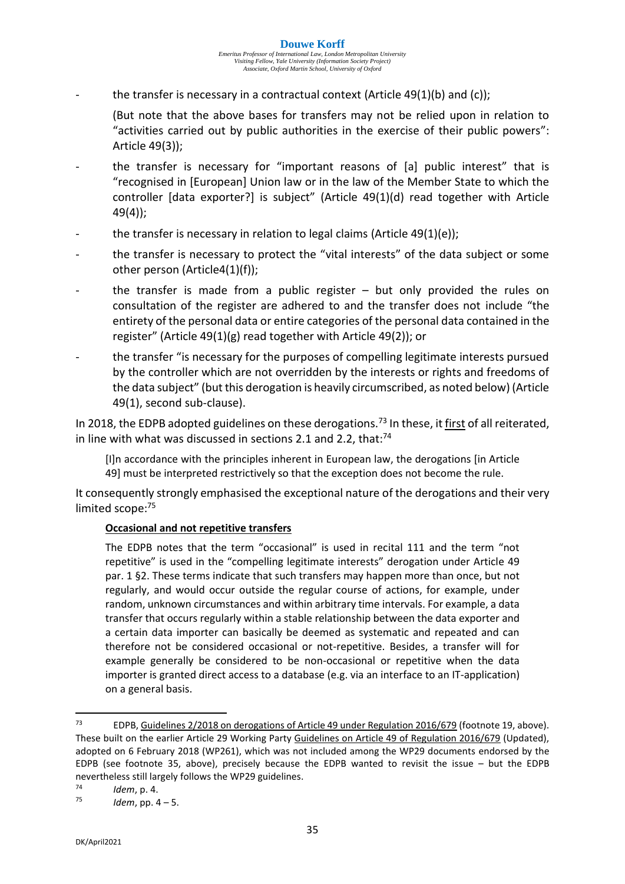- the transfer is necessary in a contractual context (Article 49(1)(b) and (c));

  (But note that the above bases for transfers may not be relied upon in relation to "activities carried out by public authorities in the exercise of their public powers": Article 49(3));

- the transfer is necessary for "important reasons of [a] public interest" that is "recognised in [European] Union law or in the law of the Member State to which the controller [data exporter?] is subject" (Article 49(1)(d) read together with Article 49(4));

- the transfer is necessary in relation to legal claims (Article 49(1)(e));

- the transfer is necessary to protect the "vital interests" of the data subject or some other person (Article4(1)(f));

- the transfer is made from a public register – but only provided the rules on consultation of the register are adhered to and the transfer does not include "the entirety of the personal data or entire categories of the personal data contained in the register" (Article 49(1)(g) read together with Article 49(2)); or

- the transfer "is necessary for the purposes of compelling legitimate interests pursued by the controller which are not overridden by the interests or rights and freedoms of the data subject" (but this derogation is heavily circumscribed, as noted below) (Article 49(1), second sub-clause).

In 2018, the EDPB adopted guidelines on these derogations.[73] In these, it first of all reiterated, in line with what was discussed in sections 2.1 and 2.2, that:[74]

> [I]n accordance with the principles inherent in European law, the derogations [in Article 49] must be interpreted restrictively so that the exception does not become the rule.

It consequently strongly emphasised the exceptional nature of the derogations and their very limited scope:[75]

> **Occasional and not repetitive transfers**
>
> The EDPB notes that the term "occasional" is used in recital 111 and the term "not repetitive" is used in the "compelling legitimate interests" derogation under Article 49 par. 1 §2. These terms indicate that such transfers may happen more than once, but not regularly, and would occur outside the regular course of actions, for example, under random, unknown circumstances and within arbitrary time intervals. For example, a data transfer that occurs regularly within a stable relationship between the data exporter and a certain data importer can basically be deemed as systematic and repeated and can therefore not be considered occasional or not-repetitive. Besides, a transfer will for example generally be considered to be non-occasional or repetitive when the data importer is granted direct access to a database (e.g. via an interface to an IT-application) on a general basis.

---

[73] EDPB, Guidelines 2/2018 on derogations of Article 49 under Regulation 2016/679 (footnote 19, above). These built on the earlier Article 29 Working Party Guidelines on Article 49 of Regulation 2016/679 (Updated), adopted on 6 February 2018 (WP261), which was not included among the WP29 documents endorsed by the EDPB (see footnote 35, above), precisely because the EDPB wanted to revisit the issue – but the EDPB nevertheless still largely follows the WP29 guidelines.

[74] *Idem*, p. 4.

[75] *Idem*, pp. 4 – 5.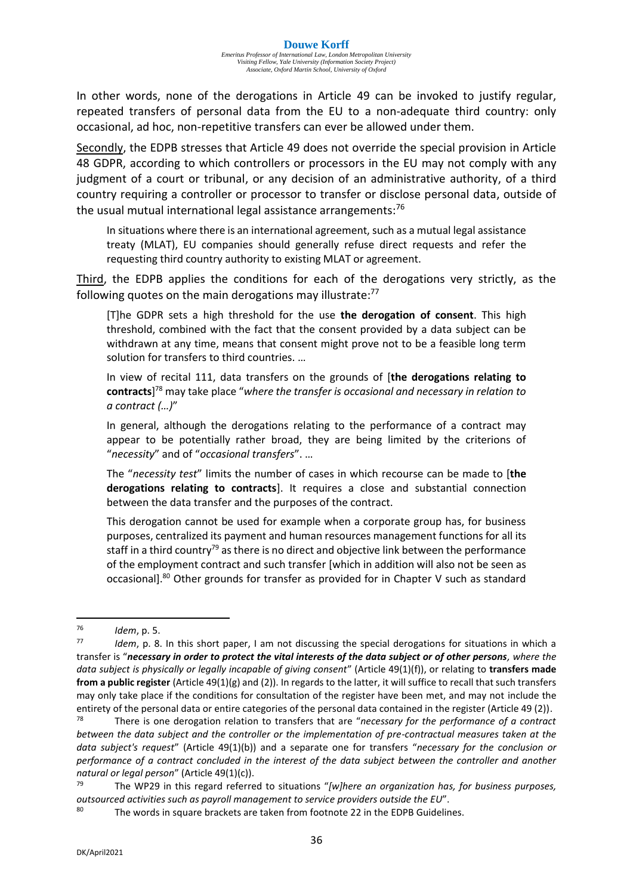In other words, none of the derogations in Article 49 can be invoked to justify regular, repeated transfers of personal data from the EU to a non-adequate third country: only occasional, ad hoc, non-repetitive transfers can ever be allowed under them.

Secondly, the EDPB stresses that Article 49 does not override the special provision in Article 48 GDPR, according to which controllers or processors in the EU may not comply with any judgment of a court or tribunal, or any decision of an administrative authority, of a third country requiring a controller or processor to transfer or disclose personal data, outside of the usual mutual international legal assistance arrangements:[76]

> In situations where there is an international agreement, such as a mutual legal assistance treaty (MLAT), EU companies should generally refuse direct requests and refer the requesting third country authority to existing MLAT or agreement.

Third, the EDPB applies the conditions for each of the derogations very strictly, as the following quotes on the main derogations may illustrate:[77]

> [T]he GDPR sets a high threshold for the use **the derogation of consent**. This high threshold, combined with the fact that the consent provided by a data subject can be withdrawn at any time, means that consent might prove not to be a feasible long term solution for transfers to third countries. …
>
> In view of recital 111, data transfers on the grounds of [**the derogations relating to contracts**][78] may take place "*where the transfer is occasional and necessary in relation to a contract (…)*"
>
> In general, although the derogations relating to the performance of a contract may appear to be potentially rather broad, they are being limited by the criterions of "*necessity*" and of "*occasional transfers*". …
>
> The "*necessity test*" limits the number of cases in which recourse can be made to [**the derogations relating to contracts**]. It requires a close and substantial connection between the data transfer and the purposes of the contract.
>
> This derogation cannot be used for example when a corporate group has, for business purposes, centralized its payment and human resources management functions for all its staff in a third country[79] as there is no direct and objective link between the performance of the employment contract and such transfer [which in addition will also not be seen as occasional].[80] Other grounds for transfer as provided for in Chapter V such as standard

---

[76] *Idem*, p. 5.

[77] *Idem*, p. 8. In this short paper, I am not discussing the special derogations for situations in which a transfer is "***necessary in order to protect the vital interests of the data subject or of other persons****, where the data subject is physically or legally incapable of giving consent*" (Article 49(1)(f)), or relating to **transfers made from a public register** (Article 49(1)(g) and (2)). In regards to the latter, it will suffice to recall that such transfers may only take place if the conditions for consultation of the register have been met, and may not include the entirety of the personal data or entire categories of the personal data contained in the register (Article 49 (2)).

[78] There is one derogation relation to transfers that are "*necessary for the performance of a contract between the data subject and the controller or the implementation of pre-contractual measures taken at the data subject's request*" (Article 49(1)(b)) and a separate one for transfers "*necessary for the conclusion or performance of a contract concluded in the interest of the data subject between the controller and another natural or legal person*" (Article 49(1)(c)).

[79] The WP29 in this regard referred to situations "*[w]here an organization has, for business purposes, outsourced activities such as payroll management to service providers outside the EU*".

[80] The words in square brackets are taken from footnote 22 in the EDPB Guidelines.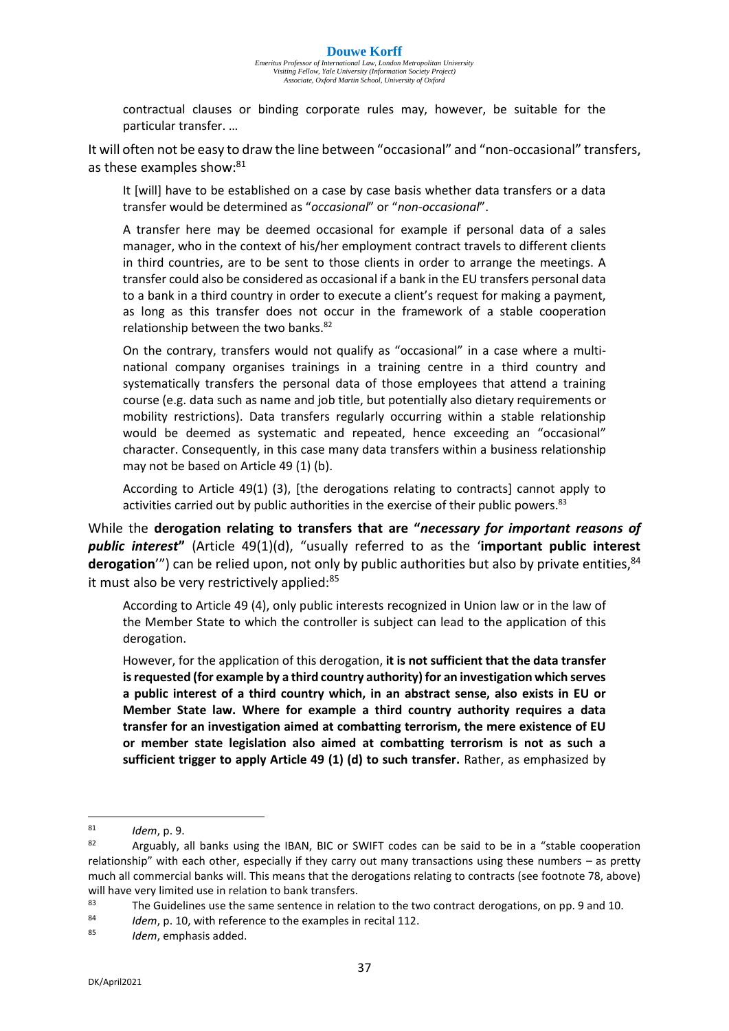> contractual clauses or binding corporate rules may, however, be suitable for the particular transfer. …

It will often not be easy to draw the line between "occasional" and "non-occasional" transfers, as these examples show:[81]

> It [will] have to be established on a case by case basis whether data transfers or a data transfer would be determined as "*occasional*" or "*non-occasional*".
>
> A transfer here may be deemed occasional for example if personal data of a sales manager, who in the context of his/her employment contract travels to different clients in third countries, are to be sent to those clients in order to arrange the meetings. A transfer could also be considered as occasional if a bank in the EU transfers personal data to a bank in a third country in order to execute a client's request for making a payment, as long as this transfer does not occur in the framework of a stable cooperation relationship between the two banks.[82]
>
> On the contrary, transfers would not qualify as "occasional" in a case where a multi-national company organises trainings in a training centre in a third country and systematically transfers the personal data of those employees that attend a training course (e.g. data such as name and job title, but potentially also dietary requirements or mobility restrictions). Data transfers regularly occurring within a stable relationship would be deemed as systematic and repeated, hence exceeding an "occasional" character. Consequently, in this case many data transfers within a business relationship may not be based on Article 49 (1) (b).
>
> According to Article 49(1) (3), [the derogations relating to contracts] cannot apply to activities carried out by public authorities in the exercise of their public powers.[83]

While the **derogation relating to transfers that are "*necessary for important reasons of public interest*"** (Article 49(1)(d), "usually referred to as the '**important public interest derogation**'") can be relied upon, not only by public authorities but also by private entities,[84] it must also be very restrictively applied:[85]

> According to Article 49 (4), only public interests recognized in Union law or in the law of the Member State to which the controller is subject can lead to the application of this derogation.
>
> However, for the application of this derogation, **it is not sufficient that the data transfer is requested (for example by a third country authority) for an investigation which serves a public interest of a third country which, in an abstract sense, also exists in EU or Member State law. Where for example a third country authority requires a data transfer for an investigation aimed at combatting terrorism, the mere existence of EU or member state legislation also aimed at combatting terrorism is not as such a sufficient trigger to apply Article 49 (1) (d) to such transfer.** Rather, as emphasized by

---

[81] *Idem*, p. 9.

[82] Arguably, all banks using the IBAN, BIC or SWIFT codes can be said to be in a "stable cooperation relationship" with each other, especially if they carry out many transactions using these numbers – as pretty much all commercial banks will. This means that the derogations relating to contracts (see footnote 78, above) will have very limited use in relation to bank transfers.

[83] The Guidelines use the same sentence in relation to the two contract derogations, on pp. 9 and 10.

[84] *Idem*, p. 10, with reference to the examples in recital 112.

[85] *Idem*, emphasis added.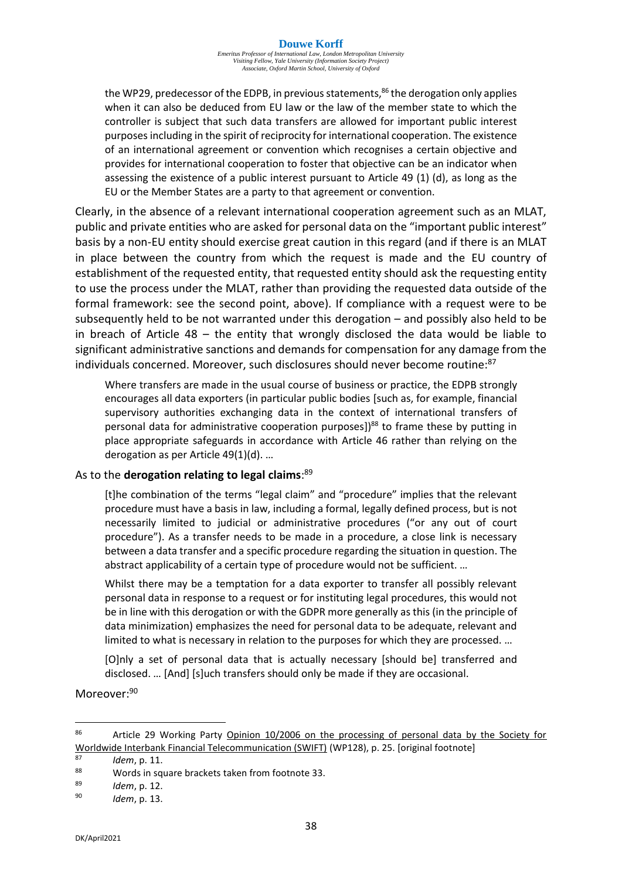> the WP29, predecessor of the EDPB, in previous statements,[86] the derogation only applies when it can also be deduced from EU law or the law of the member state to which the controller is subject that such data transfers are allowed for important public interest purposes including in the spirit of reciprocity for international cooperation. The existence of an international agreement or convention which recognises a certain objective and provides for international cooperation to foster that objective can be an indicator when assessing the existence of a public interest pursuant to Article 49 (1) (d), as long as the EU or the Member States are a party to that agreement or convention.

Clearly, in the absence of a relevant international cooperation agreement such as an MLAT, public and private entities who are asked for personal data on the "important public interest" basis by a non-EU entity should exercise great caution in this regard (and if there is an MLAT in place between the country from which the request is made and the EU country of establishment of the requested entity, that requested entity should ask the requesting entity to use the process under the MLAT, rather than providing the requested data outside of the formal framework: see the second point, above). If compliance with a request were to be subsequently held to be not warranted under this derogation – and possibly also held to be in breach of Article 48 – the entity that wrongly disclosed the data would be liable to significant administrative sanctions and demands for compensation for any damage from the individuals concerned. Moreover, such disclosures should never become routine:[87]

> Where transfers are made in the usual course of business or practice, the EDPB strongly encourages all data exporters (in particular public bodies [such as, for example, financial supervisory authorities exchanging data in the context of international transfers of personal data for administrative cooperation purposes])[88] to frame these by putting in place appropriate safeguards in accordance with Article 46 rather than relying on the derogation as per Article 49(1)(d). …

As to the **derogation relating to legal claims**:[89]

> [t]he combination of the terms "legal claim" and "procedure" implies that the relevant procedure must have a basis in law, including a formal, legally defined process, but is not necessarily limited to judicial or administrative procedures ("or any out of court procedure"). As a transfer needs to be made in a procedure, a close link is necessary between a data transfer and a specific procedure regarding the situation in question. The abstract applicability of a certain type of procedure would not be sufficient. …
>
> Whilst there may be a temptation for a data exporter to transfer all possibly relevant personal data in response to a request or for instituting legal procedures, this would not be in line with this derogation or with the GDPR more generally as this (in the principle of data minimization) emphasizes the need for personal data to be adequate, relevant and limited to what is necessary in relation to the purposes for which they are processed. …
>
> [O]nly a set of personal data that is actually necessary [should be] transferred and disclosed. … [And] [s]uch transfers should only be made if they are occasional.

Moreover:[90]

---

[86] Article 29 Working Party Opinion 10/2006 on the processing of personal data by the Society for Worldwide Interbank Financial Telecommunication (SWIFT) (WP128), p. 25. [original footnote]

[87] *Idem*, p. 11.

[88] Words in square brackets taken from footnote 33.

[89] *Idem*, p. 12.

[90] *Idem*, p. 13.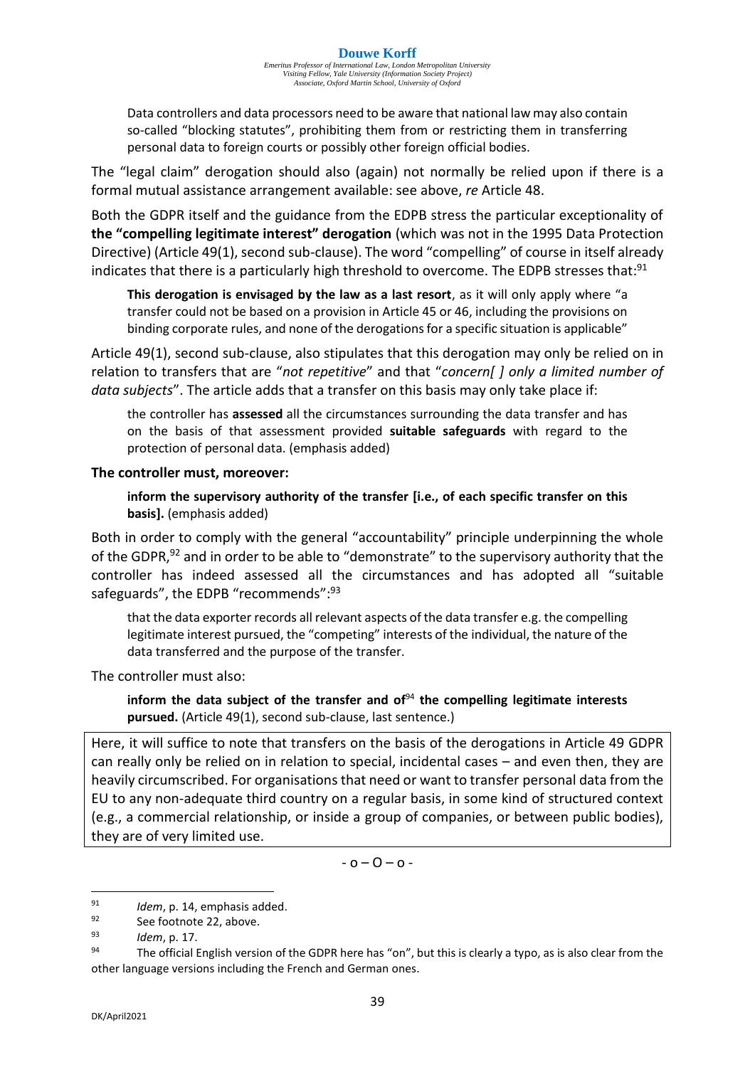> Data controllers and data processors need to be aware that national law may also contain so-called "blocking statutes", prohibiting them from or restricting them in transferring personal data to foreign courts or possibly other foreign official bodies.

The "legal claim" derogation should also (again) not normally be relied upon if there is a formal mutual assistance arrangement available: see above, *re* Article 48.

Both the GDPR itself and the guidance from the EDPB stress the particular exceptionality of **the "compelling legitimate interest" derogation** (which was not in the 1995 Data Protection Directive) (Article 49(1), second sub-clause). The word "compelling" of course in itself already indicates that there is a particularly high threshold to overcome. The EDPB stresses that:[91]

> **This derogation is envisaged by the law as a last resort**, as it will only apply where "a transfer could not be based on a provision in Article 45 or 46, including the provisions on binding corporate rules, and none of the derogations for a specific situation is applicable"

Article 49(1), second sub-clause, also stipulates that this derogation may only be relied on in relation to transfers that are "*not repetitive*" and that "*concern[ ] only a limited number of data subjects*". The article adds that a transfer on this basis may only take place if:

> the controller has **assessed** all the circumstances surrounding the data transfer and has on the basis of that assessment provided **suitable safeguards** with regard to the protection of personal data. (emphasis added)

**The controller must, moreover:**

> **inform the supervisory authority of the transfer [i.e., of each specific transfer on this basis].** (emphasis added)

Both in order to comply with the general "accountability" principle underpinning the whole of the GDPR,[92] and in order to be able to "demonstrate" to the supervisory authority that the controller has indeed assessed all the circumstances and has adopted all "suitable safeguards", the EDPB "recommends":[93]

> that the data exporter records all relevant aspects of the data transfer e.g. the compelling legitimate interest pursued, the "competing" interests of the individual, the nature of the data transferred and the purpose of the transfer.

The controller must also:

> **inform the data subject of the transfer and of**[94] **the compelling legitimate interests pursued.** (Article 49(1), second sub-clause, last sentence.)

Here, it will suffice to note that transfers on the basis of the derogations in Article 49 GDPR can really only be relied on in relation to special, incidental cases – and even then, they are heavily circumscribed. For organisations that need or want to transfer personal data from the EU to any non-adequate third country on a regular basis, in some kind of structured context (e.g., a commercial relationship, or inside a group of companies, or between public bodies), they are of very limited use.

- o – O – o -

---

[91] *Idem*, p. 14, emphasis added.

[92] See footnote 22, above.

[93] *Idem*, p. 17.

[94] The official English version of the GDPR here has "on", but this is clearly a typo, as is also clear from the other language versions including the French and German ones.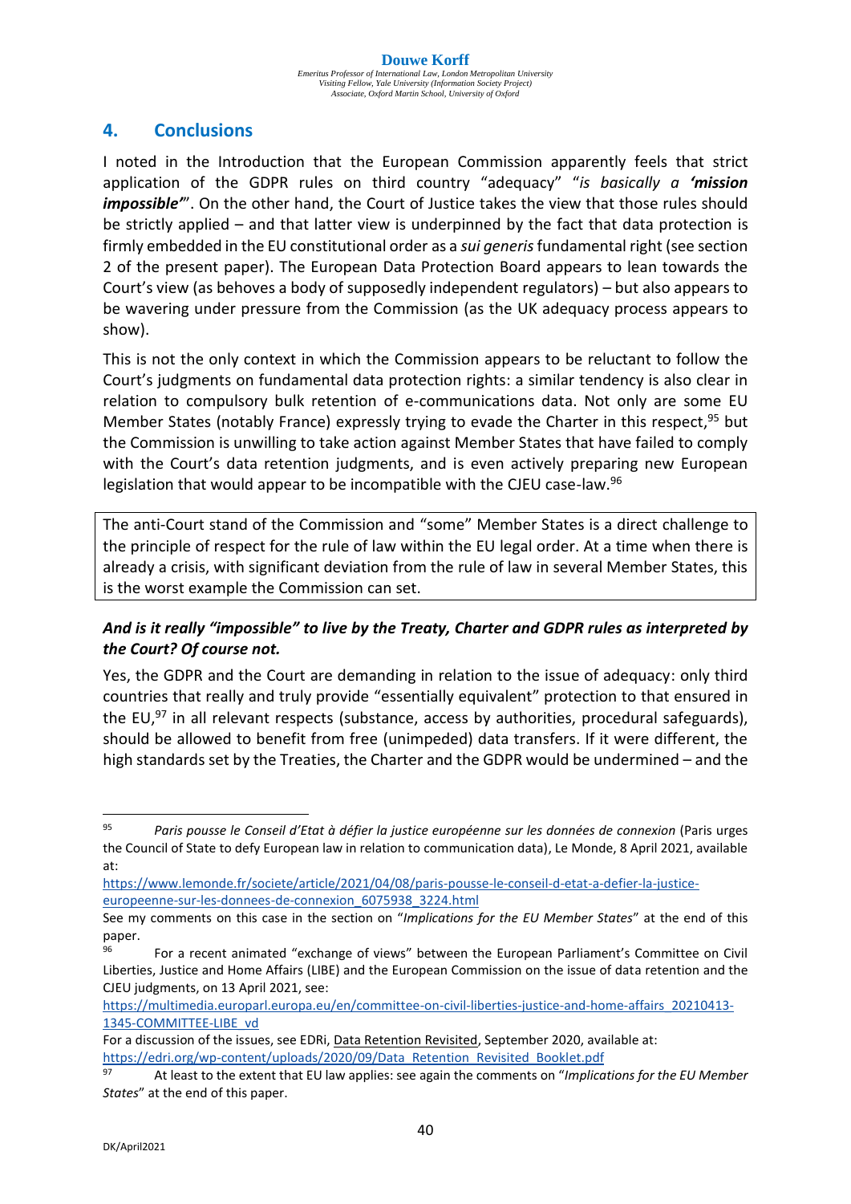## 4. Conclusions

I noted in the Introduction that the European Commission apparently feels that strict application of the GDPR rules on third country "adequacy" "*is basically a **'mission impossible'***". On the other hand, the Court of Justice takes the view that those rules should be strictly applied – and that latter view is underpinned by the fact that data protection is firmly embedded in the EU constitutional order as a *sui generis* fundamental right (see section 2 of the present paper). The European Data Protection Board appears to lean towards the Court's view (as behoves a body of supposedly independent regulators) – but also appears to be wavering under pressure from the Commission (as the UK adequacy process appears to show).

This is not the only context in which the Commission appears to be reluctant to follow the Court's judgments on fundamental data protection rights: a similar tendency is also clear in relation to compulsory bulk retention of e-communications data. Not only are some EU Member States (notably France) expressly trying to evade the Charter in this respect,[95] but the Commission is unwilling to take action against Member States that have failed to comply with the Court's data retention judgments, and is even actively preparing new European legislation that would appear to be incompatible with the CJEU case-law.[96]

> The anti-Court stand of the Commission and "some" Member States is a direct challenge to the principle of respect for the rule of law within the EU legal order. At a time when there is already a crisis, with significant deviation from the rule of law in several Member States, this is the worst example the Commission can set.

***And is it really "impossible" to live by the Treaty, Charter and GDPR rules as interpreted by the Court? Of course not.***

Yes, the GDPR and the Court are demanding in relation to the issue of adequacy: only third countries that really and truly provide "essentially equivalent" protection to that ensured in the EU,[97] in all relevant respects (substance, access by authorities, procedural safeguards), should be allowed to benefit from free (unimpeded) data transfers. If it were different, the high standards set by the Treaties, the Charter and the GDPR would be undermined – and the

---

[95] *Paris pousse le Conseil d'Etat à défier la justice européenne sur les données de connexion* (Paris urges the Council of State to defy European law in relation to communication data), Le Monde, 8 April 2021, available at:
https://www.lemonde.fr/societe/article/2021/04/08/paris-pousse-le-conseil-d-etat-a-defier-la-justice-europeenne-sur-les-donnees-de-connexion_6075938_3224.html
See my comments on this case in the section on "*Implications for the EU Member States*" at the end of this paper.

[96] For a recent animated "exchange of views" between the European Parliament's Committee on Civil Liberties, Justice and Home Affairs (LIBE) and the European Commission on the issue of data retention and the CJEU judgments, on 13 April 2021, see:
https://multimedia.europarl.europa.eu/en/committee-on-civil-liberties-justice-and-home-affairs_20210413-1345-COMMITTEE-LIBE_vd
For a discussion of the issues, see EDRi, Data Retention Revisited, September 2020, available at:
https://edri.org/wp-content/uploads/2020/09/Data_Retention_Revisited_Booklet.pdf

[97] At least to the extent that EU law applies: see again the comments on "*Implications for the EU Member States*" at the end of this paper.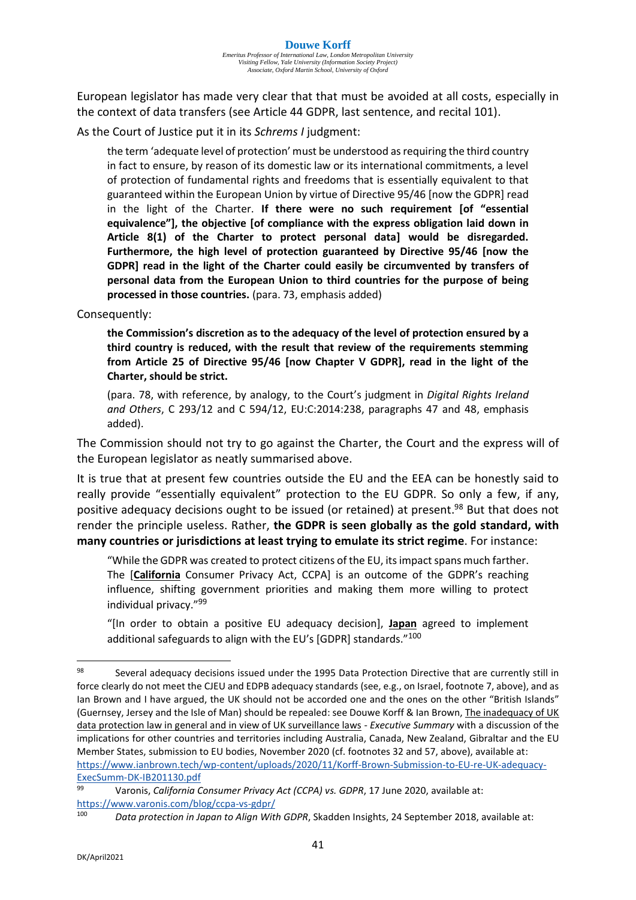European legislator has made very clear that that must be avoided at all costs, especially in the context of data transfers (see Article 44 GDPR, last sentence, and recital 101).

As the Court of Justice put it in its *Schrems I* judgment:

> the term 'adequate level of protection' must be understood as requiring the third country in fact to ensure, by reason of its domestic law or its international commitments, a level of protection of fundamental rights and freedoms that is essentially equivalent to that guaranteed within the European Union by virtue of Directive 95/46 [now the GDPR] read in the light of the Charter. **If there were no such requirement [of "essential equivalence"], the objective [of compliance with the express obligation laid down in Article 8(1) of the Charter to protect personal data] would be disregarded. Furthermore, the high level of protection guaranteed by Directive 95/46 [now the GDPR] read in the light of the Charter could easily be circumvented by transfers of personal data from the European Union to third countries for the purpose of being processed in those countries.** (para. 73, emphasis added)

Consequently:

> **the Commission's discretion as to the adequacy of the level of protection ensured by a third country is reduced, with the result that review of the requirements stemming from Article 25 of Directive 95/46 [now Chapter V GDPR], read in the light of the Charter, should be strict.**
>
> (para. 78, with reference, by analogy, to the Court's judgment in *Digital Rights Ireland and Others*, C 293/12 and C 594/12, EU:C:2014:238, paragraphs 47 and 48, emphasis added).

The Commission should not try to go against the Charter, the Court and the express will of the European legislator as neatly summarised above.

It is true that at present few countries outside the EU and the EEA can be honestly said to really provide "essentially equivalent" protection to the EU GDPR. So only a few, if any, positive adequacy decisions ought to be issued (or retained) at present.[98] But that does not render the principle useless. Rather, **the GDPR is seen globally as the gold standard, with many countries or jurisdictions at least trying to emulate its strict regime**. For instance:

> "While the GDPR was created to protect citizens of the EU, its impact spans much farther. The [**California** Consumer Privacy Act, CCPA] is an outcome of the GDPR's reaching influence, shifting government priorities and making them more willing to protect individual privacy."[99]
>
> "[In order to obtain a positive EU adequacy decision], **Japan** agreed to implement additional safeguards to align with the EU's [GDPR] standards."[100]

---

[98] Several adequacy decisions issued under the 1995 Data Protection Directive that are currently still in force clearly do not meet the CJEU and EDPB adequacy standards (see, e.g., on Israel, footnote 7, above), and as Ian Brown and I have argued, the UK should not be accorded one and the ones on the other "British Islands" (Guernsey, Jersey and the Isle of Man) should be repealed: see Douwe Korff & Ian Brown, The inadequacy of UK data protection law in general and in view of UK surveillance laws - *Executive Summary* with a discussion of the implications for other countries and territories including Australia, Canada, New Zealand, Gibraltar and the EU Member States, submission to EU bodies, November 2020 (cf. footnotes 32 and 57, above), available at: https://www.ianbrown.tech/wp-content/uploads/2020/11/Korff-Brown-Submission-to-EU-re-UK-adequacy-ExecSumm-DK-IB201130.pdf

[99] Varonis, *California Consumer Privacy Act (CCPA) vs. GDPR*, 17 June 2020, available at: https://www.varonis.com/blog/ccpa-vs-gdpr/

[100] *Data protection in Japan to Align With GDPR*, Skadden Insights, 24 September 2018, available at: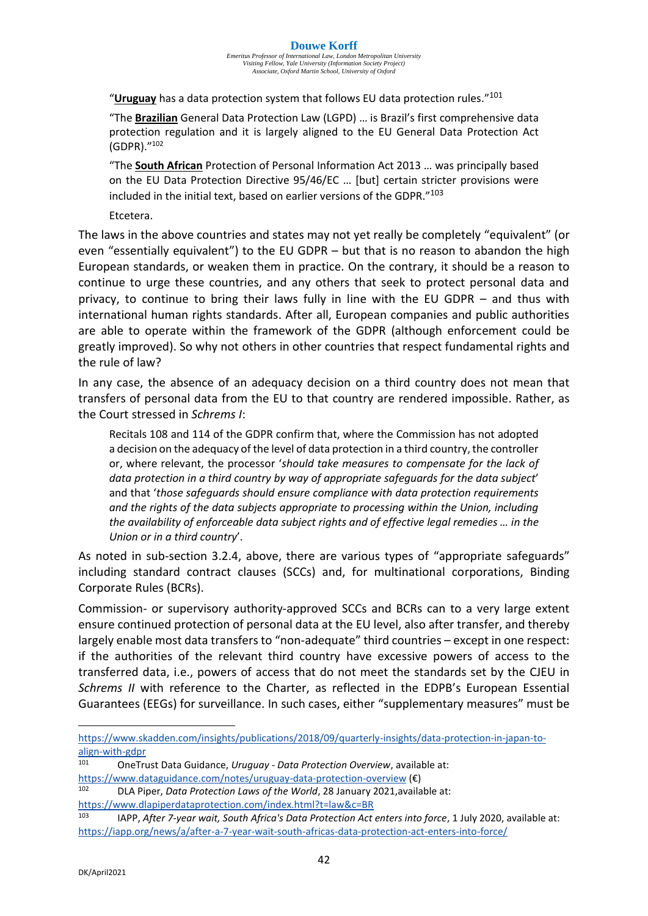"**Uruguay** has a data protection system that follows EU data protection rules."[101]

"The **Brazilian** General Data Protection Law (LGPD) … is Brazil's first comprehensive data protection regulation and it is largely aligned to the EU General Data Protection Act (GDPR)."[102]

"The **South African** Protection of Personal Information Act 2013 … was principally based on the EU Data Protection Directive 95/46/EC … [but] certain stricter provisions were included in the initial text, based on earlier versions of the GDPR."[103]

Etcetera.

The laws in the above countries and states may not yet really be completely "equivalent" (or even "essentially equivalent") to the EU GDPR – but that is no reason to abandon the high European standards, or weaken them in practice. On the contrary, it should be a reason to continue to urge these countries, and any others that seek to protect personal data and privacy, to continue to bring their laws fully in line with the EU GDPR – and thus with international human rights standards. After all, European companies and public authorities are able to operate within the framework of the GDPR (although enforcement could be greatly improved). So why not others in other countries that respect fundamental rights and the rule of law?

In any case, the absence of an adequacy decision on a third country does not mean that transfers of personal data from the EU to that country are rendered impossible. Rather, as the Court stressed in *Schrems I*:

> Recitals 108 and 114 of the GDPR confirm that, where the Commission has not adopted a decision on the adequacy of the level of data protection in a third country, the controller or, where relevant, the processor '*should take measures to compensate for the lack of data protection in a third country by way of appropriate safeguards for the data subject*' and that '*those safeguards should ensure compliance with data protection requirements and the rights of the data subjects appropriate to processing within the Union, including the availability of enforceable data subject rights and of effective legal remedies … in the Union or in a third country*'.

As noted in sub-section 3.2.4, above, there are various types of "appropriate safeguards" including standard contract clauses (SCCs) and, for multinational corporations, Binding Corporate Rules (BCRs).

Commission- or supervisory authority-approved SCCs and BCRs can to a very large extent ensure continued protection of personal data at the EU level, also after transfer, and thereby largely enable most data transfers to "non-adequate" third countries – except in one respect: if the authorities of the relevant third country have excessive powers of access to the transferred data, i.e., powers of access that do not meet the standards set by the CJEU in *Schrems II* with reference to the Charter, as reflected in the EDPB's European Essential Guarantees (EEGs) for surveillance. In such cases, either "supplementary measures" must be

---

https://www.skadden.com/insights/publications/2018/09/quarterly-insights/data-protection-in-japan-to-align-with-gdpr

[101] OneTrust Data Guidance, *Uruguay - Data Protection Overview*, available at: https://www.dataguidance.com/notes/uruguay-data-protection-overview (€)

[102] DLA Piper, *Data Protection Laws of the World*, 28 January 2021,available at: https://www.dlapiperdataprotection.com/index.html?t=law&c=BR

[103] IAPP, *After 7-year wait, South Africa's Data Protection Act enters into force*, 1 July 2020, available at: https://iapp.org/news/a/after-a-7-year-wait-south-africas-data-protection-act-enters-into-force/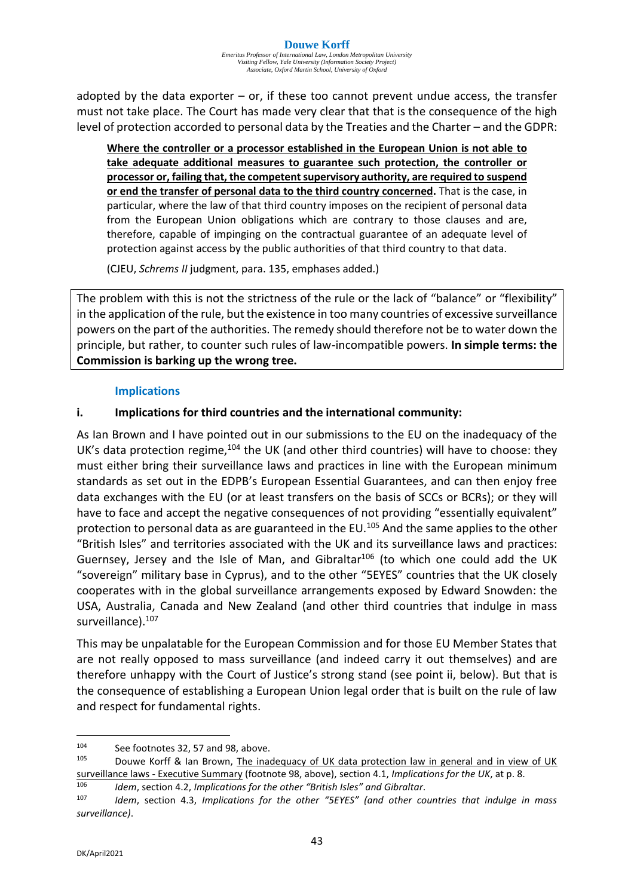adopted by the data exporter – or, if these too cannot prevent undue access, the transfer must not take place. The Court has made very clear that that is the consequence of the high level of protection accorded to personal data by the Treaties and the Charter – and the GDPR:

> **Where the controller or a processor established in the European Union is not able to take adequate additional measures to guarantee such protection, the controller or processor or, failing that, the competent supervisory authority, are required to suspend or end the transfer of personal data to the third country concerned.** That is the case, in particular, where the law of that third country imposes on the recipient of personal data from the European Union obligations which are contrary to those clauses and are, therefore, capable of impinging on the contractual guarantee of an adequate level of protection against access by the public authorities of that third country to that data.
>
> (CJEU, *Schrems II* judgment, para. 135, emphases added.)

The problem with this is not the strictness of the rule or the lack of "balance" or "flexibility" in the application of the rule, but the existence in too many countries of excessive surveillance powers on the part of the authorities. The remedy should therefore not be to water down the principle, but rather, to counter such rules of law-incompatible powers. **In simple terms: the Commission is barking up the wrong tree.**

### Implications

**i. Implications for third countries and the international community:**

As Ian Brown and I have pointed out in our submissions to the EU on the inadequacy of the UK's data protection regime,[104] the UK (and other third countries) will have to choose: they must either bring their surveillance laws and practices in line with the European minimum standards as set out in the EDPB's European Essential Guarantees, and can then enjoy free data exchanges with the EU (or at least transfers on the basis of SCCs or BCRs); or they will have to face and accept the negative consequences of not providing "essentially equivalent" protection to personal data as are guaranteed in the EU.[105] And the same applies to the other "British Isles" and territories associated with the UK and its surveillance laws and practices: Guernsey, Jersey and the Isle of Man, and Gibraltar[106] (to which one could add the UK "sovereign" military base in Cyprus), and to the other "5EYES" countries that the UK closely cooperates with in the global surveillance arrangements exposed by Edward Snowden: the USA, Australia, Canada and New Zealand (and other third countries that indulge in mass surveillance).[107]

This may be unpalatable for the European Commission and for those EU Member States that are not really opposed to mass surveillance (and indeed carry it out themselves) and are therefore unhappy with the Court of Justice's strong stand (see point ii, below). But that is the consequence of establishing a European Union legal order that is built on the rule of law and respect for fundamental rights.

---

[104] See footnotes 32, 57 and 98, above.

[105] Douwe Korff & Ian Brown, The inadequacy of UK data protection law in general and in view of UK surveillance laws - Executive Summary (footnote 98, above), section 4.1, *Implications for the UK*, at p. 8.

[106] *Idem*, section 4.2, *Implications for the other "British Isles" and Gibraltar*.

[107] *Idem*, section 4.3, *Implications for the other "5EYES" (and other countries that indulge in mass surveillance)*.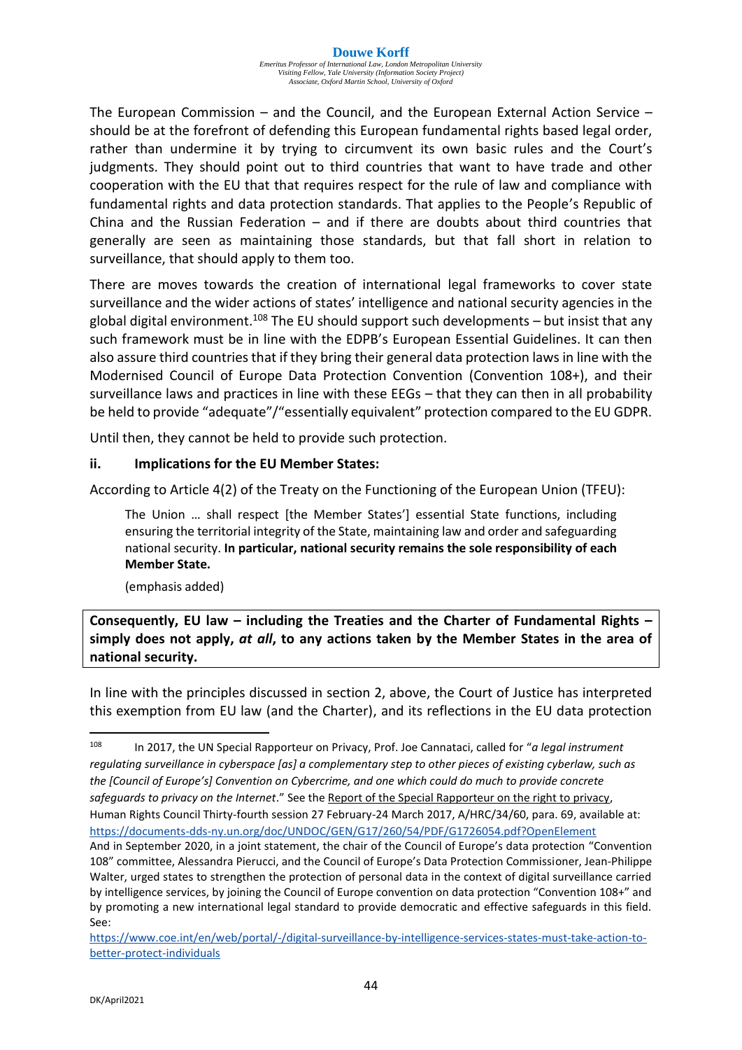The European Commission – and the Council, and the European External Action Service – should be at the forefront of defending this European fundamental rights based legal order, rather than undermine it by trying to circumvent its own basic rules and the Court's judgments. They should point out to third countries that want to have trade and other cooperation with the EU that that requires respect for the rule of law and compliance with fundamental rights and data protection standards. That applies to the People's Republic of China and the Russian Federation – and if there are doubts about third countries that generally are seen as maintaining those standards, but that fall short in relation to surveillance, that should apply to them too.

There are moves towards the creation of international legal frameworks to cover state surveillance and the wider actions of states' intelligence and national security agencies in the global digital environment.[108] The EU should support such developments – but insist that any such framework must be in line with the EDPB's European Essential Guidelines. It can then also assure third countries that if they bring their general data protection laws in line with the Modernised Council of Europe Data Protection Convention (Convention 108+), and their surveillance laws and practices in line with these EEGs – that they can then in all probability be held to provide "adequate"/"essentially equivalent" protection compared to the EU GDPR.

Until then, they cannot be held to provide such protection.

**ii. Implications for the EU Member States:**

According to Article 4(2) of the Treaty on the Functioning of the European Union (TFEU):

> The Union … shall respect [the Member States'] essential State functions, including ensuring the territorial integrity of the State, maintaining law and order and safeguarding national security. **In particular, national security remains the sole responsibility of each Member State.**
>
> (emphasis added)

**Consequently, EU law – including the Treaties and the Charter of Fundamental Rights – simply does not apply, *at all*, to any actions taken by the Member States in the area of national security.**

In line with the principles discussed in section 2, above, the Court of Justice has interpreted this exemption from EU law (and the Charter), and its reflections in the EU data protection

---

[108] In 2017, the UN Special Rapporteur on Privacy, Prof. Joe Cannataci, called for "*a legal instrument regulating surveillance in cyberspace [as] a complementary step to other pieces of existing cyberlaw, such as the [Council of Europe's] Convention on Cybercrime, and one which could do much to provide concrete safeguards to privacy on the Internet*." See the Report of the Special Rapporteur on the right to privacy, Human Rights Council Thirty-fourth session 27 February-24 March 2017, A/HRC/34/60, para. 69, available at: https://documents-dds-ny.un.org/doc/UNDOC/GEN/G17/260/54/PDF/G1726054.pdf?OpenElement

And in September 2020, in a joint statement, the chair of the Council of Europe's data protection "Convention 108" committee, Alessandra Pierucci, and the Council of Europe's Data Protection Commissioner, Jean-Philippe Walter, urged states to strengthen the protection of personal data in the context of digital surveillance carried by intelligence services, by joining the Council of Europe convention on data protection "Convention 108+" and by promoting a new international legal standard to provide democratic and effective safeguards in this field. See:

https://www.coe.int/en/web/portal/-/digital-surveillance-by-intelligence-services-states-must-take-action-to-better-protect-individuals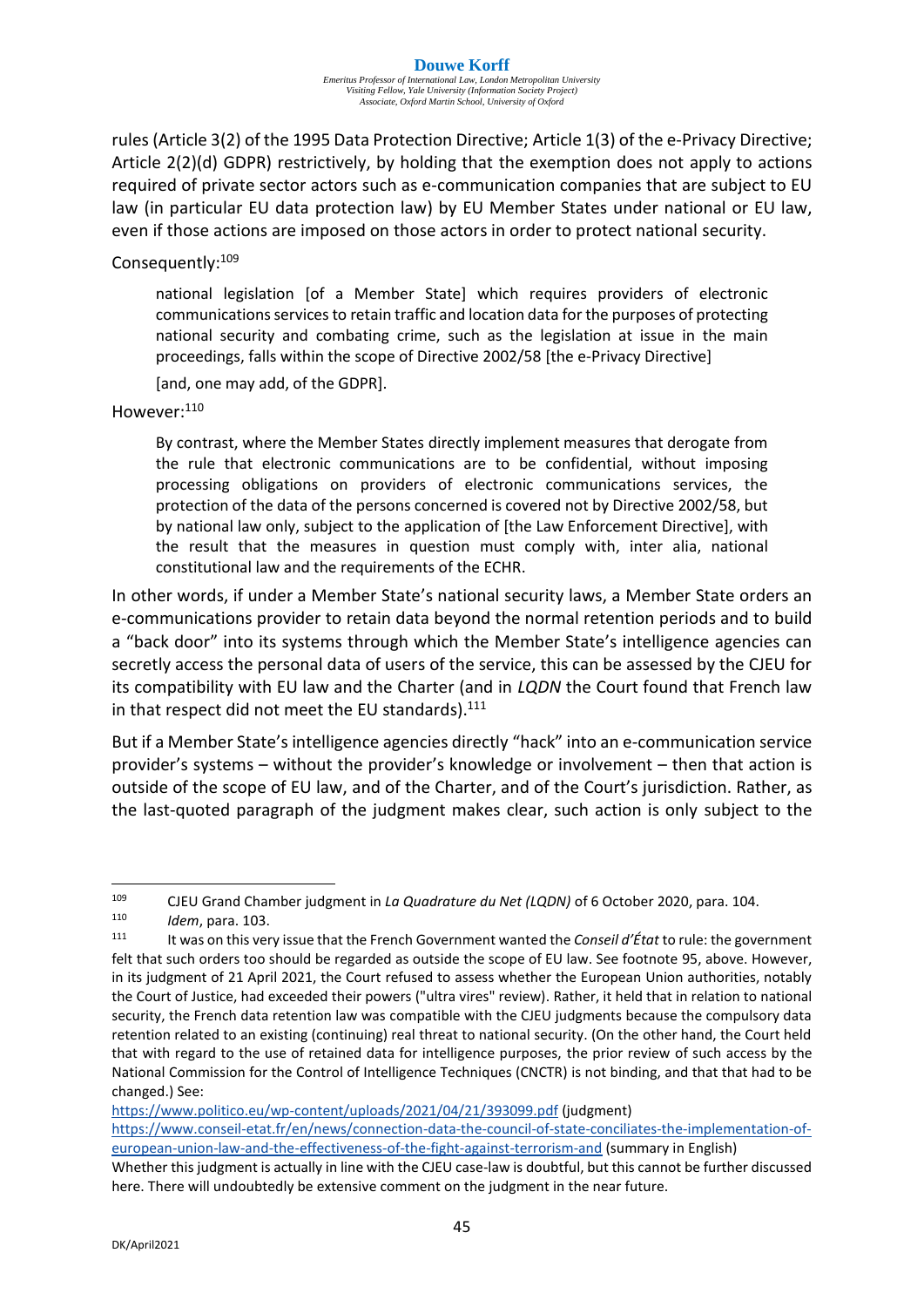rules (Article 3(2) of the 1995 Data Protection Directive; Article 1(3) of the e-Privacy Directive; Article 2(2)(d) GDPR) restrictively, by holding that the exemption does not apply to actions required of private sector actors such as e-communication companies that are subject to EU law (in particular EU data protection law) by EU Member States under national or EU law, even if those actions are imposed on those actors in order to protect national security.

Consequently:[109]

> national legislation [of a Member State] which requires providers of electronic communications services to retain traffic and location data for the purposes of protecting national security and combating crime, such as the legislation at issue in the main proceedings, falls within the scope of Directive 2002/58 [the e-Privacy Directive]
>
> [and, one may add, of the GDPR].

However:[110]

> By contrast, where the Member States directly implement measures that derogate from the rule that electronic communications are to be confidential, without imposing processing obligations on providers of electronic communications services, the protection of the data of the persons concerned is covered not by Directive 2002/58, but by national law only, subject to the application of [the Law Enforcement Directive], with the result that the measures in question must comply with, inter alia, national constitutional law and the requirements of the ECHR.

In other words, if under a Member State's national security laws, a Member State orders an e-communications provider to retain data beyond the normal retention periods and to build a "back door" into its systems through which the Member State's intelligence agencies can secretly access the personal data of users of the service, this can be assessed by the CJEU for its compatibility with EU law and the Charter (and in *LQDN* the Court found that French law in that respect did not meet the EU standards).[111]

But if a Member State's intelligence agencies directly "hack" into an e-communication service provider's systems – without the provider's knowledge or involvement – then that action is outside of the scope of EU law, and of the Charter, and of the Court's jurisdiction. Rather, as the last-quoted paragraph of the judgment makes clear, such action is only subject to the

---

[109] CJEU Grand Chamber judgment in *La Quadrature du Net (LQDN)* of 6 October 2020, para. 104.

[110] *Idem*, para. 103.

[111] It was on this very issue that the French Government wanted the *Conseil d'État* to rule: the government felt that such orders too should be regarded as outside the scope of EU law. See footnote 95, above. However, in its judgment of 21 April 2021, the Court refused to assess whether the European Union authorities, notably the Court of Justice, had exceeded their powers ("ultra vires" review). Rather, it held that in relation to national security, the French data retention law was compatible with the CJEU judgments because the compulsory data retention related to an existing (continuing) real threat to national security. (On the other hand, the Court held that with regard to the use of retained data for intelligence purposes, the prior review of such access by the National Commission for the Control of Intelligence Techniques (CNCTR) is not binding, and that that had to be changed.) See:

https://www.politico.eu/wp-content/uploads/2021/04/21/393099.pdf (judgment)

https://www.conseil-etat.fr/en/news/connection-data-the-council-of-state-conciliates-the-implementation-of-european-union-law-and-the-effectiveness-of-the-fight-against-terrorism-and (summary in English)

Whether this judgment is actually in line with the CJEU case-law is doubtful, but this cannot be further discussed here. There will undoubtedly be extensive comment on the judgment in the near future.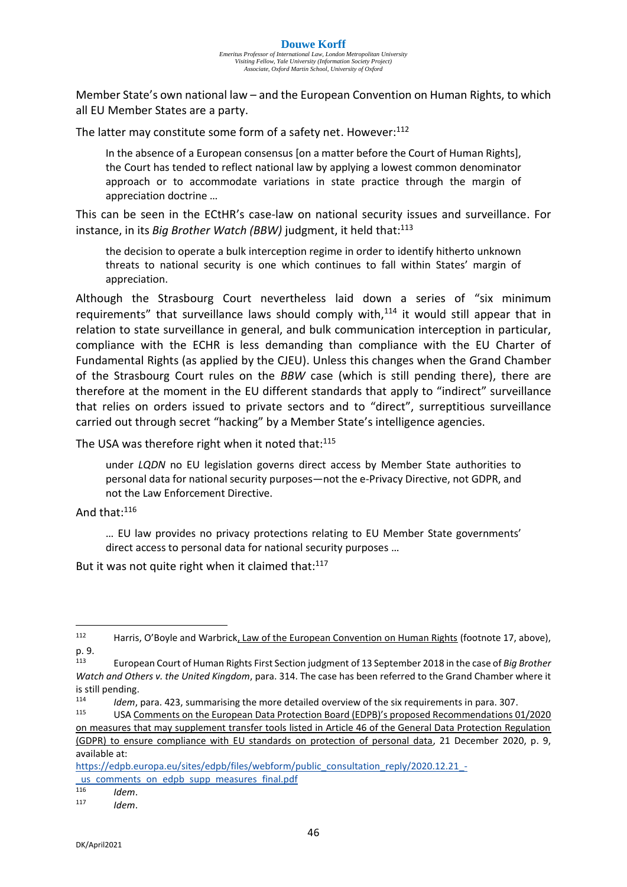Member State's own national law – and the European Convention on Human Rights, to which all EU Member States are a party.

The latter may constitute some form of a safety net. However:[112]

> In the absence of a European consensus [on a matter before the Court of Human Rights], the Court has tended to reflect national law by applying a lowest common denominator approach or to accommodate variations in state practice through the margin of appreciation doctrine …

This can be seen in the ECtHR's case-law on national security issues and surveillance. For instance, in its *Big Brother Watch (BBW)* judgment, it held that:[113]

> the decision to operate a bulk interception regime in order to identify hitherto unknown threats to national security is one which continues to fall within States' margin of appreciation.

Although the Strasbourg Court nevertheless laid down a series of "six minimum requirements" that surveillance laws should comply with,[114] it would still appear that in relation to state surveillance in general, and bulk communication interception in particular, compliance with the ECHR is less demanding than compliance with the EU Charter of Fundamental Rights (as applied by the CJEU). Unless this changes when the Grand Chamber of the Strasbourg Court rules on the *BBW* case (which is still pending there), there are therefore at the moment in the EU different standards that apply to "indirect" surveillance that relies on orders issued to private sectors and to "direct", surreptitious surveillance carried out through secret "hacking" by a Member State's intelligence agencies.

The USA was therefore right when it noted that:[115]

> under *LQDN* no EU legislation governs direct access by Member State authorities to personal data for national security purposes—not the e-Privacy Directive, not GDPR, and not the Law Enforcement Directive.

And that:[116]

> … EU law provides no privacy protections relating to EU Member State governments' direct access to personal data for national security purposes …

But it was not quite right when it claimed that:[117]

---

[112] Harris, O'Boyle and Warbrick, Law of the European Convention on Human Rights (footnote 17, above), p. 9.

[113] European Court of Human Rights First Section judgment of 13 September 2018 in the case of *Big Brother Watch and Others v. the United Kingdom*, para. 314. The case has been referred to the Grand Chamber where it is still pending.

[114] *Idem*, para. 423, summarising the more detailed overview of the six requirements in para. 307.

[115] USA Comments on the European Data Protection Board (EDPB)'s proposed Recommendations 01/2020 on measures that may supplement transfer tools listed in Article 46 of the General Data Protection Regulation (GDPR) to ensure compliance with EU standards on protection of personal data, 21 December 2020, p. 9, available at:
https://edpb.europa.eu/sites/edpb/files/webform/public_consultation_reply/2020.12.21_-_us_comments_on_edpb_supp_measures_final.pdf

[116] *Idem*.

[117] *Idem*.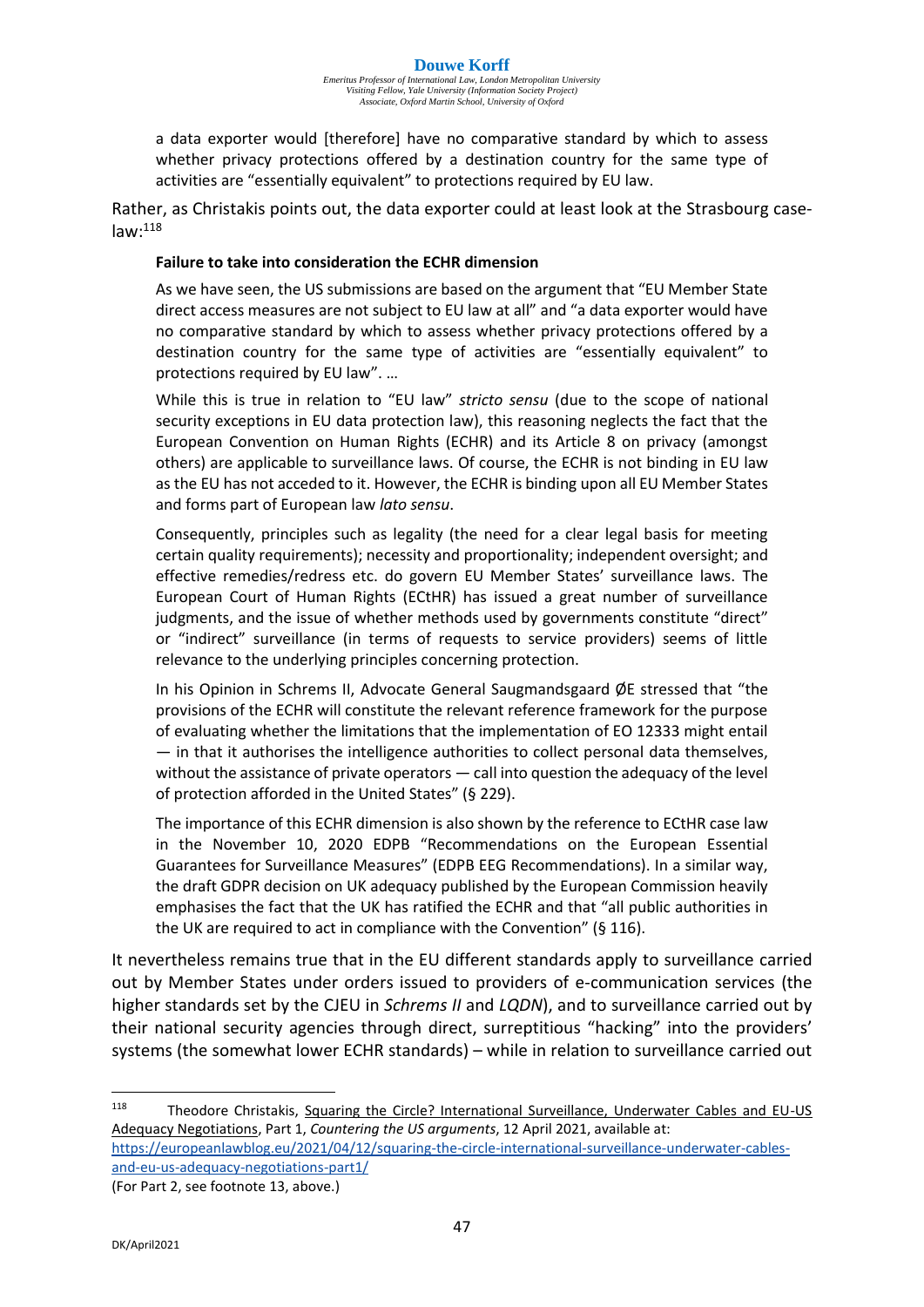a data exporter would [therefore] have no comparative standard by which to assess whether privacy protections offered by a destination country for the same type of activities are "essentially equivalent" to protections required by EU law.

Rather, as Christakis points out, the data exporter could at least look at the Strasbourg case-law:[118]

> **Failure to take into consideration the ECHR dimension**
>
> As we have seen, the US submissions are based on the argument that "EU Member State direct access measures are not subject to EU law at all" and "a data exporter would have no comparative standard by which to assess whether privacy protections offered by a destination country for the same type of activities are "essentially equivalent" to protections required by EU law". …
>
> While this is true in relation to "EU law" *stricto sensu* (due to the scope of national security exceptions in EU data protection law), this reasoning neglects the fact that the European Convention on Human Rights (ECHR) and its Article 8 on privacy (amongst others) are applicable to surveillance laws. Of course, the ECHR is not binding in EU law as the EU has not acceded to it. However, the ECHR is binding upon all EU Member States and forms part of European law *lato sensu*.
>
> Consequently, principles such as legality (the need for a clear legal basis for meeting certain quality requirements); necessity and proportionality; independent oversight; and effective remedies/redress etc. do govern EU Member States' surveillance laws. The European Court of Human Rights (ECtHR) has issued a great number of surveillance judgments, and the issue of whether methods used by governments constitute "direct" or "indirect" surveillance (in terms of requests to service providers) seems of little relevance to the underlying principles concerning protection.
>
> In his Opinion in Schrems II, Advocate General Saugmandsgaard ØE stressed that "the provisions of the ECHR will constitute the relevant reference framework for the purpose of evaluating whether the limitations that the implementation of EO 12333 might entail — in that it authorises the intelligence authorities to collect personal data themselves, without the assistance of private operators — call into question the adequacy of the level of protection afforded in the United States" (§ 229).
>
> The importance of this ECHR dimension is also shown by the reference to ECtHR case law in the November 10, 2020 EDPB "Recommendations on the European Essential Guarantees for Surveillance Measures" (EDPB EEG Recommendations). In a similar way, the draft GDPR decision on UK adequacy published by the European Commission heavily emphasises the fact that the UK has ratified the ECHR and that "all public authorities in the UK are required to act in compliance with the Convention" (§ 116).

It nevertheless remains true that in the EU different standards apply to surveillance carried out by Member States under orders issued to providers of e-communication services (the higher standards set by the CJEU in *Schrems II* and *LQDN*), and to surveillance carried out by their national security agencies through direct, surreptitious "hacking" into the providers' systems (the somewhat lower ECHR standards) – while in relation to surveillance carried out

---

[118] Theodore Christakis, Squaring the Circle? International Surveillance, Underwater Cables and EU-US Adequacy Negotiations, Part 1, *Countering the US arguments*, 12 April 2021, available at: https://europeanlawblog.eu/2021/04/12/squaring-the-circle-international-surveillance-underwater-cables-and-eu-us-adequacy-negotiations-part1/
(For Part 2, see footnote 13, above.)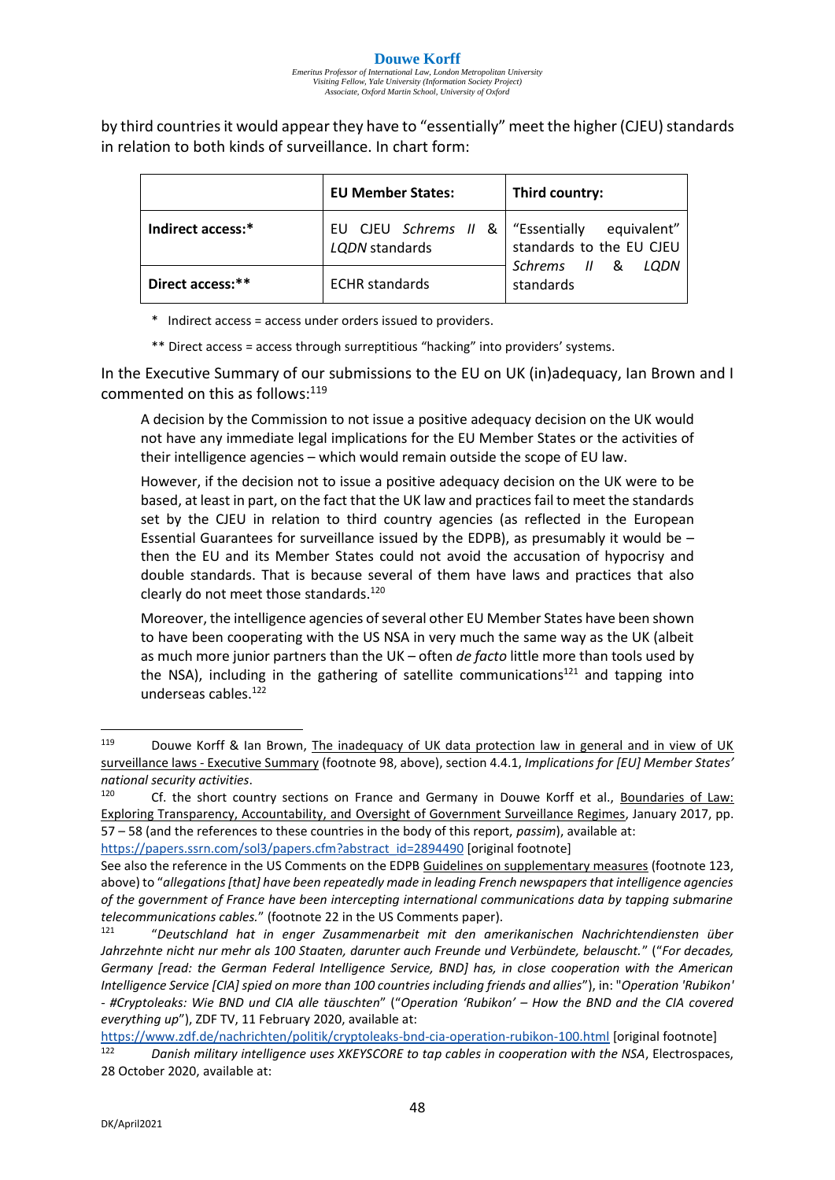by third countries it would appear they have to "essentially" meet the higher (CJEU) standards in relation to both kinds of surveillance. In chart form:

| | **EU Member States:** | **Third country:** |
|---|---|---|
| **Indirect access:*** | EU CJEU *Schrems II* & *LQDN* standards | "Essentially equivalent" standards to the EU CJEU *Schrems II* & *LQDN* standards |
| **Direct access:**** | ECHR standards | |

\* Indirect access = access under orders issued to providers.

** Direct access = access through surreptitious "hacking" into providers' systems.

In the Executive Summary of our submissions to the EU on UK (in)adequacy, Ian Brown and I commented on this as follows:[119]

> A decision by the Commission to not issue a positive adequacy decision on the UK would not have any immediate legal implications for the EU Member States or the activities of their intelligence agencies – which would remain outside the scope of EU law.
>
> However, if the decision not to issue a positive adequacy decision on the UK were to be based, at least in part, on the fact that the UK law and practices fail to meet the standards set by the CJEU in relation to third country agencies (as reflected in the European Essential Guarantees for surveillance issued by the EDPB), as presumably it would be – then the EU and its Member States could not avoid the accusation of hypocrisy and double standards. That is because several of them have laws and practices that also clearly do not meet those standards.[120]
>
> Moreover, the intelligence agencies of several other EU Member States have been shown to have been cooperating with the US NSA in very much the same way as the UK (albeit as much more junior partners than the UK – often *de facto* little more than tools used by the NSA), including in the gathering of satellite communications[121] and tapping into underseas cables.[122]

---

[119] Douwe Korff & Ian Brown, The inadequacy of UK data protection law in general and in view of UK surveillance laws - Executive Summary (footnote 98, above), section 4.4.1, *Implications for [EU] Member States' national security activities*.

[120] Cf. the short country sections on France and Germany in Douwe Korff et al., Boundaries of Law: Exploring Transparency, Accountability, and Oversight of Government Surveillance Regimes, January 2017, pp. 57 – 58 (and the references to these countries in the body of this report, *passim*), available at: https://papers.ssrn.com/sol3/papers.cfm?abstract_id=2894490 [original footnote]

See also the reference in the US Comments on the EDPB Guidelines on supplementary measures (footnote 123, above) to "*allegations [that] have been repeatedly made in leading French newspapers that intelligence agencies of the government of France have been intercepting international communications data by tapping submarine telecommunications cables.*" (footnote 22 in the US Comments paper).

[121] "*Deutschland hat in enger Zusammenarbeit mit den amerikanischen Nachrichtendiensten über Jahrzehnte nicht nur mehr als 100 Staaten, darunter auch Freunde und Verbündete, belauscht.*" ("*For decades, Germany [read: the German Federal Intelligence Service, BND] has, in close cooperation with the American Intelligence Service [CIA] spied on more than 100 countries including friends and allies*"), in: "*Operation 'Rubikon' - #Cryptoleaks: Wie BND und CIA alle täuschten*" ("*Operation 'Rubikon' – How the BND and the CIA covered everything up*"), ZDF TV, 11 February 2020, available at: https://www.zdf.de/nachrichten/politik/cryptoleaks-bnd-cia-operation-rubikon-100.html [original footnote]

[122] *Danish military intelligence uses XKEYSCORE to tap cables in cooperation with the NSA*, Electrospaces, 28 October 2020, available at: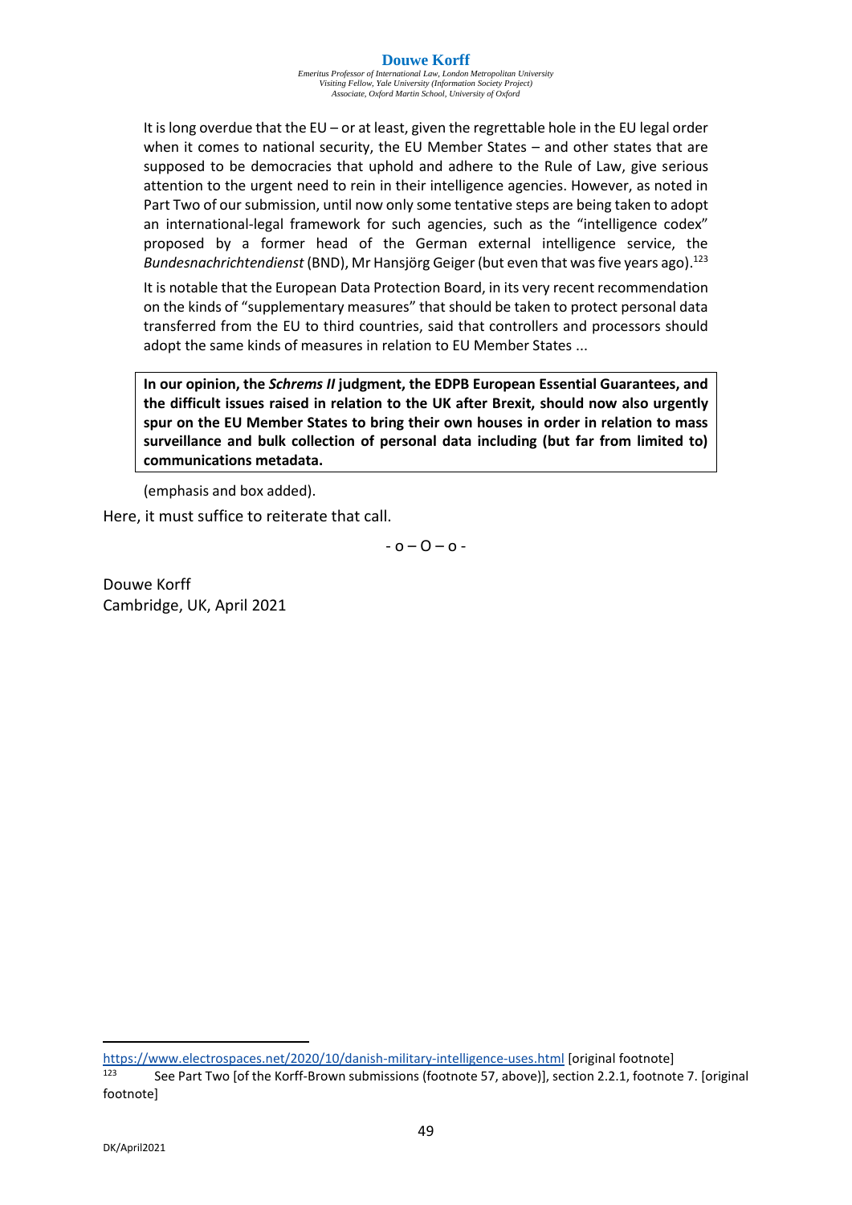It is long overdue that the EU – or at least, given the regrettable hole in the EU legal order when it comes to national security, the EU Member States – and other states that are supposed to be democracies that uphold and adhere to the Rule of Law, give serious attention to the urgent need to rein in their intelligence agencies. However, as noted in Part Two of our submission, until now only some tentative steps are being taken to adopt an international-legal framework for such agencies, such as the "intelligence codex" proposed by a former head of the German external intelligence service, the *Bundesnachrichtendienst* (BND), Mr Hansjörg Geiger (but even that was five years ago).[123]

It is notable that the European Data Protection Board, in its very recent recommendation on the kinds of "supplementary measures" that should be taken to protect personal data transferred from the EU to third countries, said that controllers and processors should adopt the same kinds of measures in relation to EU Member States ...

**In our opinion, the *Schrems II* judgment, the EDPB European Essential Guarantees, and the difficult issues raised in relation to the UK after Brexit, should now also urgently spur on the EU Member States to bring their own houses in order in relation to mass surveillance and bulk collection of personal data including (but far from limited to) communications metadata.**

(emphasis and box added).

Here, it must suffice to reiterate that call.

- o – O – o -

Douwe Korff
Cambridge, UK, April 2021

---

https://www.electrospaces.net/2020/10/danish-military-intelligence-uses.html [original footnote]

[123] See Part Two [of the Korff-Brown submissions (footnote 57, above)], section 2.2.1, footnote 7. [original footnote]